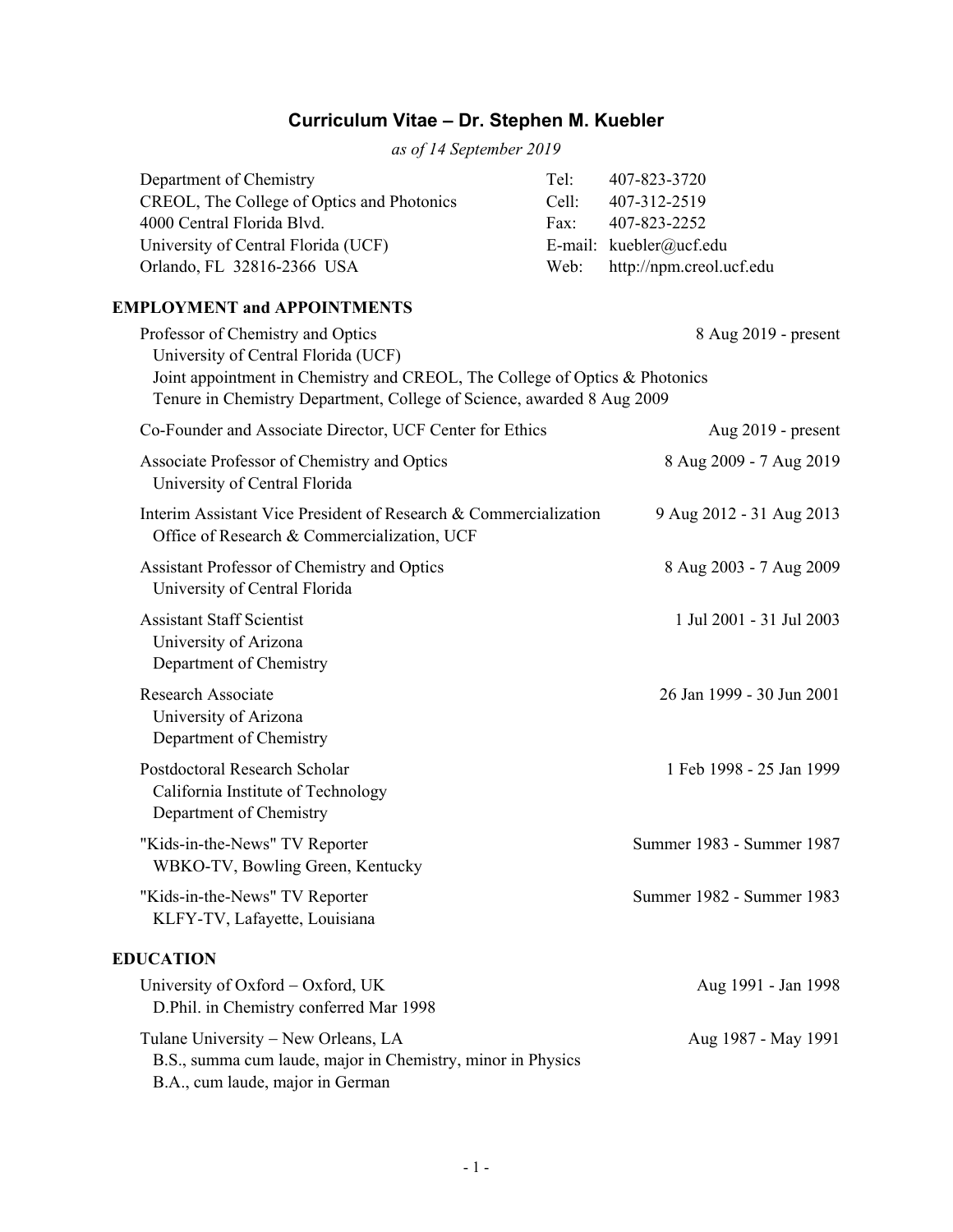# Curriculum Vitae – Dr. Stephen M. Kuebler

*as of 14 September 2019*

Department of Chemistry
CREOL, The College of Optics and Photonics
4000 Central Florida Blvd.
University of Central Florida (UCF)
Orlando, FL 32816-2366 USA

Tel: 407-823-3720
Cell: 407-312-2519
Fax: 407-823-2252
E-mail: kuebler@ucf.edu
Web: http://npm.creol.ucf.edu

## EMPLOYMENT and APPOINTMENTS

Professor of Chemistry and Optics — 8 Aug 2019 - present
University of Central Florida (UCF)
Joint appointment in Chemistry and CREOL, The College of Optics & Photonics
Tenure in Chemistry Department, College of Science, awarded 8 Aug 2009

Co-Founder and Associate Director, UCF Center for Ethics — Aug 2019 - present

Associate Professor of Chemistry and Optics — 8 Aug 2009 - 7 Aug 2019
University of Central Florida

Interim Assistant Vice President of Research & Commercialization — 9 Aug 2012 - 31 Aug 2013
Office of Research & Commercialization, UCF

Assistant Professor of Chemistry and Optics — 8 Aug 2003 - 7 Aug 2009
University of Central Florida

Assistant Staff Scientist — 1 Jul 2001 - 31 Jul 2003
University of Arizona
Department of Chemistry

Research Associate — 26 Jan 1999 - 30 Jun 2001
University of Arizona
Department of Chemistry

Postdoctoral Research Scholar — 1 Feb 1998 - 25 Jan 1999
California Institute of Technology
Department of Chemistry

"Kids-in-the-News" TV Reporter — Summer 1983 - Summer 1987
WBKO-TV, Bowling Green, Kentucky

"Kids-in-the-News" TV Reporter — Summer 1982 - Summer 1983
KLFY-TV, Lafayette, Louisiana

## EDUCATION

University of Oxford – Oxford, UK — Aug 1991 - Jan 1998
D.Phil. in Chemistry conferred Mar 1998

Tulane University – New Orleans, LA — Aug 1987 - May 1991
B.S., summa cum laude, major in Chemistry, minor in Physics
B.A., cum laude, major in German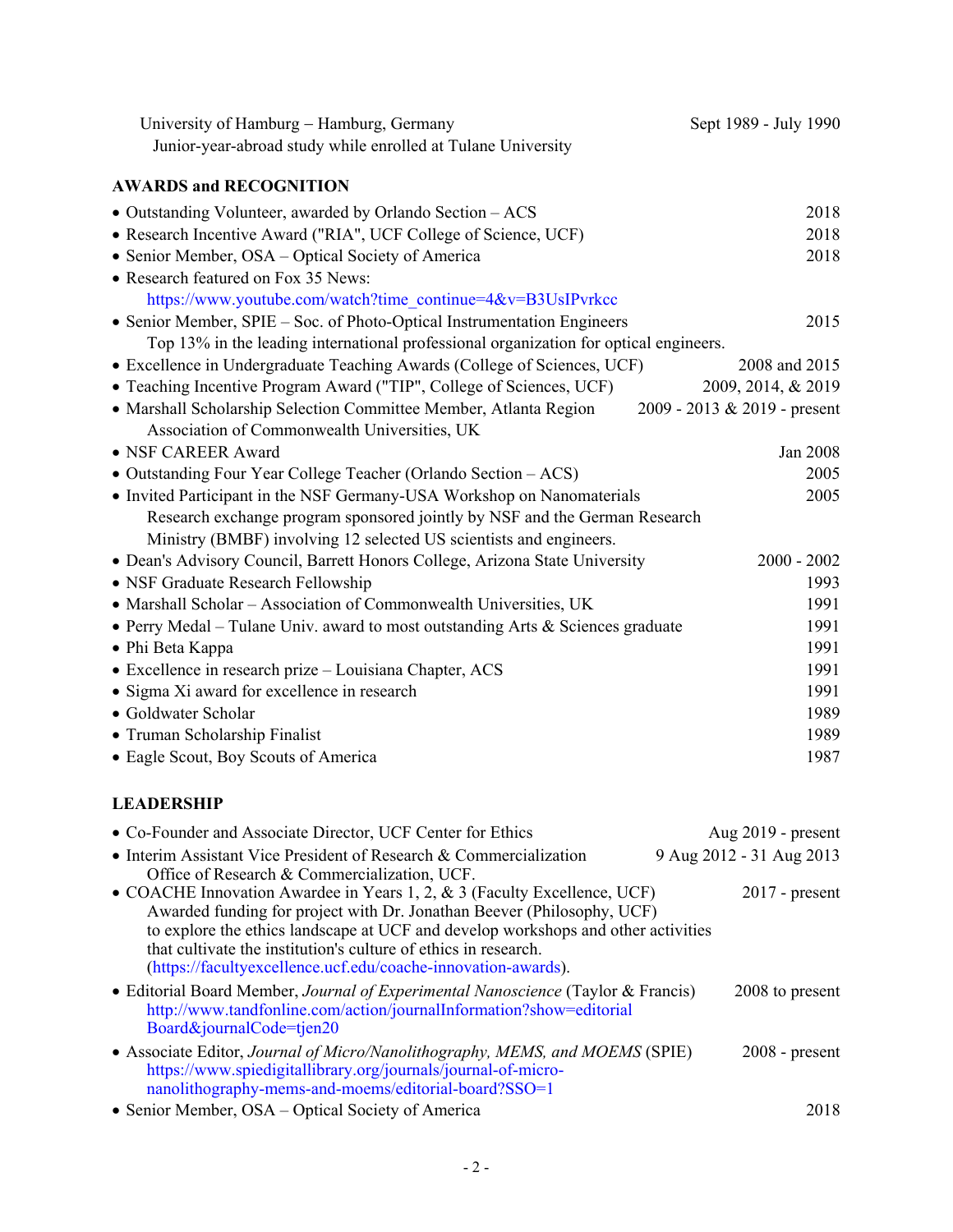University of Hamburg – Hamburg, Germany — Sept 1989 - July 1990
Junior-year-abroad study while enrolled at Tulane University

## AWARDS and RECOGNITION

- Outstanding Volunteer, awarded by Orlando Section – ACS — 2018
- Research Incentive Award ("RIA", UCF College of Science, UCF) — 2018
- Senior Member, OSA – Optical Society of America — 2018
- Research featured on Fox 35 News:
  https://www.youtube.com/watch?time_continue=4&v=B3UsIPvrkcc
- Senior Member, SPIE – Soc. of Photo-Optical Instrumentation Engineers — 2015
  Top 13% in the leading international professional organization for optical engineers.
- Excellence in Undergraduate Teaching Awards (College of Sciences, UCF) — 2008 and 2015
- Teaching Incentive Program Award ("TIP", College of Sciences, UCF) — 2009, 2014, & 2019
- Marshall Scholarship Selection Committee Member, Atlanta Region — 2009 - 2013 & 2019 - present
  Association of Commonwealth Universities, UK
- NSF CAREER Award — Jan 2008
- Outstanding Four Year College Teacher (Orlando Section – ACS) — 2005
- Invited Participant in the NSF Germany-USA Workshop on Nanomaterials — 2005
  Research exchange program sponsored jointly by NSF and the German Research Ministry (BMBF) involving 12 selected US scientists and engineers.
- Dean's Advisory Council, Barrett Honors College, Arizona State University — 2000 - 2002
- NSF Graduate Research Fellowship — 1993
- Marshall Scholar – Association of Commonwealth Universities, UK — 1991
- Perry Medal – Tulane Univ. award to most outstanding Arts & Sciences graduate — 1991
- Phi Beta Kappa — 1991
- Excellence in research prize – Louisiana Chapter, ACS — 1991
- Sigma Xi award for excellence in research — 1991
- Goldwater Scholar — 1989
- Truman Scholarship Finalist — 1989
- Eagle Scout, Boy Scouts of America — 1987

## LEADERSHIP

- Co-Founder and Associate Director, UCF Center for Ethics — Aug 2019 - present
- Interim Assistant Vice President of Research & Commercialization — 9 Aug 2012 - 31 Aug 2013
  Office of Research & Commercialization, UCF.
- COACHE Innovation Awardee in Years 1, 2, & 3 (Faculty Excellence, UCF) — 2017 - present
  Awarded funding for project with Dr. Jonathan Beever (Philosophy, UCF) to explore the ethics landscape at UCF and develop workshops and other activities that cultivate the institution's culture of ethics in research.
  (https://facultyexcellence.ucf.edu/coache-innovation-awards).
- Editorial Board Member, *Journal of Experimental Nanoscience* (Taylor & Francis) — 2008 to present
  http://www.tandfonline.com/action/journalInformation?show=editorialBoard&journalCode=tjen20
- Associate Editor, *Journal of Micro/Nanolithography, MEMS, and MOEMS* (SPIE) — 2008 - present
  https://www.spiedigitallibrary.org/journals/journal-of-micro-nanolithography-mems-and-moems/editorial-board?SSO=1
- Senior Member, OSA – Optical Society of America — 2018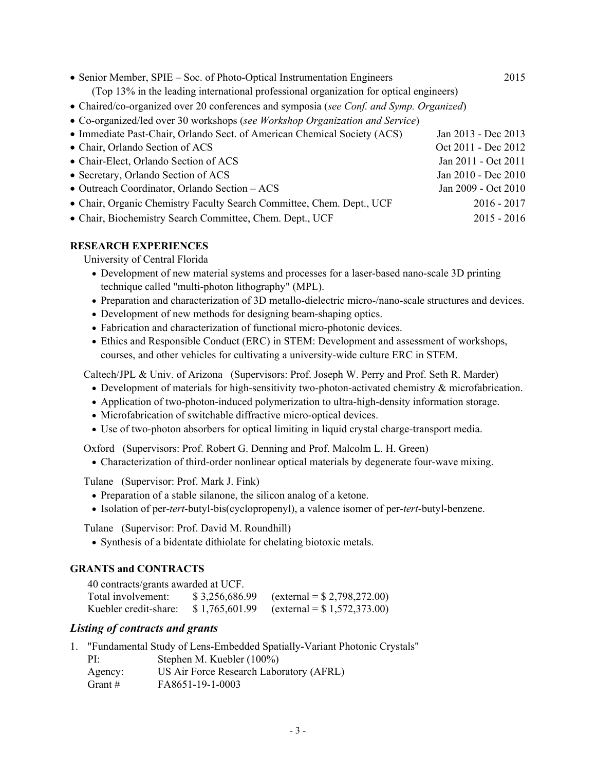- Senior Member, SPIE – Soc. of Photo-Optical Instrumentation Engineers 2015
  (Top 13% in the leading international professional organization for optical engineers)
- Chaired/co-organized over 20 conferences and symposia (*see Conf. and Symp. Organized*)
- Co-organized/led over 30 workshops (*see Workshop Organization and Service*)
- Immediate Past-Chair, Orlando Sect. of American Chemical Society (ACS) Jan 2013 - Dec 2013
- Chair, Orlando Section of ACS Oct 2011 - Dec 2012
- Chair-Elect, Orlando Section of ACS Jan 2011 - Oct 2011
- Secretary, Orlando Section of ACS Jan 2010 - Dec 2010
- Outreach Coordinator, Orlando Section – ACS Jan 2009 - Oct 2010
- Chair, Organic Chemistry Faculty Search Committee, Chem. Dept., UCF 2016 - 2017
- Chair, Biochemistry Search Committee, Chem. Dept., UCF 2015 - 2016

**RESEARCH EXPERIENCES**

University of Central Florida

- Development of new material systems and processes for a laser-based nano-scale 3D printing technique called "multi-photon lithography" (MPL).
- Preparation and characterization of 3D metallo-dielectric micro-/nano-scale structures and devices.
- Development of new methods for designing beam-shaping optics.
- Fabrication and characterization of functional micro-photonic devices.
- Ethics and Responsible Conduct (ERC) in STEM: Development and assessment of workshops, courses, and other vehicles for cultivating a university-wide culture ERC in STEM.

Caltech/JPL & Univ. of Arizona (Supervisors: Prof. Joseph W. Perry and Prof. Seth R. Marder)

- Development of materials for high-sensitivity two-photon-activated chemistry & microfabrication.
- Application of two-photon-induced polymerization to ultra-high-density information storage.
- Microfabrication of switchable diffractive micro-optical devices.
- Use of two-photon absorbers for optical limiting in liquid crystal charge-transport media.

Oxford (Supervisors: Prof. Robert G. Denning and Prof. Malcolm L. H. Green)

- Characterization of third-order nonlinear optical materials by degenerate four-wave mixing.

Tulane (Supervisor: Prof. Mark J. Fink)

- Preparation of a stable silanone, the silicon analog of a ketone.
- Isolation of per-*tert*-butyl-bis(cyclopropenyl), a valence isomer of per-*tert*-butyl-benzene.

Tulane (Supervisor: Prof. David M. Roundhill)

- Synthesis of a bidentate dithiolate for chelating biotoxic metals.

**GRANTS and CONTRACTS**

40 contracts/grants awarded at UCF.

| | | |
|---|---|---|
| Total involvement: | $ 3,256,686.99 | (external = $ 2,798,272.00) |
| Kuebler credit-share: | $ 1,765,601.99 | (external = $ 1,572,373.00) |

### *Listing of contracts and grants*

1. "Fundamental Study of Lens-Embedded Spatially-Variant Photonic Crystals"
   PI: Stephen M. Kuebler (100%)
   Agency: US Air Force Research Laboratory (AFRL)
   Grant # FA8651-19-1-0003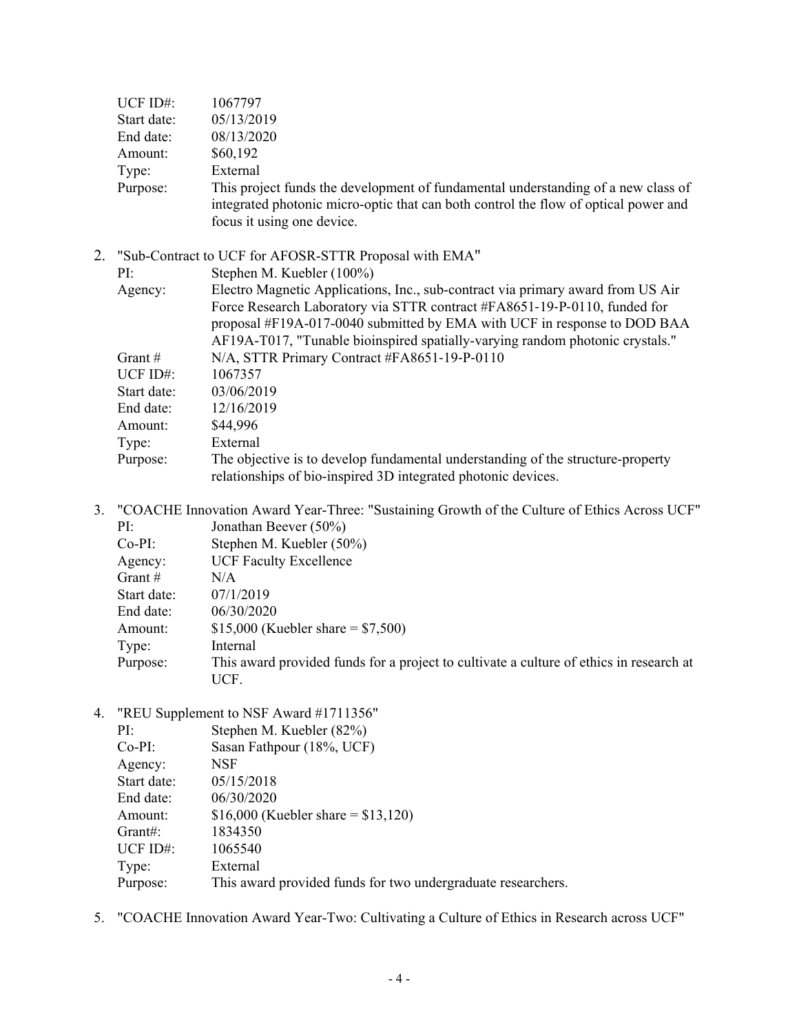| | |
|---|---|
| UCF ID#: | 1067797 |
| Start date: | 05/13/2019 |
| End date: | 08/13/2020 |
| Amount: | $60,192 |
| Type: | External |
| Purpose: | This project funds the development of fundamental understanding of a new class of integrated photonic micro-optic that can both control the flow of optical power and focus it using one device. |

2. "Sub-Contract to UCF for AFOSR-STTR Proposal with EMA"

| | |
|---|---|
| PI: | Stephen M. Kuebler (100%) |
| Agency: | Electro Magnetic Applications, Inc., sub-contract via primary award from US Air Force Research Laboratory via STTR contract #FA8651-19-P-0110, funded for proposal #F19A-017-0040 submitted by EMA with UCF in response to DOD BAA AF19A-T017, "Tunable bioinspired spatially-varying random photonic crystals." |
| Grant # | N/A, STTR Primary Contract #FA8651-19-P-0110 |
| UCF ID#: | 1067357 |
| Start date: | 03/06/2019 |
| End date: | 12/16/2019 |
| Amount: | $44,996 |
| Type: | External |
| Purpose: | The objective is to develop fundamental understanding of the structure-property relationships of bio-inspired 3D integrated photonic devices. |

3. "COACHE Innovation Award Year-Three: "Sustaining Growth of the Culture of Ethics Across UCF"

| | |
|---|---|
| PI: | Jonathan Beever (50%) |
| Co-PI: | Stephen M. Kuebler (50%) |
| Agency: | UCF Faculty Excellence |
| Grant # | N/A |
| Start date: | 07/1/2019 |
| End date: | 06/30/2020 |
| Amount: | $15,000 (Kuebler share = $7,500) |
| Type: | Internal |
| Purpose: | This award provided funds for a project to cultivate a culture of ethics in research at UCF. |

4. "REU Supplement to NSF Award #1711356"

| | |
|---|---|
| PI: | Stephen M. Kuebler (82%) |
| Co-PI: | Sasan Fathpour (18%, UCF) |
| Agency: | NSF |
| Start date: | 05/15/2018 |
| End date: | 06/30/2020 |
| Amount: | $16,000 (Kuebler share = $13,120) |
| Grant#: | 1834350 |
| UCF ID#: | 1065540 |
| Type: | External |
| Purpose: | This award provided funds for two undergraduate researchers. |

5. "COACHE Innovation Award Year-Two: Cultivating a Culture of Ethics in Research across UCF"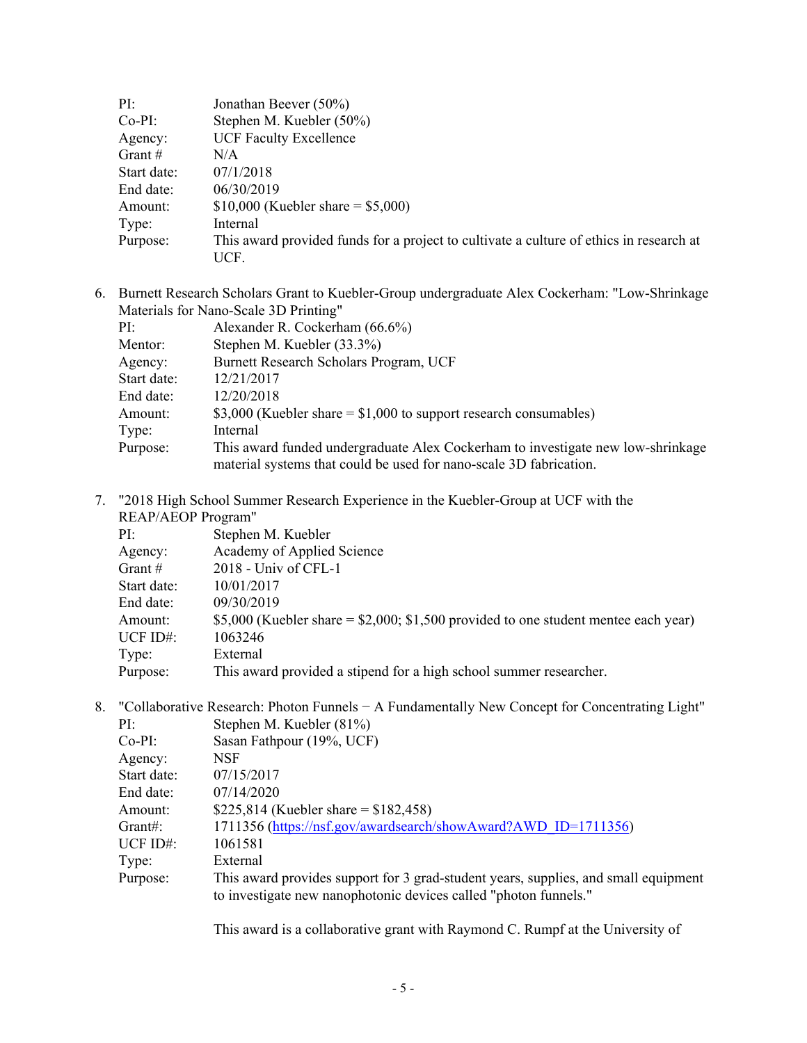| | |
|---|---|
| PI: | Jonathan Beever (50%) |
| Co-PI: | Stephen M. Kuebler (50%) |
| Agency: | UCF Faculty Excellence |
| Grant # | N/A |
| Start date: | 07/1/2018 |
| End date: | 06/30/2019 |
| Amount: | $10,000 (Kuebler share = $5,000) |
| Type: | Internal |
| Purpose: | This award provided funds for a project to cultivate a culture of ethics in research at UCF. |

6. Burnett Research Scholars Grant to Kuebler-Group undergraduate Alex Cockerham: "Low-Shrinkage Materials for Nano-Scale 3D Printing"

| | |
|---|---|
| PI: | Alexander R. Cockerham (66.6%) |
| Mentor: | Stephen M. Kuebler (33.3%) |
| Agency: | Burnett Research Scholars Program, UCF |
| Start date: | 12/21/2017 |
| End date: | 12/20/2018 |
| Amount: | $3,000 (Kuebler share = $1,000 to support research consumables) |
| Type: | Internal |
| Purpose: | This award funded undergraduate Alex Cockerham to investigate new low-shrinkage material systems that could be used for nano-scale 3D fabrication. |

7. "2018 High School Summer Research Experience in the Kuebler-Group at UCF with the REAP/AEOP Program"

| | |
|---|---|
| PI: | Stephen M. Kuebler |
| Agency: | Academy of Applied Science |
| Grant # | 2018 - Univ of CFL-1 |
| Start date: | 10/01/2017 |
| End date: | 09/30/2019 |
| Amount: | $5,000 (Kuebler share = $2,000; $1,500 provided to one student mentee each year) |
| UCF ID#: | 1063246 |
| Type: | External |
| Purpose: | This award provided a stipend for a high school summer researcher. |

8. "Collaborative Research: Photon Funnels − A Fundamentally New Concept for Concentrating Light"

| | |
|---|---|
| PI: | Stephen M. Kuebler (81%) |
| Co-PI: | Sasan Fathpour (19%, UCF) |
| Agency: | NSF |
| Start date: | 07/15/2017 |
| End date: | 07/14/2020 |
| Amount: | $225,814 (Kuebler share = $182,458) |
| Grant#: | 1711356 (https://nsf.gov/awardsearch/showAward?AWD_ID=1711356) |
| UCF ID#: | 1061581 |
| Type: | External |
| Purpose: | This award provides support for 3 grad-student years, supplies, and small equipment to investigate new nanophotonic devices called "photon funnels." |

This award is a collaborative grant with Raymond C. Rumpf at the University of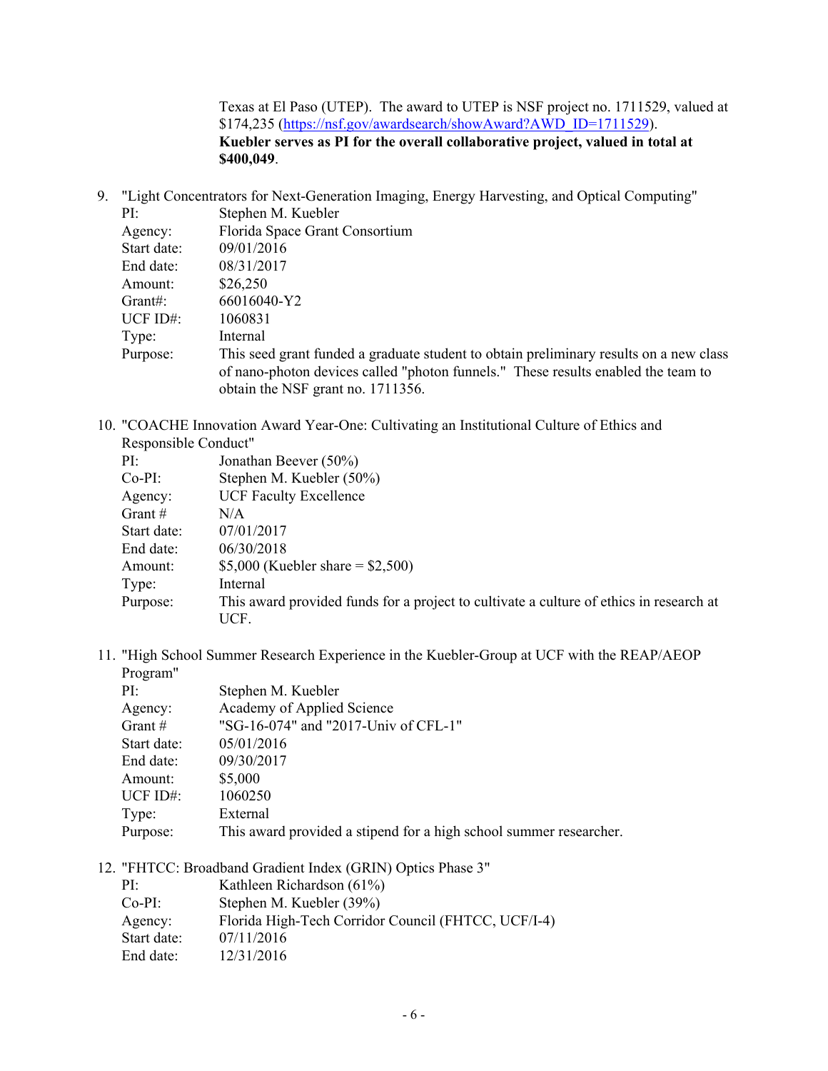Texas at El Paso (UTEP). The award to UTEP is NSF project no. 1711529, valued at $174,235 (https://nsf.gov/awardsearch/showAward?AWD_ID=1711529). **Kuebler serves as PI for the overall collaborative project, valued in total at $400,049**.

9. "Light Concentrators for Next-Generation Imaging, Energy Harvesting, and Optical Computing"
   - PI: Stephen M. Kuebler
   - Agency: Florida Space Grant Consortium
   - Start date: 09/01/2016
   - End date: 08/31/2017
   - Amount: $26,250
   - Grant#: 66016040-Y2
   - UCF ID#: 1060831
   - Type: Internal
   - Purpose: This seed grant funded a graduate student to obtain preliminary results on a new class of nano-photon devices called "photon funnels." These results enabled the team to obtain the NSF grant no. 1711356.

10. "COACHE Innovation Award Year-One: Cultivating an Institutional Culture of Ethics and Responsible Conduct"
    - PI: Jonathan Beever (50%)
    - Co-PI: Stephen M. Kuebler (50%)
    - Agency: UCF Faculty Excellence
    - Grant #: N/A
    - Start date: 07/01/2017
    - End date: 06/30/2018
    - Amount: $5,000 (Kuebler share = $2,500)
    - Type: Internal
    - Purpose: This award provided funds for a project to cultivate a culture of ethics in research at UCF.

11. "High School Summer Research Experience in the Kuebler-Group at UCF with the REAP/AEOP Program"
    - PI: Stephen M. Kuebler
    - Agency: Academy of Applied Science
    - Grant #: "SG-16-074" and "2017-Univ of CFL-1"
    - Start date: 05/01/2016
    - End date: 09/30/2017
    - Amount: $5,000
    - UCF ID#: 1060250
    - Type: External
    - Purpose: This award provided a stipend for a high school summer researcher.

12. "FHTCC: Broadband Gradient Index (GRIN) Optics Phase 3"
    - PI: Kathleen Richardson (61%)
    - Co-PI: Stephen M. Kuebler (39%)
    - Agency: Florida High-Tech Corridor Council (FHTCC, UCF/I-4)
    - Start date: 07/11/2016
    - End date: 12/31/2016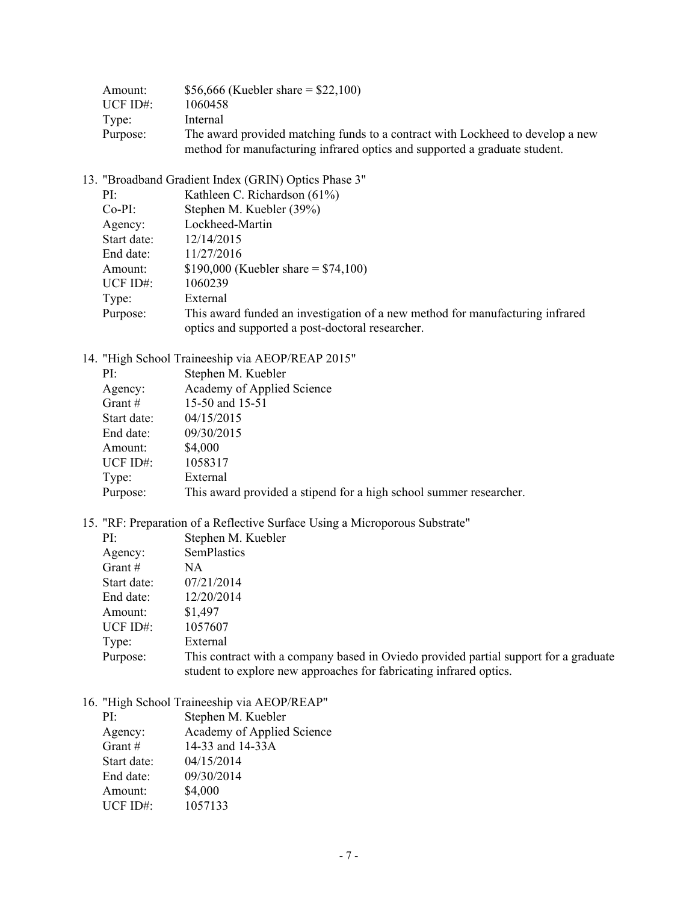Amount: $56,666 (Kuebler share = $22,100)
UCF ID#: 1060458
Type: Internal
Purpose: The award provided matching funds to a contract with Lockheed to develop a new method for manufacturing infrared optics and supported a graduate student.

13. "Broadband Gradient Index (GRIN) Optics Phase 3"
    PI: Kathleen C. Richardson (61%)
    Co-PI: Stephen M. Kuebler (39%)
    Agency: Lockheed-Martin
    Start date: 12/14/2015
    End date: 11/27/2016
    Amount: $190,000 (Kuebler share = $74,100)
    UCF ID#: 1060239
    Type: External
    Purpose: This award funded an investigation of a new method for manufacturing infrared optics and supported a post-doctoral researcher.

14. "High School Traineeship via AEOP/REAP 2015"
    PI: Stephen M. Kuebler
    Agency: Academy of Applied Science
    Grant # 15-50 and 15-51
    Start date: 04/15/2015
    End date: 09/30/2015
    Amount: $4,000
    UCF ID#: 1058317
    Type: External
    Purpose: This award provided a stipend for a high school summer researcher.

15. "RF: Preparation of a Reflective Surface Using a Microporous Substrate"
    PI: Stephen M. Kuebler
    Agency: SemPlastics
    Grant # NA
    Start date: 07/21/2014
    End date: 12/20/2014
    Amount: $1,497
    UCF ID#: 1057607
    Type: External
    Purpose: This contract with a company based in Oviedo provided partial support for a graduate student to explore new approaches for fabricating infrared optics.

16. "High School Traineeship via AEOP/REAP"
    PI: Stephen M. Kuebler
    Agency: Academy of Applied Science
    Grant # 14-33 and 14-33A
    Start date: 04/15/2014
    End date: 09/30/2014
    Amount: $4,000
    UCF ID#: 1057133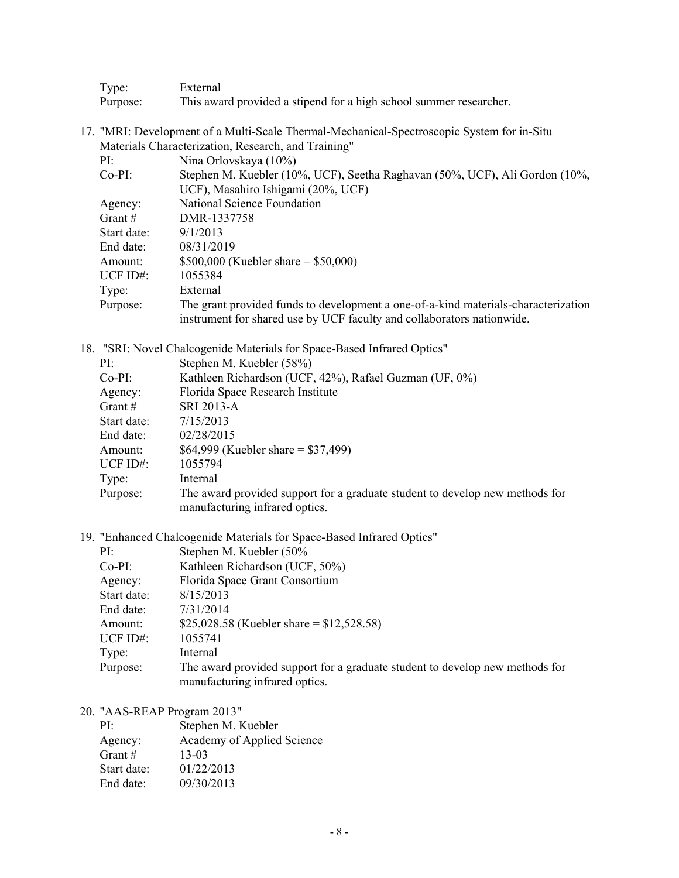Type: External
Purpose: This award provided a stipend for a high school summer researcher.

17. "MRI: Development of a Multi-Scale Thermal-Mechanical-Spectroscopic System for in-Situ Materials Characterization, Research, and Training"

    PI: Nina Orlovskaya (10%)
    Co-PI: Stephen M. Kuebler (10%, UCF), Seetha Raghavan (50%, UCF), Ali Gordon (10%, UCF), Masahiro Ishigami (20%, UCF)
    Agency: National Science Foundation
    Grant # DMR-1337758
    Start date: 9/1/2013
    End date: 08/31/2019
    Amount: $500,000 (Kuebler share = $50,000)
    UCF ID#: 1055384
    Type: External
    Purpose: The grant provided funds to development a one-of-a-kind materials-characterization instrument for shared use by UCF faculty and collaborators nationwide.

18. "SRI: Novel Chalcogenide Materials for Space-Based Infrared Optics"

    PI: Stephen M. Kuebler (58%)
    Co-PI: Kathleen Richardson (UCF, 42%), Rafael Guzman (UF, 0%)
    Agency: Florida Space Research Institute
    Grant # SRI 2013-A
    Start date: 7/15/2013
    End date: 02/28/2015
    Amount: $64,999 (Kuebler share = $37,499)
    UCF ID#: 1055794
    Type: Internal
    Purpose: The award provided support for a graduate student to develop new methods for manufacturing infrared optics.

19. "Enhanced Chalcogenide Materials for Space-Based Infrared Optics"

    PI: Stephen M. Kuebler (50%
    Co-PI: Kathleen Richardson (UCF, 50%)
    Agency: Florida Space Grant Consortium
    Start date: 8/15/2013
    End date: 7/31/2014
    Amount: $25,028.58 (Kuebler share = $12,528.58)
    UCF ID#: 1055741
    Type: Internal
    Purpose: The award provided support for a graduate student to develop new methods for manufacturing infrared optics.

20. "AAS-REAP Program 2013"

    PI: Stephen M. Kuebler
    Agency: Academy of Applied Science
    Grant # 13-03
    Start date: 01/22/2013
    End date: 09/30/2013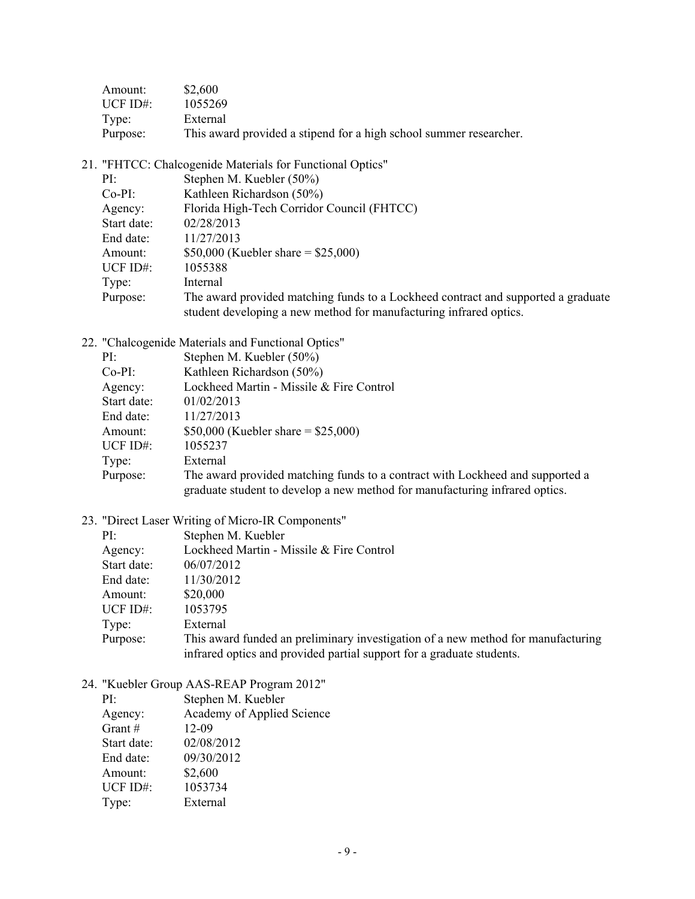Amount: $2,600
UCF ID#: 1055269
Type: External
Purpose: This award provided a stipend for a high school summer researcher.

21. "FHTCC: Chalcogenide Materials for Functional Optics"
    - PI: Stephen M. Kuebler (50%)
    - Co-PI: Kathleen Richardson (50%)
    - Agency: Florida High-Tech Corridor Council (FHTCC)
    - Start date: 02/28/2013
    - End date: 11/27/2013
    - Amount: $50,000 (Kuebler share = $25,000)
    - UCF ID#: 1055388
    - Type: Internal
    - Purpose: The award provided matching funds to a Lockheed contract and supported a graduate student developing a new method for manufacturing infrared optics.

22. "Chalcogenide Materials and Functional Optics"
    - PI: Stephen M. Kuebler (50%)
    - Co-PI: Kathleen Richardson (50%)
    - Agency: Lockheed Martin - Missile & Fire Control
    - Start date: 01/02/2013
    - End date: 11/27/2013
    - Amount: $50,000 (Kuebler share = $25,000)
    - UCF ID#: 1055237
    - Type: External
    - Purpose: The award provided matching funds to a contract with Lockheed and supported a graduate student to develop a new method for manufacturing infrared optics.

23. "Direct Laser Writing of Micro-IR Components"
    - PI: Stephen M. Kuebler
    - Agency: Lockheed Martin - Missile & Fire Control
    - Start date: 06/07/2012
    - End date: 11/30/2012
    - Amount: $20,000
    - UCF ID#: 1053795
    - Type: External
    - Purpose: This award funded an preliminary investigation of a new method for manufacturing infrared optics and provided partial support for a graduate students.

24. "Kuebler Group AAS-REAP Program 2012"
    - PI: Stephen M. Kuebler
    - Agency: Academy of Applied Science
    - Grant #: 12-09
    - Start date: 02/08/2012
    - End date: 09/30/2012
    - Amount: $2,600
    - UCF ID#: 1053734
    - Type: External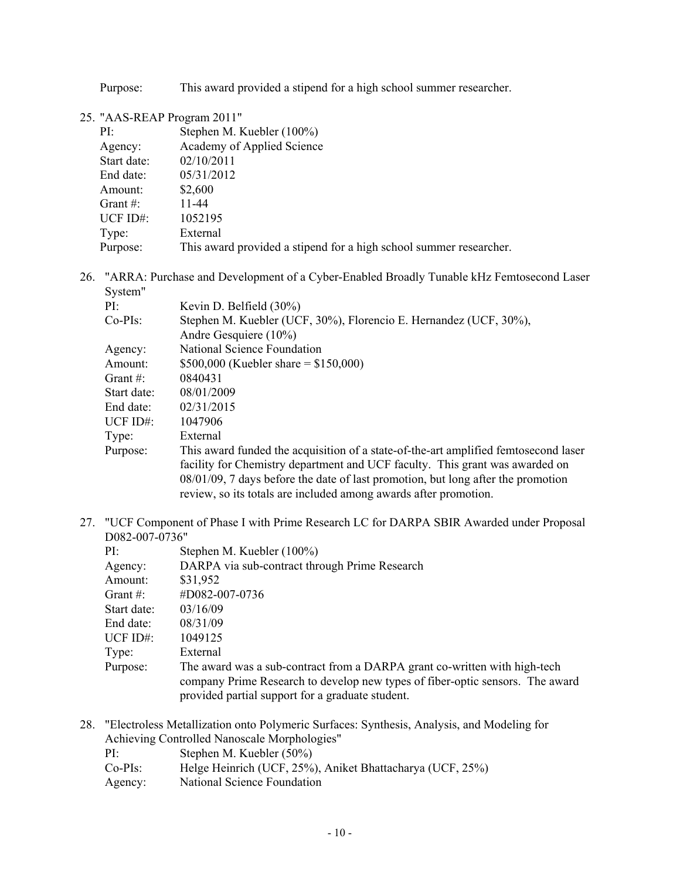Purpose: This award provided a stipend for a high school summer researcher.

25. "AAS-REAP Program 2011"

| | |
|---|---|
| PI: | Stephen M. Kuebler (100%) |
| Agency: | Academy of Applied Science |
| Start date: | 02/10/2011 |
| End date: | 05/31/2012 |
| Amount: | $2,600 |
| Grant #: | 11-44 |
| UCF ID#: | 1052195 |
| Type: | External |
| Purpose: | This award provided a stipend for a high school summer researcher. |

26. "ARRA: Purchase and Development of a Cyber-Enabled Broadly Tunable kHz Femtosecond Laser System"

| | |
|---|---|
| PI: | Kevin D. Belfield (30%) |
| Co-PIs: | Stephen M. Kuebler (UCF, 30%), Florencio E. Hernandez (UCF, 30%), Andre Gesquiere (10%) |
| Agency: | National Science Foundation |
| Amount: | $500,000 (Kuebler share = $150,000) |
| Grant #: | 0840431 |
| Start date: | 08/01/2009 |
| End date: | 02/31/2015 |
| UCF ID#: | 1047906 |
| Type: | External |
| Purpose: | This award funded the acquisition of a state-of-the-art amplified femtosecond laser facility for Chemistry department and UCF faculty. This grant was awarded on 08/01/09, 7 days before the date of last promotion, but long after the promotion review, so its totals are included among awards after promotion. |

27. "UCF Component of Phase I with Prime Research LC for DARPA SBIR Awarded under Proposal D082-007-0736"

| | |
|---|---|
| PI: | Stephen M. Kuebler (100%) |
| Agency: | DARPA via sub-contract through Prime Research |
| Amount: | $31,952 |
| Grant #: | #D082-007-0736 |
| Start date: | 03/16/09 |
| End date: | 08/31/09 |
| UCF ID#: | 1049125 |
| Type: | External |
| Purpose: | The award was a sub-contract from a DARPA grant co-written with high-tech company Prime Research to develop new types of fiber-optic sensors. The award provided partial support for a graduate student. |

28. "Electroless Metallization onto Polymeric Surfaces: Synthesis, Analysis, and Modeling for Achieving Controlled Nanoscale Morphologies"

| | |
|---|---|
| PI: | Stephen M. Kuebler (50%) |
| Co-PIs: | Helge Heinrich (UCF, 25%), Aniket Bhattacharya (UCF, 25%) |
| Agency: | National Science Foundation |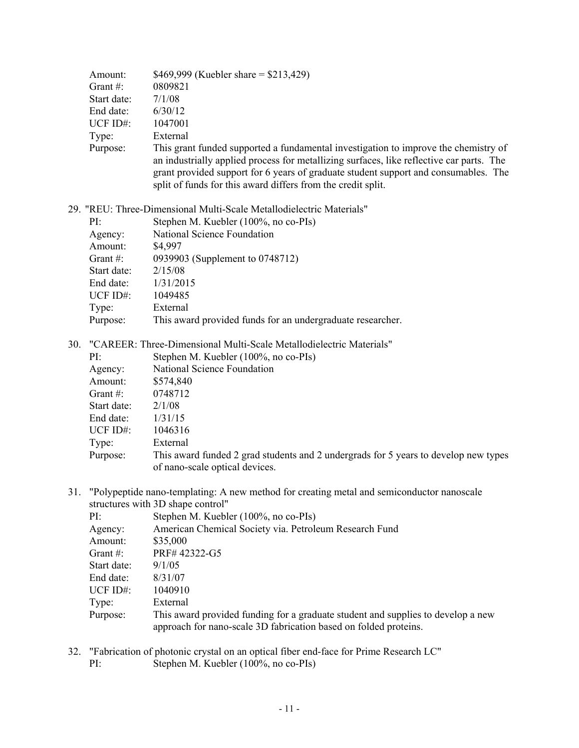Amount: $469,999 (Kuebler share = $213,429)
Grant #: 0809821
Start date: 7/1/08
End date: 6/30/12
UCF ID#: 1047001
Type: External
Purpose: This grant funded supported a fundamental investigation to improve the chemistry of an industrially applied process for metallizing surfaces, like reflective car parts. The grant provided support for 6 years of graduate student support and consumables. The split of funds for this award differs from the credit split.

29. "REU: Three-Dimensional Multi-Scale Metallodielectric Materials"
    PI: Stephen M. Kuebler (100%, no co-PIs)
    Agency: National Science Foundation
    Amount: $4,997
    Grant #: 0939903 (Supplement to 0748712)
    Start date: 2/15/08
    End date: 1/31/2015
    UCF ID#: 1049485
    Type: External
    Purpose: This award provided funds for an undergraduate researcher.

30. "CAREER: Three-Dimensional Multi-Scale Metallodielectric Materials"
    PI: Stephen M. Kuebler (100%, no co-PIs)
    Agency: National Science Foundation
    Amount: $574,840
    Grant #: 0748712
    Start date: 2/1/08
    End date: 1/31/15
    UCF ID#: 1046316
    Type: External
    Purpose: This award funded 2 grad students and 2 undergrads for 5 years to develop new types of nano-scale optical devices.

31. "Polypeptide nano-templating: A new method for creating metal and semiconductor nanoscale structures with 3D shape control"
    PI: Stephen M. Kuebler (100%, no co-PIs)
    Agency: American Chemical Society via. Petroleum Research Fund
    Amount: $35,000
    Grant #: PRF# 42322-G5
    Start date: 9/1/05
    End date: 8/31/07
    UCF ID#: 1040910
    Type: External
    Purpose: This award provided funding for a graduate student and supplies to develop a new approach for nano-scale 3D fabrication based on folded proteins.

32. "Fabrication of photonic crystal on an optical fiber end-face for Prime Research LC"
    PI: Stephen M. Kuebler (100%, no co-PIs)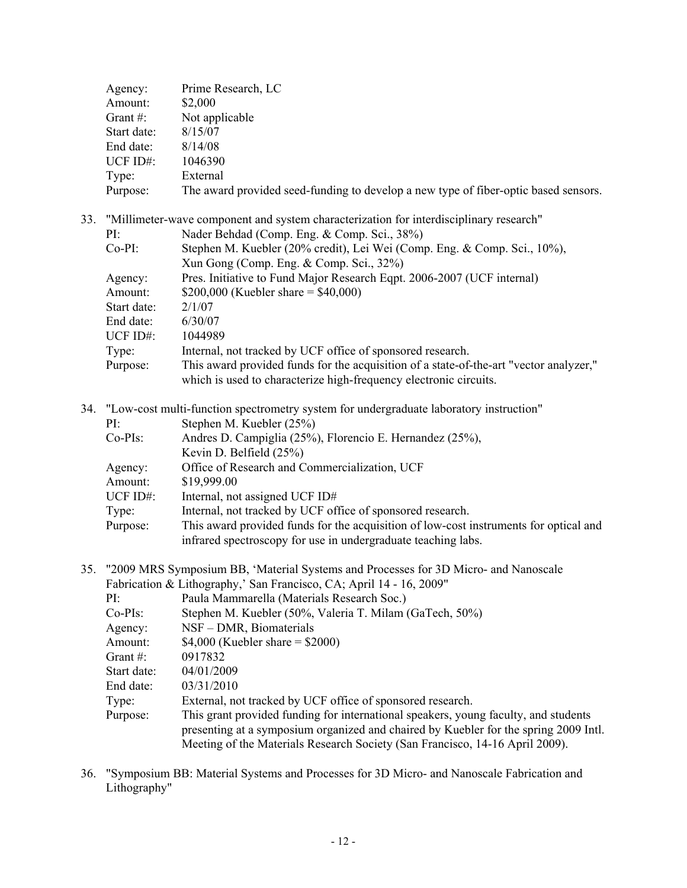Agency: Prime Research, LC
Amount: $2,000
Grant #: Not applicable
Start date: 8/15/07
End date: 8/14/08
UCF ID#: 1046390
Type: External
Purpose: The award provided seed-funding to develop a new type of fiber-optic based sensors.

33. "Millimeter-wave component and system characterization for interdisciplinary research"
    PI: Nader Behdad (Comp. Eng. & Comp. Sci., 38%)
    Co-PI: Stephen M. Kuebler (20% credit), Lei Wei (Comp. Eng. & Comp. Sci., 10%), Xun Gong (Comp. Eng. & Comp. Sci., 32%)
    Agency: Pres. Initiative to Fund Major Research Eqpt. 2006-2007 (UCF internal)
    Amount: $200,000 (Kuebler share = $40,000)
    Start date: 2/1/07
    End date: 6/30/07
    UCF ID#: 1044989
    Type: Internal, not tracked by UCF office of sponsored research.
    Purpose: This award provided funds for the acquisition of a state-of-the-art "vector analyzer," which is used to characterize high-frequency electronic circuits.

34. "Low-cost multi-function spectrometry system for undergraduate laboratory instruction"
    PI: Stephen M. Kuebler (25%)
    Co-PIs: Andres D. Campiglia (25%), Florencio E. Hernandez (25%), Kevin D. Belfield (25%)
    Agency: Office of Research and Commercialization, UCF
    Amount: $19,999.00
    UCF ID#: Internal, not assigned UCF ID#
    Type: Internal, not tracked by UCF office of sponsored research.
    Purpose: This award provided funds for the acquisition of low-cost instruments for optical and infrared spectroscopy for use in undergraduate teaching labs.

35. "2009 MRS Symposium BB, 'Material Systems and Processes for 3D Micro- and Nanoscale Fabrication & Lithography,' San Francisco, CA; April 14 - 16, 2009"
    PI: Paula Mammarella (Materials Research Soc.)
    Co-PIs: Stephen M. Kuebler (50%, Valeria T. Milam (GaTech, 50%)
    Agency: NSF – DMR, Biomaterials
    Amount: $4,000 (Kuebler share = $2000)
    Grant #: 0917832
    Start date: 04/01/2009
    End date: 03/31/2010
    Type: External, not tracked by UCF office of sponsored research.
    Purpose: This grant provided funding for international speakers, young faculty, and students presenting at a symposium organized and chaired by Kuebler for the spring 2009 Intl. Meeting of the Materials Research Society (San Francisco, 14-16 April 2009).

36. "Symposium BB: Material Systems and Processes for 3D Micro- and Nanoscale Fabrication and Lithography"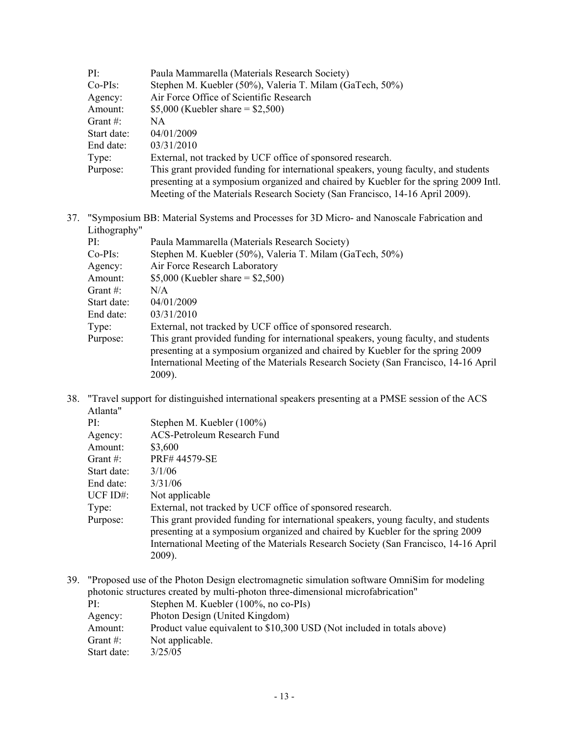| | |
|---|---|
| PI: | Paula Mammarella (Materials Research Society) |
| Co-PIs: | Stephen M. Kuebler (50%), Valeria T. Milam (GaTech, 50%) |
| Agency: | Air Force Office of Scientific Research |
| Amount: | $5,000 (Kuebler share = $2,500) |
| Grant #: | NA |
| Start date: | 04/01/2009 |
| End date: | 03/31/2010 |
| Type: | External, not tracked by UCF office of sponsored research. |
| Purpose: | This grant provided funding for international speakers, young faculty, and students presenting at a symposium organized and chaired by Kuebler for the spring 2009 Intl. Meeting of the Materials Research Society (San Francisco, 14-16 April 2009). |

37. "Symposium BB: Material Systems and Processes for 3D Micro- and Nanoscale Fabrication and Lithography"

| | |
|---|---|
| PI: | Paula Mammarella (Materials Research Society) |
| Co-PIs: | Stephen M. Kuebler (50%), Valeria T. Milam (GaTech, 50%) |
| Agency: | Air Force Research Laboratory |
| Amount: | $5,000 (Kuebler share = $2,500) |
| Grant #: | N/A |
| Start date: | 04/01/2009 |
| End date: | 03/31/2010 |
| Type: | External, not tracked by UCF office of sponsored research. |
| Purpose: | This grant provided funding for international speakers, young faculty, and students presenting at a symposium organized and chaired by Kuebler for the spring 2009 International Meeting of the Materials Research Society (San Francisco, 14-16 April 2009). |

38. "Travel support for distinguished international speakers presenting at a PMSE session of the ACS Atlanta"

| | |
|---|---|
| PI: | Stephen M. Kuebler (100%) |
| Agency: | ACS-Petroleum Research Fund |
| Amount: | $3,600 |
| Grant #: | PRF# 44579-SE |
| Start date: | 3/1/06 |
| End date: | 3/31/06 |
| UCF ID#: | Not applicable |
| Type: | External, not tracked by UCF office of sponsored research. |
| Purpose: | This grant provided funding for international speakers, young faculty, and students presenting at a symposium organized and chaired by Kuebler for the spring 2009 International Meeting of the Materials Research Society (San Francisco, 14-16 April 2009). |

39. "Proposed use of the Photon Design electromagnetic simulation software OmniSim for modeling photonic structures created by multi-photon three-dimensional microfabrication"

| | |
|---|---|
| PI: | Stephen M. Kuebler (100%, no co-PIs) |
| Agency: | Photon Design (United Kingdom) |
| Amount: | Product value equivalent to $10,300 USD (Not included in totals above) |
| Grant #: | Not applicable. |
| Start date: | 3/25/05 |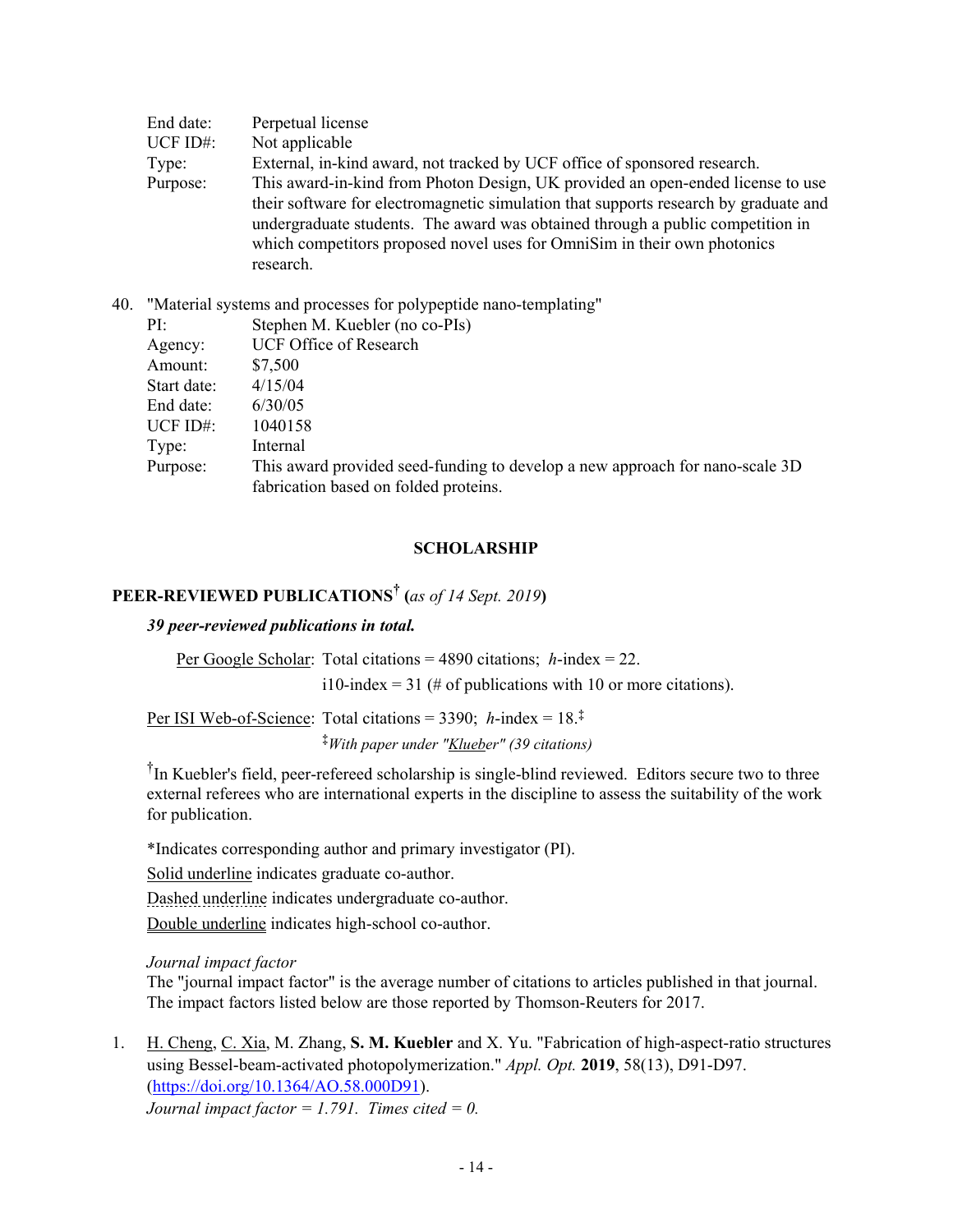End date: Perpetual license
UCF ID#: Not applicable
Type: External, in-kind award, not tracked by UCF office of sponsored research.
Purpose: This award-in-kind from Photon Design, UK provided an open-ended license to use their software for electromagnetic simulation that supports research by graduate and undergraduate students. The award was obtained through a public competition in which competitors proposed novel uses for OmniSim in their own photonics research.

40. "Material systems and processes for polypeptide nano-templating"
    PI: Stephen M. Kuebler (no co-PIs)
    Agency: UCF Office of Research
    Amount: $7,500
    Start date: 4/15/04
    End date: 6/30/05
    UCF ID#: 1040158
    Type: Internal
    Purpose: This award provided seed-funding to develop a new approach for nano-scale 3D fabrication based on folded proteins.

## SCHOLARSHIP

### PEER-REVIEWED PUBLICATIONS[†] (*as of 14 Sept. 2019*)

***39 peer-reviewed publications in total.***

Per Google Scholar: Total citations = 4890 citations; *h*-index = 22.
i10-index = 31 (# of publications with 10 or more citations).

Per ISI Web-of-Science: Total citations = 3390; *h*-index = 18.[‡]
[‡]*With paper under "Klueber" (39 citations)*

[†]In Kuebler's field, peer-refereed scholarship is single-blind reviewed. Editors secure two to three external referees who are international experts in the discipline to assess the suitability of the work for publication.

*Indicates corresponding author and primary investigator (PI).

Solid underline indicates graduate co-author.

Dashed underline indicates undergraduate co-author.

Double underline indicates high-school co-author.

*Journal impact factor*
The "journal impact factor" is the average number of citations to articles published in that journal. The impact factors listed below are those reported by Thomson-Reuters for 2017.

1. H. Cheng, C. Xia, M. Zhang, **S. M. Kuebler** and X. Yu. "Fabrication of high-aspect-ratio structures using Bessel-beam-activated photopolymerization." *Appl. Opt.* **2019**, 58(13), D91-D97. (https://doi.org/10.1364/AO.58.000D91).
   *Journal impact factor = 1.791. Times cited = 0.*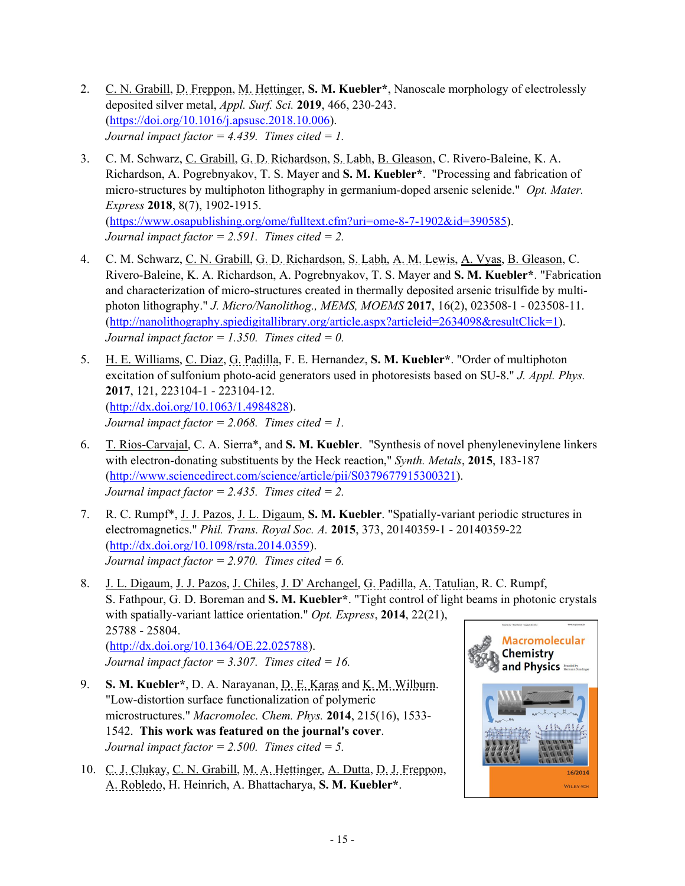2. C. N. Grabill, D. Freppon, M. Hettinger, **S. M. Kuebler***, Nanoscale morphology of electrolessly deposited silver metal, *Appl. Surf. Sci.* **2019**, 466, 230-243. (https://doi.org/10.1016/j.apsusc.2018.10.006).
   *Journal impact factor = 4.439. Times cited = 1.*

3. C. M. Schwarz, C. Grabill, G. D. Richardson, S. Labh, B. Gleason, C. Rivero-Baleine, K. A. Richardson, A. Pogrebnyakov, T. S. Mayer and **S. M. Kuebler***. "Processing and fabrication of micro-structures by multiphoton lithography in germanium-doped arsenic selenide." *Opt. Mater. Express* **2018**, 8(7), 1902-1915. (https://www.osapublishing.org/ome/fulltext.cfm?uri=ome-8-7-1902&id=390585).
   *Journal impact factor = 2.591. Times cited = 2.*

4. C. M. Schwarz, C. N. Grabill, G. D. Richardson, S. Labh, A. M. Lewis, A. Vyas, B. Gleason, C. Rivero-Baleine, K. A. Richardson, A. Pogrebnyakov, T. S. Mayer and **S. M. Kuebler***. "Fabrication and characterization of micro-structures created in thermally deposited arsenic trisulfide by multi-photon lithography." *J. Micro/Nanolithog., MEMS, MOEMS* **2017**, 16(2), 023508-1 - 023508-11. (http://nanolithography.spiedigitallibrary.org/article.aspx?articleid=2634098&resultClick=1).
   *Journal impact factor = 1.350. Times cited = 0.*

5. H. E. Williams, C. Diaz, G. Padilla, F. E. Hernandez, **S. M. Kuebler***. "Order of multiphoton excitation of sulfonium photo-acid generators used in photoresists based on SU-8." *J. Appl. Phys.* **2017**, 121, 223104-1 - 223104-12. (http://dx.doi.org/10.1063/1.4984828).
   *Journal impact factor = 2.068. Times cited = 1.*

6. T. Rios-Carvajal, C. A. Sierra*, and **S. M. Kuebler**. "Synthesis of novel phenylenevinylene linkers with electron-donating substituents by the Heck reaction," *Synth. Metals*, **2015**, 183-187 (http://www.sciencedirect.com/science/article/pii/S0379677915300321).
   *Journal impact factor = 2.435. Times cited = 2.*

7. R. C. Rumpf*, J. J. Pazos, J. L. Digaum, **S. M. Kuebler**. "Spatially-variant periodic structures in electromagnetics." *Phil. Trans. Royal Soc. A.* **2015**, 373, 20140359-1 - 20140359-22 (http://dx.doi.org/10.1098/rsta.2014.0359).
   *Journal impact factor = 2.970. Times cited = 6.*

8. J. L. Digaum, J. J. Pazos, J. Chiles, J. D' Archangel, G. Padilla, A. Tatulian, R. C. Rumpf, S. Fathpour, G. D. Boreman and **S. M. Kuebler***. "Tight control of light beams in photonic crystals with spatially-variant lattice orientation." *Opt. Express*, **2014**, 22(21), 25788 - 25804. (http://dx.doi.org/10.1364/OE.22.025788).
   *Journal impact factor = 3.307. Times cited = 16.*

9. **S. M. Kuebler***, D. A. Narayanan, D. E. Karas and K. M. Wilburn. "Low-distortion surface functionalization of polymeric microstructures." *Macromolec. Chem. Phys.* **2014**, 215(16), 1533-1542. **This work was featured on the journal's cover**.
   *Journal impact factor = 2.500. Times cited = 5.*

10. C. J. Clukay, C. N. Grabill, M. A. Hettinger, A. Dutta, D. J. Freppon, A. Robledo, H. Heinrich, A. Bhattacharya, **S. M. Kuebler***.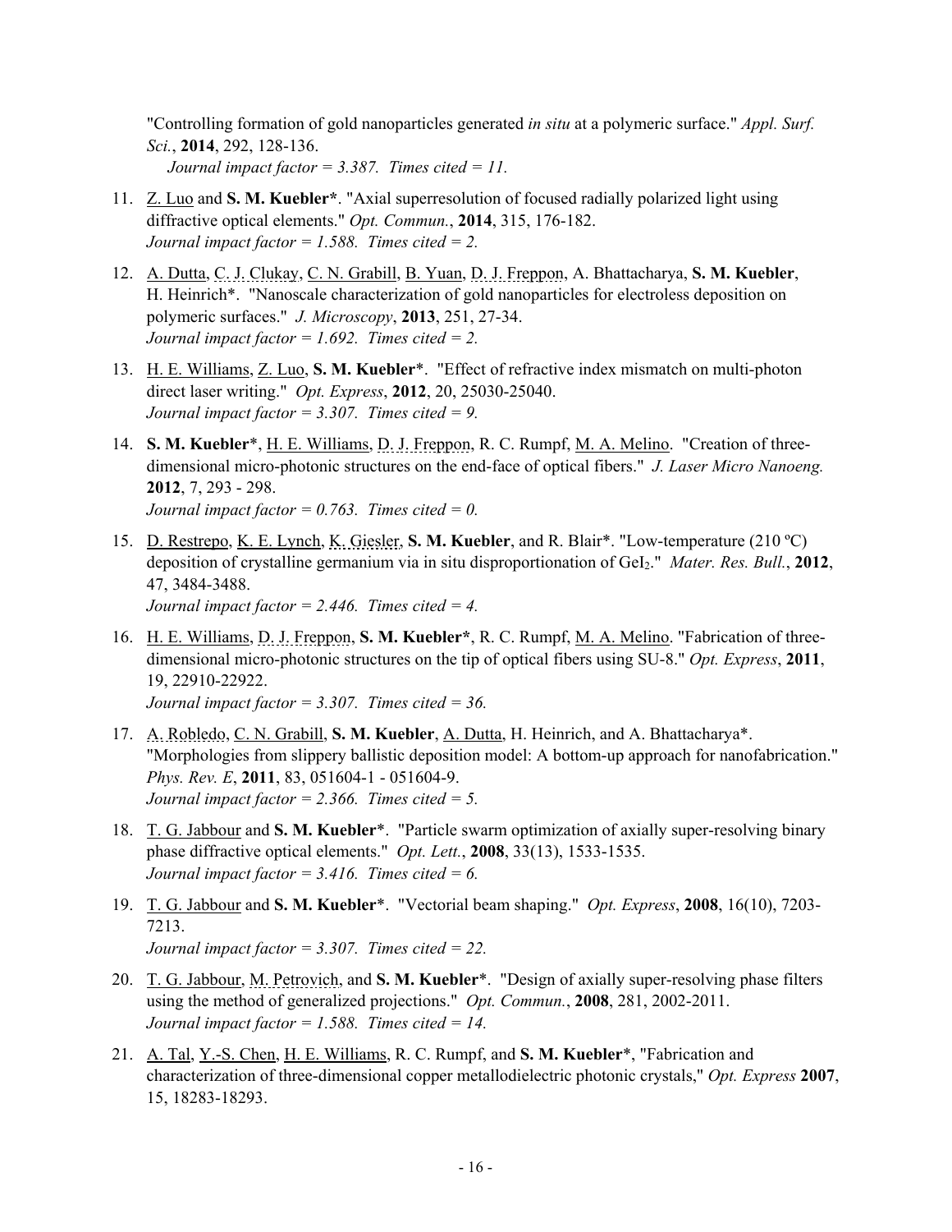"Controlling formation of gold nanoparticles generated *in situ* at a polymeric surface." *Appl. Surf. Sci.*, **2014**, 292, 128-136.
*Journal impact factor = 3.387. Times cited = 11.*

11. Z. Luo and **S. M. Kuebler***. "Axial superresolution of focused radially polarized light using diffractive optical elements." *Opt. Commun.*, **2014**, 315, 176-182.
*Journal impact factor = 1.588. Times cited = 2.*

12. A. Dutta, C. J. Clukay, C. N. Grabill, B. Yuan, D. J. Freppon, A. Bhattacharya, **S. M. Kuebler**, H. Heinrich*. "Nanoscale characterization of gold nanoparticles for electroless deposition on polymeric surfaces." *J. Microscopy*, **2013**, 251, 27-34.
*Journal impact factor = 1.692. Times cited = 2.*

13. H. E. Williams, Z. Luo, **S. M. Kuebler***. "Effect of refractive index mismatch on multi-photon direct laser writing." *Opt. Express*, **2012**, 20, 25030-25040.
*Journal impact factor = 3.307. Times cited = 9.*

14. **S. M. Kuebler***, H. E. Williams, D. J. Freppon, R. C. Rumpf, M. A. Melino. "Creation of three-dimensional micro-photonic structures on the end-face of optical fibers." *J. Laser Micro Nanoeng.* **2012**, 7, 293 - 298.
*Journal impact factor = 0.763. Times cited = 0.*

15. D. Restrepo, K. E. Lynch, K. Giesler, **S. M. Kuebler**, and R. Blair*. "Low-temperature (210 ºC) deposition of crystalline germanium via in situ disproportionation of $GeI_2$." *Mater. Res. Bull.*, **2012**, 47, 3484-3488.
*Journal impact factor = 2.446. Times cited = 4.*

16. H. E. Williams, D. J. Freppon, **S. M. Kuebler***, R. C. Rumpf, M. A. Melino. "Fabrication of three-dimensional micro-photonic structures on the tip of optical fibers using SU-8." *Opt. Express*, **2011**, 19, 22910-22922.
*Journal impact factor = 3.307. Times cited = 36.*

17. A. Robledo, C. N. Grabill, **S. M. Kuebler**, A. Dutta, H. Heinrich, and A. Bhattacharya*. "Morphologies from slippery ballistic deposition model: A bottom-up approach for nanofabrication." *Phys. Rev. E*, **2011**, 83, 051604-1 - 051604-9.
*Journal impact factor = 2.366. Times cited = 5.*

18. T. G. Jabbour and **S. M. Kuebler***. "Particle swarm optimization of axially super-resolving binary phase diffractive optical elements." *Opt. Lett.*, **2008**, 33(13), 1533-1535.
*Journal impact factor = 3.416. Times cited = 6.*

19. T. G. Jabbour and **S. M. Kuebler***. "Vectorial beam shaping." *Opt. Express*, **2008**, 16(10), 7203-7213.
*Journal impact factor = 3.307. Times cited = 22.*

20. T. G. Jabbour, M. Petrovich, and **S. M. Kuebler***. "Design of axially super-resolving phase filters using the method of generalized projections." *Opt. Commun.*, **2008**, 281, 2002-2011.
*Journal impact factor = 1.588. Times cited = 14.*

21. A. Tal, Y.-S. Chen, H. E. Williams, R. C. Rumpf, and **S. M. Kuebler***, "Fabrication and characterization of three-dimensional copper metallodielectric photonic crystals," *Opt. Express* **2007**, 15, 18283-18293.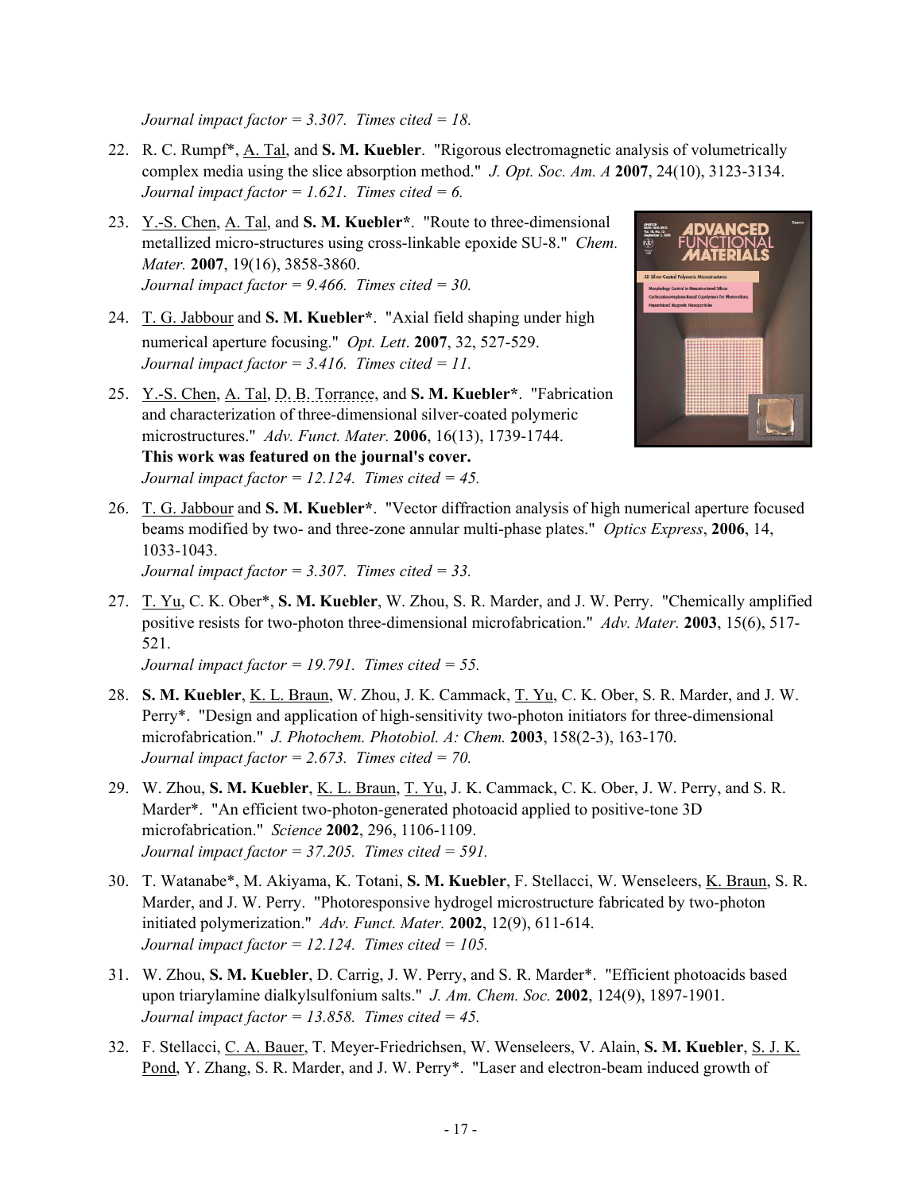*Journal impact factor = 3.307. Times cited = 18.*

22. R. C. Rumpf*, A. Tal, and **S. M. Kuebler**. "Rigorous electromagnetic analysis of volumetrically complex media using the slice absorption method." *J. Opt. Soc. Am. A* **2007**, 24(10), 3123-3134.
*Journal impact factor = 1.621. Times cited = 6.*

23. Y.-S. Chen, A. Tal, and **S. M. Kuebler***. "Route to three-dimensional metallized micro-structures using cross-linkable epoxide SU-8." *Chem. Mater.* **2007**, 19(16), 3858-3860.
*Journal impact factor = 9.466. Times cited = 30.*

24. T. G. Jabbour and **S. M. Kuebler***. "Axial field shaping under high numerical aperture focusing." *Opt. Lett*. **2007**, 32, 527-529.
*Journal impact factor = 3.416. Times cited = 11.*

25. Y.-S. Chen, A. Tal, D. B. Torrance, and **S. M. Kuebler***. "Fabrication and characterization of three-dimensional silver-coated polymeric microstructures." *Adv. Funct. Mater.* **2006**, 16(13), 1739-1744.
**This work was featured on the journal's cover.**
*Journal impact factor = 12.124. Times cited = 45.*

26. T. G. Jabbour and **S. M. Kuebler***. "Vector diffraction analysis of high numerical aperture focused beams modified by two- and three-zone annular multi-phase plates." *Optics Express*, **2006**, 14, 1033-1043.
*Journal impact factor = 3.307. Times cited = 33.*

27. T. Yu, C. K. Ober*, **S. M. Kuebler**, W. Zhou, S. R. Marder, and J. W. Perry. "Chemically amplified positive resists for two-photon three-dimensional microfabrication." *Adv. Mater.* **2003**, 15(6), 517-521.
*Journal impact factor = 19.791. Times cited = 55.*

28. **S. M. Kuebler**, K. L. Braun, W. Zhou, J. K. Cammack, T. Yu, C. K. Ober, S. R. Marder, and J. W. Perry*. "Design and application of high-sensitivity two-photon initiators for three-dimensional microfabrication." *J. Photochem. Photobiol. A: Chem.* **2003**, 158(2-3), 163-170.
*Journal impact factor = 2.673. Times cited = 70.*

29. W. Zhou, **S. M. Kuebler**, K. L. Braun, T. Yu, J. K. Cammack, C. K. Ober, J. W. Perry, and S. R. Marder*. "An efficient two-photon-generated photoacid applied to positive-tone 3D microfabrication." *Science* **2002**, 296, 1106-1109.
*Journal impact factor = 37.205. Times cited = 591.*

30. T. Watanabe*, M. Akiyama, K. Totani, **S. M. Kuebler**, F. Stellacci, W. Wenseleers, K. Braun, S. R. Marder, and J. W. Perry. "Photoresponsive hydrogel microstructure fabricated by two-photon initiated polymerization." *Adv. Funct. Mater.* **2002**, 12(9), 611-614.
*Journal impact factor = 12.124. Times cited = 105.*

31. W. Zhou, **S. M. Kuebler**, D. Carrig, J. W. Perry, and S. R. Marder*. "Efficient photoacids based upon triarylamine dialkylsulfonium salts." *J. Am. Chem. Soc.* **2002**, 124(9), 1897-1901.
*Journal impact factor = 13.858. Times cited = 45.*

32. F. Stellacci, C. A. Bauer, T. Meyer-Friedrichsen, W. Wenseleers, V. Alain, **S. M. Kuebler**, S. J. K. Pond, Y. Zhang, S. R. Marder, and J. W. Perry*. "Laser and electron-beam induced growth of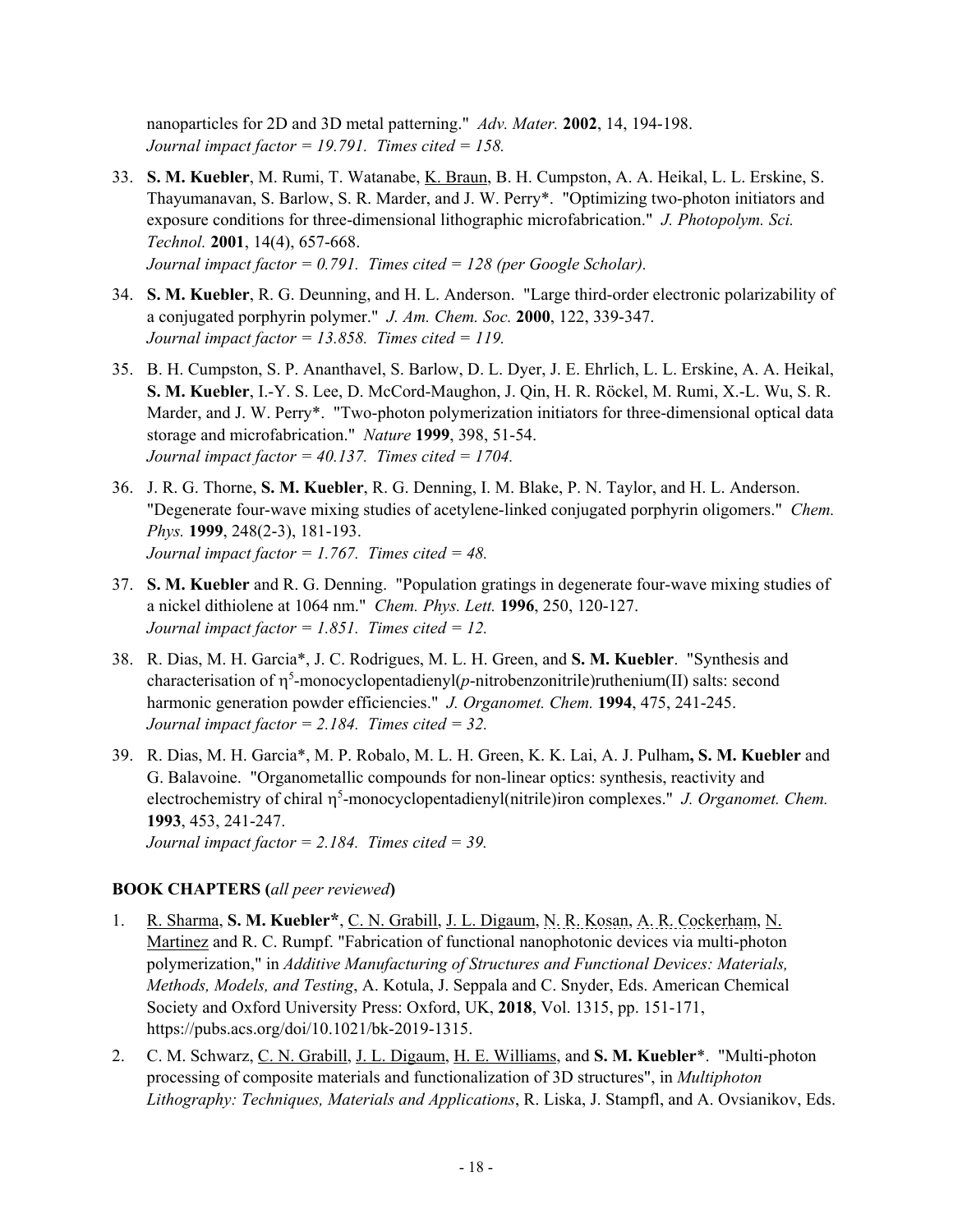nanoparticles for 2D and 3D metal patterning." *Adv. Mater.* **2002**, 14, 194-198.
*Journal impact factor = 19.791. Times cited = 158.*

33. **S. M. Kuebler**, M. Rumi, T. Watanabe, K. Braun, B. H. Cumpston, A. A. Heikal, L. L. Erskine, S. Thayumanavan, S. Barlow, S. R. Marder, and J. W. Perry*. "Optimizing two-photon initiators and exposure conditions for three-dimensional lithographic microfabrication." *J. Photopolym. Sci. Technol.* **2001**, 14(4), 657-668.
*Journal impact factor = 0.791. Times cited = 128 (per Google Scholar).*

34. **S. M. Kuebler**, R. G. Deunning, and H. L. Anderson. "Large third-order electronic polarizability of a conjugated porphyrin polymer." *J. Am. Chem. Soc.* **2000**, 122, 339-347.
*Journal impact factor = 13.858. Times cited = 119.*

35. B. H. Cumpston, S. P. Ananthavel, S. Barlow, D. L. Dyer, J. E. Ehrlich, L. L. Erskine, A. A. Heikal, **S. M. Kuebler**, I.-Y. S. Lee, D. McCord-Maughon, J. Qin, H. R. Röckel, M. Rumi, X.-L. Wu, S. R. Marder, and J. W. Perry*. "Two-photon polymerization initiators for three-dimensional optical data storage and microfabrication." *Nature* **1999**, 398, 51-54.
*Journal impact factor = 40.137. Times cited = 1704.*

36. J. R. G. Thorne, **S. M. Kuebler**, R. G. Denning, I. M. Blake, P. N. Taylor, and H. L. Anderson. "Degenerate four-wave mixing studies of acetylene-linked conjugated porphyrin oligomers." *Chem. Phys.* **1999**, 248(2-3), 181-193.
*Journal impact factor = 1.767. Times cited = 48.*

37. **S. M. Kuebler** and R. G. Denning. "Population gratings in degenerate four-wave mixing studies of a nickel dithiolene at 1064 nm." *Chem. Phys. Lett.* **1996**, 250, 120-127.
*Journal impact factor = 1.851. Times cited = 12.*

38. R. Dias, M. H. Garcia*, J. C. Rodrigues, M. L. H. Green, and **S. M. Kuebler**. "Synthesis and characterisation of $\eta^5$-monocyclopentadienyl(*p*-nitrobenzonitrile)ruthenium(II) salts: second harmonic generation powder efficiencies." *J. Organomet. Chem.* **1994**, 475, 241-245.
*Journal impact factor = 2.184. Times cited = 32.*

39. R. Dias, M. H. Garcia*, M. P. Robalo, M. L. H. Green, K. K. Lai, A. J. Pulham**, S. M. Kuebler** and G. Balavoine. "Organometallic compounds for non-linear optics: synthesis, reactivity and electrochemistry of chiral $\eta^5$-monocyclopentadienyl(nitrile)iron complexes." *J. Organomet. Chem.* **1993**, 453, 241-247.
*Journal impact factor = 2.184. Times cited = 39.*

**BOOK CHAPTERS (***all peer reviewed***)**

1. R. Sharma, **S. M. Kuebler***, C. N. Grabill, J. L. Digaum, N. R. Kosan, A. R. Cockerham, N. Martinez and R. C. Rumpf. "Fabrication of functional nanophotonic devices via multi-photon polymerization," in *Additive Manufacturing of Structures and Functional Devices: Materials, Methods, Models, and Testing*, A. Kotula, J. Seppala and C. Snyder, Eds. American Chemical Society and Oxford University Press: Oxford, UK, **2018**, Vol. 1315, pp. 151-171, https://pubs.acs.org/doi/10.1021/bk-2019-1315.

2. C. M. Schwarz, C. N. Grabill, J. L. Digaum, H. E. Williams, and **S. M. Kuebler***. "Multi-photon processing of composite materials and functionalization of 3D structures", in *Multiphoton Lithography: Techniques, Materials and Applications*, R. Liska, J. Stampfl, and A. Ovsianikov, Eds.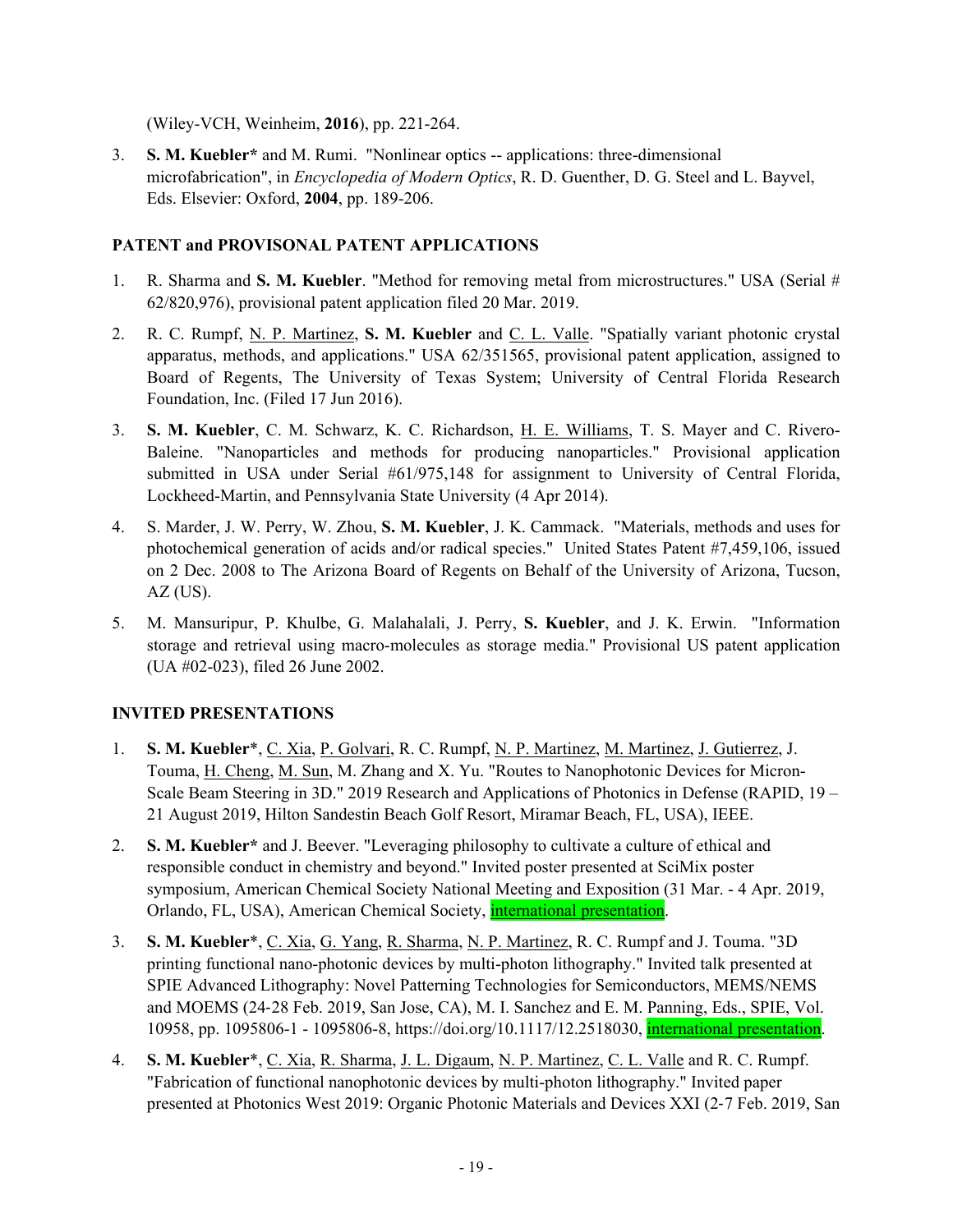(Wiley-VCH, Weinheim, **2016**), pp. 221-264.

3. **S. M. Kuebler*** and M. Rumi. "Nonlinear optics -- applications: three-dimensional microfabrication", in *Encyclopedia of Modern Optics*, R. D. Guenther, D. G. Steel and L. Bayvel, Eds. Elsevier: Oxford, **2004**, pp. 189-206.

**PATENT and PROVISONAL PATENT APPLICATIONS**

1. R. Sharma and **S. M. Kuebler**. "Method for removing metal from microstructures." USA (Serial # 62/820,976), provisional patent application filed 20 Mar. 2019.

2. R. C. Rumpf, <u>N. P. Martinez</u>, **S. M. Kuebler** and <u>C. L. Valle</u>. "Spatially variant photonic crystal apparatus, methods, and applications." USA 62/351565, provisional patent application, assigned to Board of Regents, The University of Texas System; University of Central Florida Research Foundation, Inc. (Filed 17 Jun 2016).

3. **S. M. Kuebler**, C. M. Schwarz, K. C. Richardson, <u>H. E. Williams</u>, T. S. Mayer and C. Rivero-Baleine. "Nanoparticles and methods for producing nanoparticles." Provisional application submitted in USA under Serial #61/975,148 for assignment to University of Central Florida, Lockheed-Martin, and Pennsylvania State University (4 Apr 2014).

4. S. Marder, J. W. Perry, W. Zhou, **S. M. Kuebler**, J. K. Cammack. "Materials, methods and uses for photochemical generation of acids and/or radical species." United States Patent #7,459,106, issued on 2 Dec. 2008 to The Arizona Board of Regents on Behalf of the University of Arizona, Tucson, AZ (US).

5. M. Mansuripur, P. Khulbe, G. Malahalali, J. Perry, **S. Kuebler**, and J. K. Erwin. "Information storage and retrieval using macro-molecules as storage media." Provisional US patent application (UA #02-023), filed 26 June 2002.

**INVITED PRESENTATIONS**

1. **S. M. Kuebler***, <u>C. Xia</u>, <u>P. Golvari</u>, R. C. Rumpf, <u>N. P. Martinez</u>, <u>M. Martinez</u>, <u>J. Gutierrez</u>, J. Touma, <u>H. Cheng</u>, <u>M. Sun</u>, M. Zhang and X. Yu. "Routes to Nanophotonic Devices for Micron-Scale Beam Steering in 3D." 2019 Research and Applications of Photonics in Defense (RAPID, 19 – 21 August 2019, Hilton Sandestin Beach Golf Resort, Miramar Beach, FL, USA), IEEE.

2. **S. M. Kuebler*** and J. Beever. "Leveraging philosophy to cultivate a culture of ethical and responsible conduct in chemistry and beyond." Invited poster presented at SciMix poster symposium, American Chemical Society National Meeting and Exposition (31 Mar. - 4 Apr. 2019, Orlando, FL, USA), American Chemical Society, <u>international presentation</u>.

3. **S. M. Kuebler***, <u>C. Xia</u>, <u>G. Yang</u>, <u>R. Sharma</u>, <u>N. P. Martinez</u>, R. C. Rumpf and J. Touma. "3D printing functional nano-photonic devices by multi-photon lithography." Invited talk presented at SPIE Advanced Lithography: Novel Patterning Technologies for Semiconductors, MEMS/NEMS and MOEMS (24-28 Feb. 2019, San Jose, CA), M. I. Sanchez and E. M. Panning, Eds., SPIE, Vol. 10958, pp. 1095806-1 - 1095806-8, https://doi.org/10.1117/12.2518030, <u>international presentation</u>.

4. **S. M. Kuebler***, <u>C. Xia</u>, <u>R. Sharma</u>, <u>J. L. Digaum</u>, <u>N. P. Martinez</u>, <u>C. L. Valle</u> and R. C. Rumpf. "Fabrication of functional nanophotonic devices by multi-photon lithography." Invited paper presented at Photonics West 2019: Organic Photonic Materials and Devices XXI (2-7 Feb. 2019, San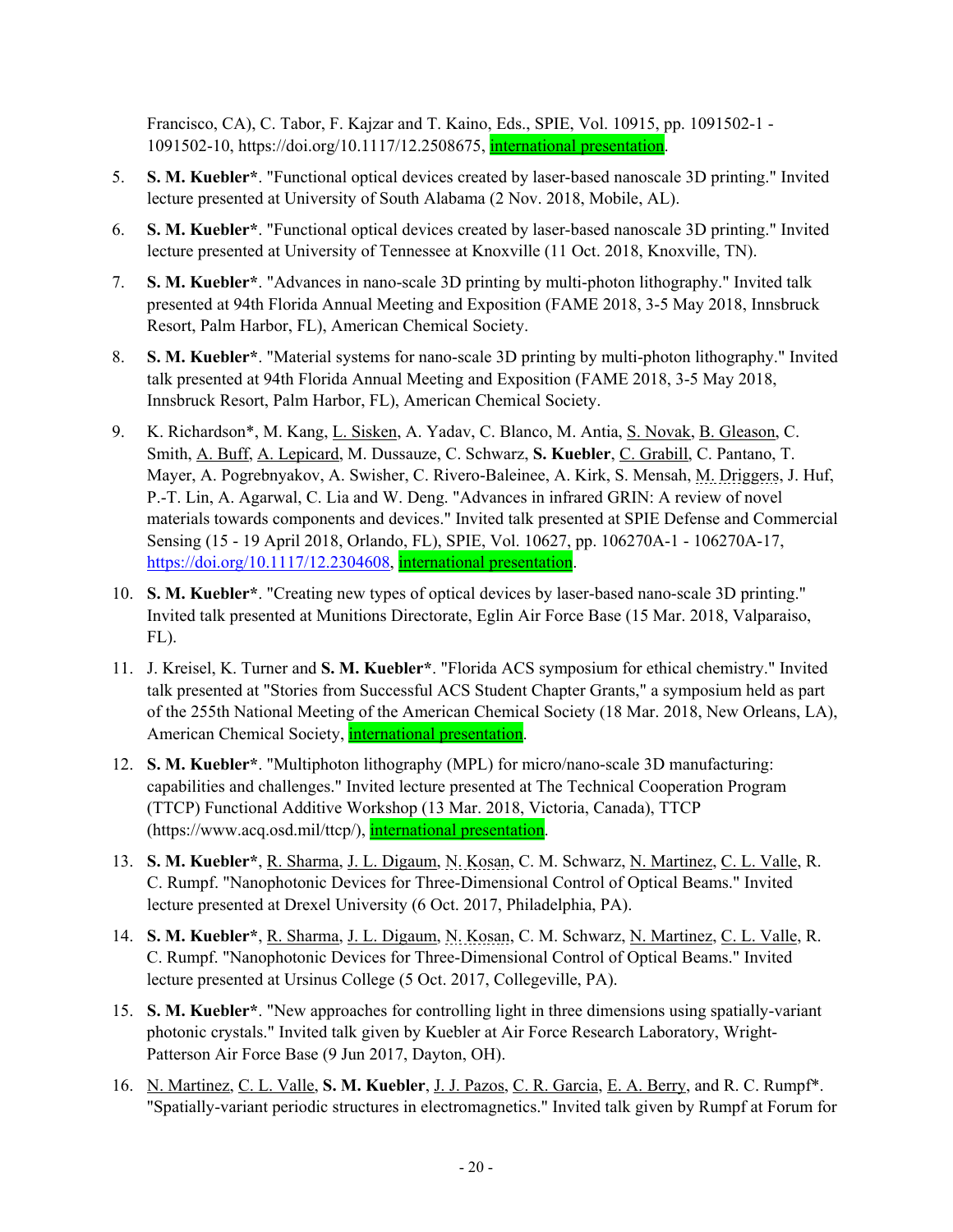Francisco, CA), C. Tabor, F. Kajzar and T. Kaino, Eds., SPIE, Vol. 10915, pp. 1091502-1 - 1091502-10, https://doi.org/10.1117/12.2508675, international presentation.

5. **S. M. Kuebler***. "Functional optical devices created by laser-based nanoscale 3D printing." Invited lecture presented at University of South Alabama (2 Nov. 2018, Mobile, AL).

6. **S. M. Kuebler***. "Functional optical devices created by laser-based nanoscale 3D printing." Invited lecture presented at University of Tennessee at Knoxville (11 Oct. 2018, Knoxville, TN).

7. **S. M. Kuebler***. "Advances in nano-scale 3D printing by multi-photon lithography." Invited talk presented at 94th Florida Annual Meeting and Exposition (FAME 2018, 3-5 May 2018, Innsbruck Resort, Palm Harbor, FL), American Chemical Society.

8. **S. M. Kuebler***. "Material systems for nano-scale 3D printing by multi-photon lithography." Invited talk presented at 94th Florida Annual Meeting and Exposition (FAME 2018, 3-5 May 2018, Innsbruck Resort, Palm Harbor, FL), American Chemical Society.

9. K. Richardson*, M. Kang, L. Sisken, A. Yadav, C. Blanco, M. Antia, S. Novak, B. Gleason, C. Smith, A. Buff, A. Lepicard, M. Dussauze, C. Schwarz, **S. Kuebler**, C. Grabill, C. Pantano, T. Mayer, A. Pogrebnyakov, A. Swisher, C. Rivero-Baleinee, A. Kirk, S. Mensah, M. Driggers, J. Huf, P.-T. Lin, A. Agarwal, C. Lia and W. Deng. "Advances in infrared GRIN: A review of novel materials towards components and devices." Invited talk presented at SPIE Defense and Commercial Sensing (15 - 19 April 2018, Orlando, FL), SPIE, Vol. 10627, pp. 106270A-1 - 106270A-17, https://doi.org/10.1117/12.2304608, international presentation.

10. **S. M. Kuebler***. "Creating new types of optical devices by laser-based nano-scale 3D printing." Invited talk presented at Munitions Directorate, Eglin Air Force Base (15 Mar. 2018, Valparaiso, FL).

11. J. Kreisel, K. Turner and **S. M. Kuebler***. "Florida ACS symposium for ethical chemistry." Invited talk presented at "Stories from Successful ACS Student Chapter Grants," a symposium held as part of the 255th National Meeting of the American Chemical Society (18 Mar. 2018, New Orleans, LA), American Chemical Society, international presentation.

12. **S. M. Kuebler***. "Multiphoton lithography (MPL) for micro/nano-scale 3D manufacturing: capabilities and challenges." Invited lecture presented at The Technical Cooperation Program (TTCP) Functional Additive Workshop (13 Mar. 2018, Victoria, Canada), TTCP (https://www.acq.osd.mil/ttcp/), international presentation.

13. **S. M. Kuebler***, R. Sharma, J. L. Digaum, N. Kosan, C. M. Schwarz, N. Martinez, C. L. Valle, R. C. Rumpf. "Nanophotonic Devices for Three-Dimensional Control of Optical Beams." Invited lecture presented at Drexel University (6 Oct. 2017, Philadelphia, PA).

14. **S. M. Kuebler***, R. Sharma, J. L. Digaum, N. Kosan, C. M. Schwarz, N. Martinez, C. L. Valle, R. C. Rumpf. "Nanophotonic Devices for Three-Dimensional Control of Optical Beams." Invited lecture presented at Ursinus College (5 Oct. 2017, Collegeville, PA).

15. **S. M. Kuebler***. "New approaches for controlling light in three dimensions using spatially-variant photonic crystals." Invited talk given by Kuebler at Air Force Research Laboratory, Wright-Patterson Air Force Base (9 Jun 2017, Dayton, OH).

16. N. Martinez, C. L. Valle, **S. M. Kuebler**, J. J. Pazos, C. R. Garcia, E. A. Berry, and R. C. Rumpf*. "Spatially-variant periodic structures in electromagnetics." Invited talk given by Rumpf at Forum for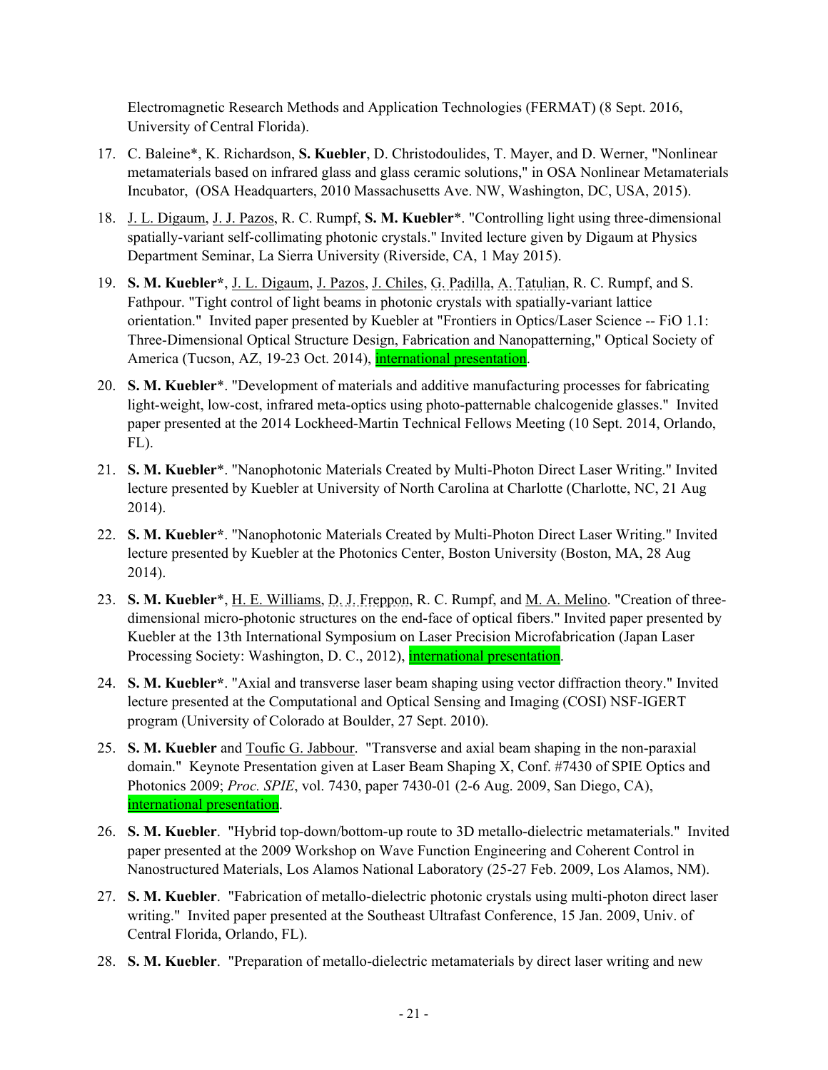Electromagnetic Research Methods and Application Technologies (FERMAT) (8 Sept. 2016, University of Central Florida).

17. C. Baleine*, K. Richardson, **S. Kuebler**, D. Christodoulides, T. Mayer, and D. Werner, "Nonlinear metamaterials based on infrared glass and glass ceramic solutions," in OSA Nonlinear Metamaterials Incubator, (OSA Headquarters, 2010 Massachusetts Ave. NW, Washington, DC, USA, 2015).

18. J. L. Digaum, J. J. Pazos, R. C. Rumpf, **S. M. Kuebler***. "Controlling light using three-dimensional spatially-variant self-collimating photonic crystals." Invited lecture given by Digaum at Physics Department Seminar, La Sierra University (Riverside, CA, 1 May 2015).

19. **S. M. Kuebler***, J. L. Digaum, J. Pazos, J. Chiles, G. Padilla, A. Tatulian, R. C. Rumpf, and S. Fathpour. "Tight control of light beams in photonic crystals with spatially-variant lattice orientation." Invited paper presented by Kuebler at "Frontiers in Optics/Laser Science -- FiO 1.1: Three-Dimensional Optical Structure Design, Fabrication and Nanopatterning," Optical Society of America (Tucson, AZ, 19-23 Oct. 2014), international presentation.

20. **S. M. Kuebler***. "Development of materials and additive manufacturing processes for fabricating light-weight, low-cost, infrared meta-optics using photo-patternable chalcogenide glasses." Invited paper presented at the 2014 Lockheed-Martin Technical Fellows Meeting (10 Sept. 2014, Orlando, FL).

21. **S. M. Kuebler***. "Nanophotonic Materials Created by Multi-Photon Direct Laser Writing." Invited lecture presented by Kuebler at University of North Carolina at Charlotte (Charlotte, NC, 21 Aug 2014).

22. **S. M. Kuebler***. "Nanophotonic Materials Created by Multi-Photon Direct Laser Writing." Invited lecture presented by Kuebler at the Photonics Center, Boston University (Boston, MA, 28 Aug 2014).

23. **S. M. Kuebler***, H. E. Williams, D. J. Freppon, R. C. Rumpf, and M. A. Melino. "Creation of three-dimensional micro-photonic structures on the end-face of optical fibers." Invited paper presented by Kuebler at the 13th International Symposium on Laser Precision Microfabrication (Japan Laser Processing Society: Washington, D. C., 2012), international presentation.

24. **S. M. Kuebler***. "Axial and transverse laser beam shaping using vector diffraction theory." Invited lecture presented at the Computational and Optical Sensing and Imaging (COSI) NSF-IGERT program (University of Colorado at Boulder, 27 Sept. 2010).

25. **S. M. Kuebler** and Toufic G. Jabbour. "Transverse and axial beam shaping in the non-paraxial domain." Keynote Presentation given at Laser Beam Shaping X, Conf. #7430 of SPIE Optics and Photonics 2009; *Proc. SPIE*, vol. 7430, paper 7430-01 (2-6 Aug. 2009, San Diego, CA), international presentation.

26. **S. M. Kuebler**. "Hybrid top-down/bottom-up route to 3D metallo-dielectric metamaterials." Invited paper presented at the 2009 Workshop on Wave Function Engineering and Coherent Control in Nanostructured Materials, Los Alamos National Laboratory (25-27 Feb. 2009, Los Alamos, NM).

27. **S. M. Kuebler**. "Fabrication of metallo-dielectric photonic crystals using multi-photon direct laser writing." Invited paper presented at the Southeast Ultrafast Conference, 15 Jan. 2009, Univ. of Central Florida, Orlando, FL).

28. **S. M. Kuebler**. "Preparation of metallo-dielectric metamaterials by direct laser writing and new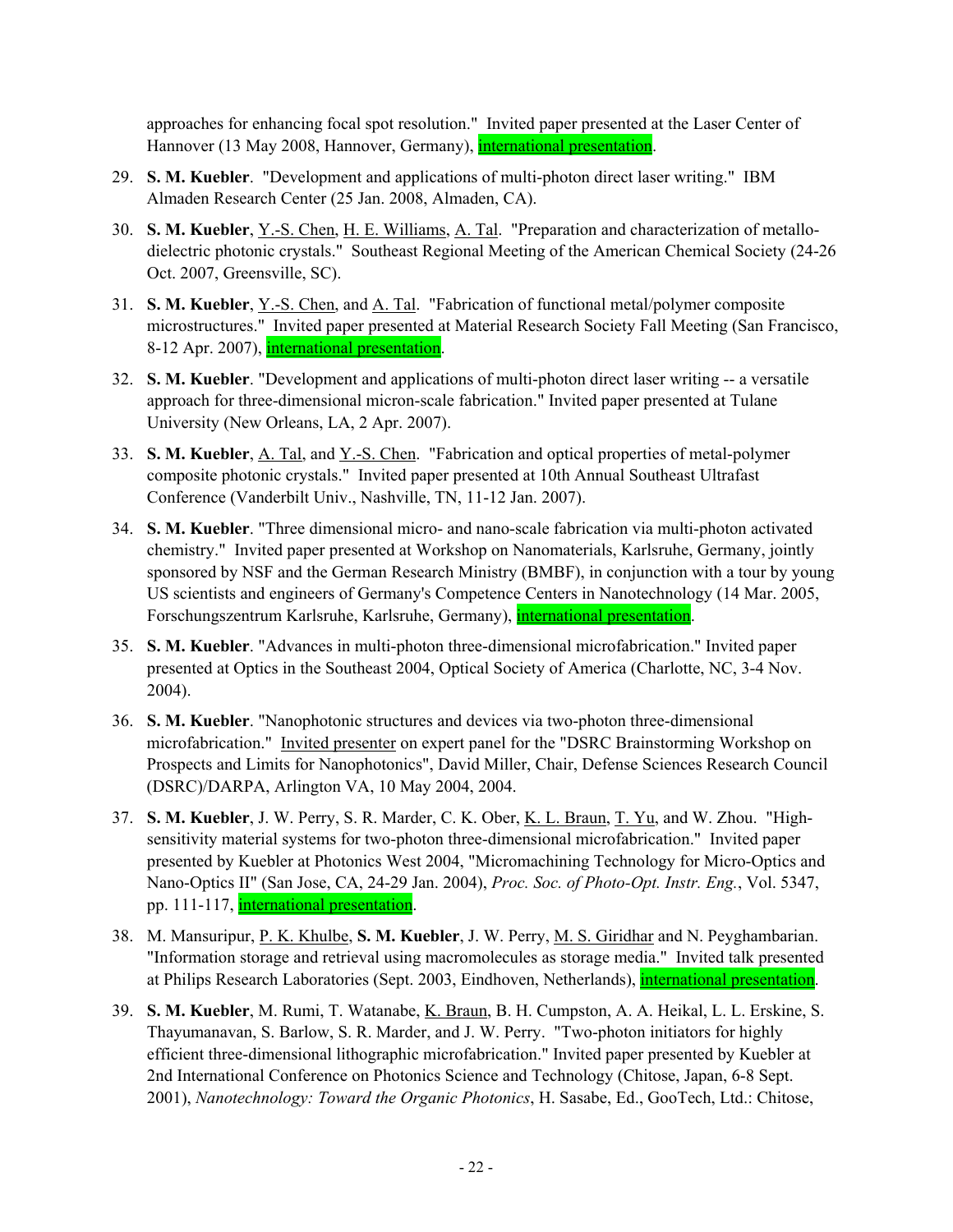approaches for enhancing focal spot resolution." Invited paper presented at the Laser Center of Hannover (13 May 2008, Hannover, Germany), <u>international presentation</u>.

29. **S. M. Kuebler**. "Development and applications of multi-photon direct laser writing." IBM Almaden Research Center (25 Jan. 2008, Almaden, CA).

30. **S. M. Kuebler**, <u>Y.-S. Chen</u>, <u>H. E. Williams</u>, <u>A. Tal</u>. "Preparation and characterization of metallo-dielectric photonic crystals." Southeast Regional Meeting of the American Chemical Society (24-26 Oct. 2007, Greensville, SC).

31. **S. M. Kuebler**, <u>Y.-S. Chen</u>, and <u>A. Tal</u>. "Fabrication of functional metal/polymer composite microstructures." Invited paper presented at Material Research Society Fall Meeting (San Francisco, 8-12 Apr. 2007), <u>international presentation</u>.

32. **S. M. Kuebler**. "Development and applications of multi-photon direct laser writing -- a versatile approach for three-dimensional micron-scale fabrication." Invited paper presented at Tulane University (New Orleans, LA, 2 Apr. 2007).

33. **S. M. Kuebler**, <u>A. Tal</u>, and <u>Y.-S. Chen</u>. "Fabrication and optical properties of metal-polymer composite photonic crystals." Invited paper presented at 10th Annual Southeast Ultrafast Conference (Vanderbilt Univ., Nashville, TN, 11-12 Jan. 2007).

34. **S. M. Kuebler**. "Three dimensional micro- and nano-scale fabrication via multi-photon activated chemistry." Invited paper presented at Workshop on Nanomaterials, Karlsruhe, Germany, jointly sponsored by NSF and the German Research Ministry (BMBF), in conjunction with a tour by young US scientists and engineers of Germany's Competence Centers in Nanotechnology (14 Mar. 2005, Forschungszentrum Karlsruhe, Karlsruhe, Germany), <u>international presentation</u>.

35. **S. M. Kuebler**. "Advances in multi-photon three-dimensional microfabrication." Invited paper presented at Optics in the Southeast 2004, Optical Society of America (Charlotte, NC, 3-4 Nov. 2004).

36. **S. M. Kuebler**. "Nanophotonic structures and devices via two-photon three-dimensional microfabrication." <u>Invited presenter</u> on expert panel for the "DSRC Brainstorming Workshop on Prospects and Limits for Nanophotonics", David Miller, Chair, Defense Sciences Research Council (DSRC)/DARPA, Arlington VA, 10 May 2004, 2004.

37. **S. M. Kuebler**, J. W. Perry, S. R. Marder, C. K. Ober, <u>K. L. Braun</u>, <u>T. Yu</u>, and W. Zhou. "High-sensitivity material systems for two-photon three-dimensional microfabrication." Invited paper presented by Kuebler at Photonics West 2004, "Micromachining Technology for Micro-Optics and Nano-Optics II" (San Jose, CA, 24-29 Jan. 2004), *Proc. Soc. of Photo-Opt. Instr. Eng.*, Vol. 5347, pp. 111-117, <u>international presentation</u>.

38. M. Mansuripur, <u>P. K. Khulbe</u>, **S. M. Kuebler**, J. W. Perry, <u>M. S. Giridhar</u> and N. Peyghambarian. "Information storage and retrieval using macromolecules as storage media." Invited talk presented at Philips Research Laboratories (Sept. 2003, Eindhoven, Netherlands), <u>international presentation</u>.

39. **S. M. Kuebler**, M. Rumi, T. Watanabe, <u>K. Braun</u>, B. H. Cumpston, A. A. Heikal, L. L. Erskine, S. Thayumanavan, S. Barlow, S. R. Marder, and J. W. Perry. "Two-photon initiators for highly efficient three-dimensional lithographic microfabrication." Invited paper presented by Kuebler at 2nd International Conference on Photonics Science and Technology (Chitose, Japan, 6-8 Sept. 2001), *Nanotechnology: Toward the Organic Photonics*, H. Sasabe, Ed., GooTech, Ltd.: Chitose,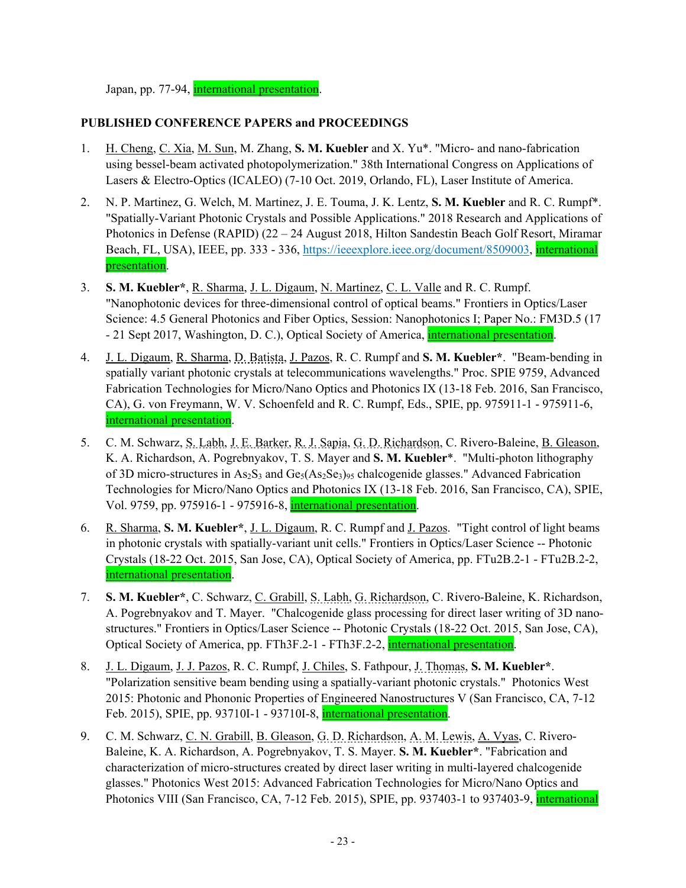Japan, pp. 77-94, international presentation.

**PUBLISHED CONFERENCE PAPERS and PROCEEDINGS**

1. H. Cheng, C. Xia, M. Sun, M. Zhang, **S. M. Kuebler** and X. Yu*. "Micro- and nano-fabrication using bessel-beam activated photopolymerization." 38th International Congress on Applications of Lasers & Electro-Optics (ICALEO) (7-10 Oct. 2019, Orlando, FL), Laser Institute of America.

2. N. P. Martinez, G. Welch, M. Martinez, J. E. Touma, J. K. Lentz, **S. M. Kuebler** and R. C. Rumpf*. "Spatially-Variant Photonic Crystals and Possible Applications." 2018 Research and Applications of Photonics in Defense (RAPID) (22 – 24 August 2018, Hilton Sandestin Beach Golf Resort, Miramar Beach, FL, USA), IEEE, pp. 333 - 336, https://ieeexplore.ieee.org/document/8509003, international presentation.

3. **S. M. Kuebler***, R. Sharma, J. L. Digaum, N. Martinez, C. L. Valle and R. C. Rumpf. "Nanophotonic devices for three-dimensional control of optical beams." Frontiers in Optics/Laser Science: 4.5 General Photonics and Fiber Optics, Session: Nanophotonics I; Paper No.: FM3D.5 (17 - 21 Sept 2017, Washington, D. C.), Optical Society of America, international presentation.

4. J. L. Digaum, R. Sharma, D. Batista, J. Pazos, R. C. Rumpf and **S. M. Kuebler***. "Beam-bending in spatially variant photonic crystals at telecommunications wavelengths." Proc. SPIE 9759, Advanced Fabrication Technologies for Micro/Nano Optics and Photonics IX (13-18 Feb. 2016, San Francisco, CA), G. von Freymann, W. V. Schoenfeld and R. C. Rumpf, Eds., SPIE, pp. 975911-1 - 975911-6, international presentation.

5. C. M. Schwarz, S. Labh, J. E. Barker, R. J. Sapia, G. D. Richardson, C. Rivero-Baleine, B. Gleason, K. A. Richardson, A. Pogrebnyakov, T. S. Mayer and **S. M. Kuebler***. "Multi-photon lithography of 3D micro-structures in $As_2S_3$ and $Ge_5(As_2Se_3)_{95}$ chalcogenide glasses." Advanced Fabrication Technologies for Micro/Nano Optics and Photonics IX (13-18 Feb. 2016, San Francisco, CA), SPIE, Vol. 9759, pp. 975916-1 - 975916-8, international presentation.

6. R. Sharma, **S. M. Kuebler***, J. L. Digaum, R. C. Rumpf and J. Pazos. "Tight control of light beams in photonic crystals with spatially-variant unit cells." Frontiers in Optics/Laser Science -- Photonic Crystals (18-22 Oct. 2015, San Jose, CA), Optical Society of America, pp. FTu2B.2-1 - FTu2B.2-2, international presentation.

7. **S. M. Kuebler***, C. Schwarz, C. Grabill, S. Labh, G. Richardson, C. Rivero-Baleine, K. Richardson, A. Pogrebnyakov and T. Mayer. "Chalcogenide glass processing for direct laser writing of 3D nano-structures." Frontiers in Optics/Laser Science -- Photonic Crystals (18-22 Oct. 2015, San Jose, CA), Optical Society of America, pp. FTh3F.2-1 - FTh3F.2-2, international presentation.

8. J. L. Digaum, J. J. Pazos, R. C. Rumpf, J. Chiles, S. Fathpour, J. Thomas, **S. M. Kuebler***. "Polarization sensitive beam bending using a spatially-variant photonic crystals." Photonics West 2015: Photonic and Phononic Properties of Engineered Nanostructures V (San Francisco, CA, 7-12 Feb. 2015), SPIE, pp. 93710I-1 - 93710I-8, international presentation.

9. C. M. Schwarz, C. N. Grabill, B. Gleason, G. D. Richardson, A. M. Lewis, A. Vyas, C. Rivero-Baleine, K. A. Richardson, A. Pogrebnyakov, T. S. Mayer. **S. M. Kuebler***. "Fabrication and characterization of micro-structures created by direct laser writing in multi-layered chalcogenide glasses." Photonics West 2015: Advanced Fabrication Technologies for Micro/Nano Optics and Photonics VIII (San Francisco, CA, 7-12 Feb. 2015), SPIE, pp. 937403-1 to 937403-9, international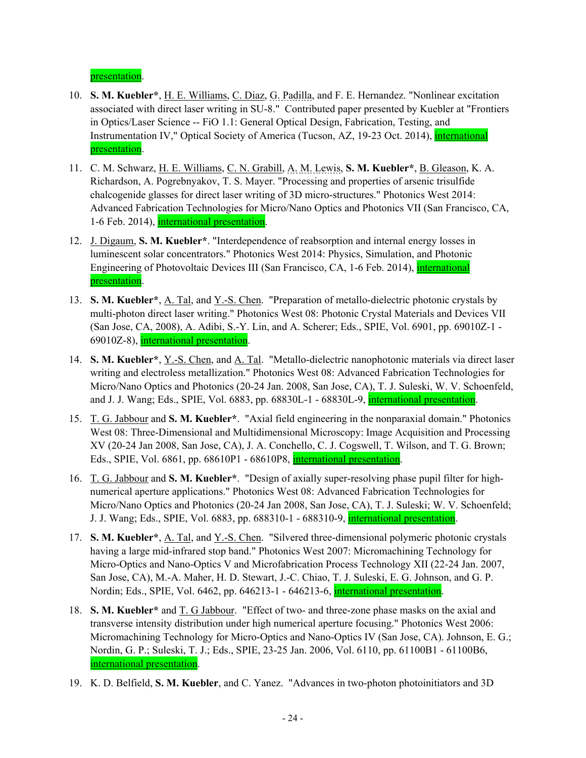presentation.

10. **S. M. Kuebler***, H. E. Williams, C. Diaz, G. Padilla, and F. E. Hernandez. "Nonlinear excitation associated with direct laser writing in SU-8." Contributed paper presented by Kuebler at "Frontiers in Optics/Laser Science -- FiO 1.1: General Optical Design, Fabrication, Testing, and Instrumentation IV," Optical Society of America (Tucson, AZ, 19-23 Oct. 2014), international presentation.

11. C. M. Schwarz, H. E. Williams, C. N. Grabill, A. M. Lewis, **S. M. Kuebler***, B. Gleason, K. A. Richardson, A. Pogrebnyakov, T. S. Mayer. "Processing and properties of arsenic trisulfide chalcogenide glasses for direct laser writing of 3D micro-structures." Photonics West 2014: Advanced Fabrication Technologies for Micro/Nano Optics and Photonics VII (San Francisco, CA, 1-6 Feb. 2014), international presentation.

12. J. Digaum, **S. M. Kuebler***. "Interdependence of reabsorption and internal energy losses in luminescent solar concentrators." Photonics West 2014: Physics, Simulation, and Photonic Engineering of Photovoltaic Devices III (San Francisco, CA, 1-6 Feb. 2014), international presentation.

13. **S. M. Kuebler***, A. Tal, and Y.-S. Chen. "Preparation of metallo-dielectric photonic crystals by multi-photon direct laser writing." Photonics West 08: Photonic Crystal Materials and Devices VII (San Jose, CA, 2008), A. Adibi, S.-Y. Lin, and A. Scherer; Eds., SPIE, Vol. 6901, pp. 69010Z-1 - 69010Z-8), international presentation.

14. **S. M. Kuebler***, Y.-S. Chen, and A. Tal. "Metallo-dielectric nanophotonic materials via direct laser writing and electroless metallization." Photonics West 08: Advanced Fabrication Technologies for Micro/Nano Optics and Photonics (20-24 Jan. 2008, San Jose, CA), T. J. Suleski, W. V. Schoenfeld, and J. J. Wang; Eds., SPIE, Vol. 6883, pp. 68830L-1 - 68830L-9, international presentation.

15. T. G. Jabbour and **S. M. Kuebler***. "Axial field engineering in the nonparaxial domain." Photonics West 08: Three-Dimensional and Multidimensional Microscopy: Image Acquisition and Processing XV (20-24 Jan 2008, San Jose, CA), J. A. Conchello, C. J. Cogswell, T. Wilson, and T. G. Brown; Eds., SPIE, Vol. 6861, pp. 68610P1 - 68610P8, international presentation.

16. T. G. Jabbour and **S. M. Kuebler***. "Design of axially super-resolving phase pupil filter for high-numerical aperture applications." Photonics West 08: Advanced Fabrication Technologies for Micro/Nano Optics and Photonics (20-24 Jan 2008, San Jose, CA), T. J. Suleski; W. V. Schoenfeld; J. J. Wang; Eds., SPIE, Vol. 6883, pp. 688310-1 - 688310-9, international presentation.

17. **S. M. Kuebler***, A. Tal, and Y.-S. Chen. "Silvered three-dimensional polymeric photonic crystals having a large mid-infrared stop band." Photonics West 2007: Micromachining Technology for Micro-Optics and Nano-Optics V and Microfabrication Process Technology XII (22-24 Jan. 2007, San Jose, CA), M.-A. Maher, H. D. Stewart, J.-C. Chiao, T. J. Suleski, E. G. Johnson, and G. P. Nordin; Eds., SPIE, Vol. 6462, pp. 646213-1 - 646213-6, international presentation.

18. **S. M. Kuebler*** and T. G Jabbour. "Effect of two- and three-zone phase masks on the axial and transverse intensity distribution under high numerical aperture focusing." Photonics West 2006: Micromachining Technology for Micro-Optics and Nano-Optics IV (San Jose, CA). Johnson, E. G.; Nordin, G. P.; Suleski, T. J.; Eds., SPIE, 23-25 Jan. 2006, Vol. 6110, pp. 61100B1 - 61100B6, international presentation.

19. K. D. Belfield, **S. M. Kuebler**, and C. Yanez. "Advances in two-photon photoinitiators and 3D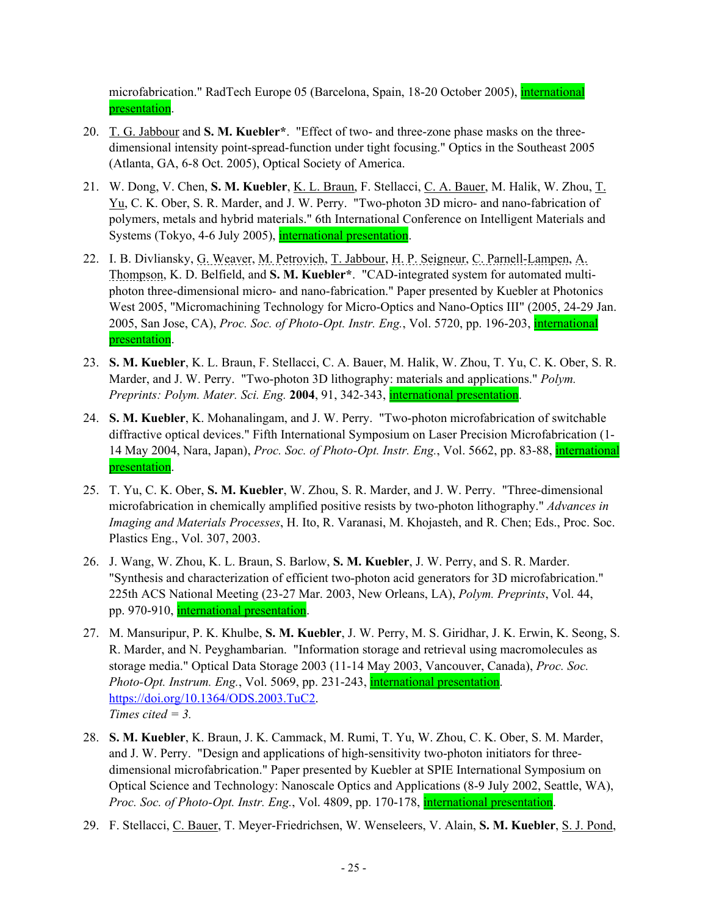microfabrication." RadTech Europe 05 (Barcelona, Spain, 18-20 October 2005), international presentation.

20. T. G. Jabbour and **S. M. Kuebler***. "Effect of two- and three-zone phase masks on the three-dimensional intensity point-spread-function under tight focusing." Optics in the Southeast 2005 (Atlanta, GA, 6-8 Oct. 2005), Optical Society of America.

21. W. Dong, V. Chen, **S. M. Kuebler**, K. L. Braun, F. Stellacci, C. A. Bauer, M. Halik, W. Zhou, T. Yu, C. K. Ober, S. R. Marder, and J. W. Perry. "Two-photon 3D micro- and nano-fabrication of polymers, metals and hybrid materials." 6th International Conference on Intelligent Materials and Systems (Tokyo, 4-6 July 2005), international presentation.

22. I. B. Divliansky, G. Weaver, M. Petrovich, T. Jabbour, H. P. Seigneur, C. Parnell-Lampen, A. Thompson, K. D. Belfield, and **S. M. Kuebler***. "CAD-integrated system for automated multi-photon three-dimensional micro- and nano-fabrication." Paper presented by Kuebler at Photonics West 2005, "Micromachining Technology for Micro-Optics and Nano-Optics III" (2005, 24-29 Jan. 2005, San Jose, CA), *Proc. Soc. of Photo-Opt. Instr. Eng.*, Vol. 5720, pp. 196-203, international presentation.

23. **S. M. Kuebler**, K. L. Braun, F. Stellacci, C. A. Bauer, M. Halik, W. Zhou, T. Yu, C. K. Ober, S. R. Marder, and J. W. Perry. "Two-photon 3D lithography: materials and applications." *Polym. Preprints: Polym. Mater. Sci. Eng.* **2004**, 91, 342-343, international presentation.

24. **S. M. Kuebler**, K. Mohanalingam, and J. W. Perry. "Two-photon microfabrication of switchable diffractive optical devices." Fifth International Symposium on Laser Precision Microfabrication (1-14 May 2004, Nara, Japan), *Proc. Soc. of Photo-Opt. Instr. Eng.*, Vol. 5662, pp. 83-88, international presentation.

25. T. Yu, C. K. Ober, **S. M. Kuebler**, W. Zhou, S. R. Marder, and J. W. Perry. "Three-dimensional microfabrication in chemically amplified positive resists by two-photon lithography." *Advances in Imaging and Materials Processes*, H. Ito, R. Varanasi, M. Khojasteh, and R. Chen; Eds., Proc. Soc. Plastics Eng., Vol. 307, 2003.

26. J. Wang, W. Zhou, K. L. Braun, S. Barlow, **S. M. Kuebler**, J. W. Perry, and S. R. Marder. "Synthesis and characterization of efficient two-photon acid generators for 3D microfabrication." 225th ACS National Meeting (23-27 Mar. 2003, New Orleans, LA), *Polym. Preprints*, Vol. 44, pp. 970-910, international presentation.

27. M. Mansuripur, P. K. Khulbe, **S. M. Kuebler**, J. W. Perry, M. S. Giridhar, J. K. Erwin, K. Seong, S. R. Marder, and N. Peyghambarian. "Information storage and retrieval using macromolecules as storage media." Optical Data Storage 2003 (11-14 May 2003, Vancouver, Canada), *Proc. Soc. Photo-Opt. Instrum. Eng.*, Vol. 5069, pp. 231-243, international presentation. https://doi.org/10.1364/ODS.2003.TuC2.
*Times cited = 3.*

28. **S. M. Kuebler**, K. Braun, J. K. Cammack, M. Rumi, T. Yu, W. Zhou, C. K. Ober, S. M. Marder, and J. W. Perry. "Design and applications of high-sensitivity two-photon initiators for three-dimensional microfabrication." Paper presented by Kuebler at SPIE International Symposium on Optical Science and Technology: Nanoscale Optics and Applications (8-9 July 2002, Seattle, WA), *Proc. Soc. of Photo-Opt. Instr. Eng.*, Vol. 4809, pp. 170-178, international presentation.

29. F. Stellacci, C. Bauer, T. Meyer-Friedrichsen, W. Wenseleers, V. Alain, **S. M. Kuebler**, S. J. Pond,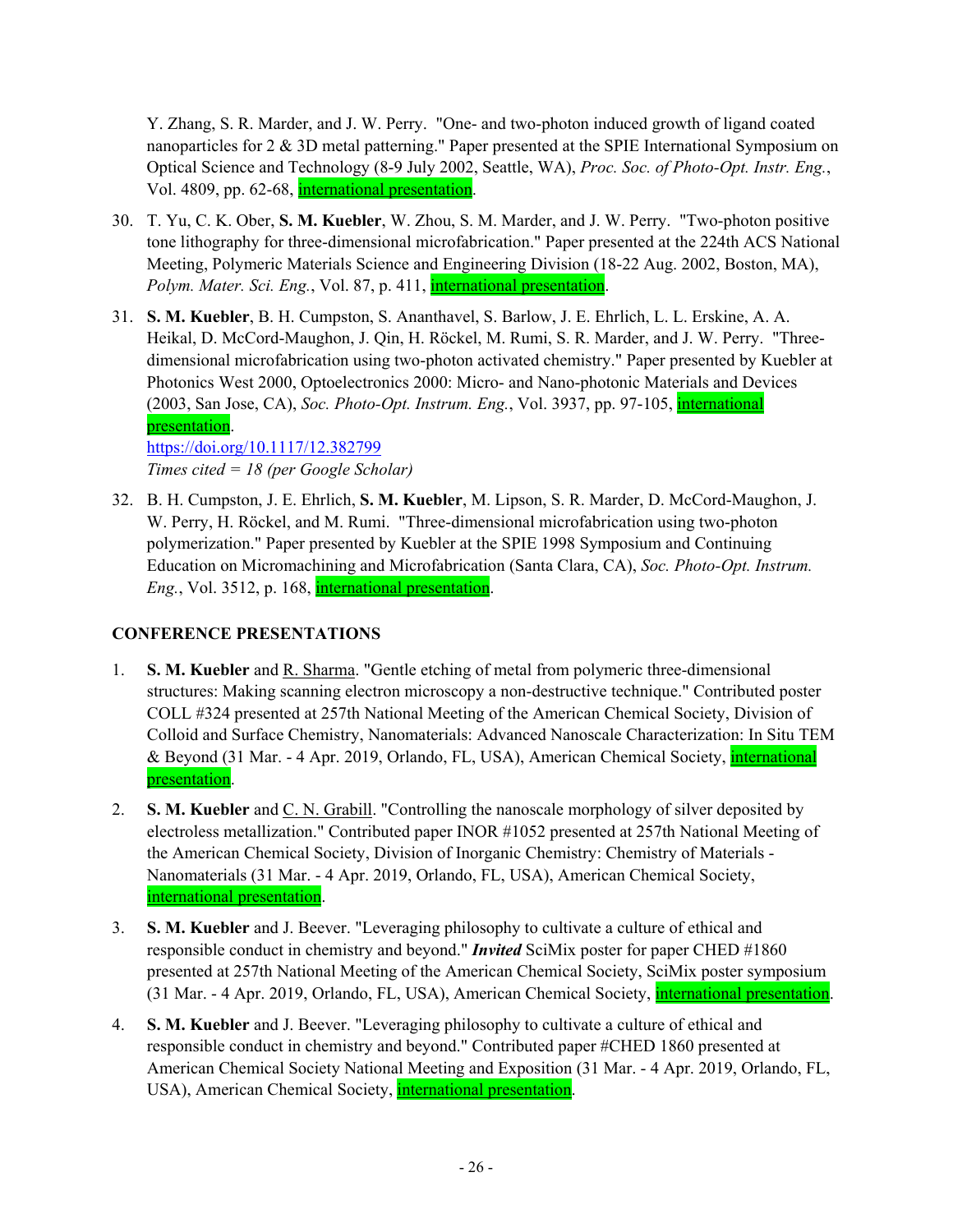Y. Zhang, S. R. Marder, and J. W. Perry. "One- and two-photon induced growth of ligand coated nanoparticles for 2 & 3D metal patterning." Paper presented at the SPIE International Symposium on Optical Science and Technology (8-9 July 2002, Seattle, WA), *Proc. Soc. of Photo-Opt. Instr. Eng.*, Vol. 4809, pp. 62-68, international presentation.

30. T. Yu, C. K. Ober, **S. M. Kuebler**, W. Zhou, S. M. Marder, and J. W. Perry. "Two-photon positive tone lithography for three-dimensional microfabrication." Paper presented at the 224th ACS National Meeting, Polymeric Materials Science and Engineering Division (18-22 Aug. 2002, Boston, MA), *Polym. Mater. Sci. Eng.*, Vol. 87, p. 411, international presentation.

31. **S. M. Kuebler**, B. H. Cumpston, S. Ananthavel, S. Barlow, J. E. Ehrlich, L. L. Erskine, A. A. Heikal, D. McCord-Maughon, J. Qin, H. Röckel, M. Rumi, S. R. Marder, and J. W. Perry. "Three-dimensional microfabrication using two-photon activated chemistry." Paper presented by Kuebler at Photonics West 2000, Optoelectronics 2000: Micro- and Nano-photonic Materials and Devices (2003, San Jose, CA), *Soc. Photo-Opt. Instrum. Eng.*, Vol. 3937, pp. 97-105, international presentation.
https://doi.org/10.1117/12.382799
*Times cited = 18 (per Google Scholar)*

32. B. H. Cumpston, J. E. Ehrlich, **S. M. Kuebler**, M. Lipson, S. R. Marder, D. McCord-Maughon, J. W. Perry, H. Röckel, and M. Rumi. "Three-dimensional microfabrication using two-photon polymerization." Paper presented by Kuebler at the SPIE 1998 Symposium and Continuing Education on Micromachining and Microfabrication (Santa Clara, CA), *Soc. Photo-Opt. Instrum. Eng.*, Vol. 3512, p. 168, international presentation.

## CONFERENCE PRESENTATIONS

1. **S. M. Kuebler** and R. Sharma. "Gentle etching of metal from polymeric three-dimensional structures: Making scanning electron microscopy a non-destructive technique." Contributed poster COLL #324 presented at 257th National Meeting of the American Chemical Society, Division of Colloid and Surface Chemistry, Nanomaterials: Advanced Nanoscale Characterization: In Situ TEM & Beyond (31 Mar. - 4 Apr. 2019, Orlando, FL, USA), American Chemical Society, international presentation.

2. **S. M. Kuebler** and C. N. Grabill. "Controlling the nanoscale morphology of silver deposited by electroless metallization." Contributed paper INOR #1052 presented at 257th National Meeting of the American Chemical Society, Division of Inorganic Chemistry: Chemistry of Materials - Nanomaterials (31 Mar. - 4 Apr. 2019, Orlando, FL, USA), American Chemical Society, international presentation.

3. **S. M. Kuebler** and J. Beever. "Leveraging philosophy to cultivate a culture of ethical and responsible conduct in chemistry and beyond." ***Invited*** SciMix poster for paper CHED #1860 presented at 257th National Meeting of the American Chemical Society, SciMix poster symposium (31 Mar. - 4 Apr. 2019, Orlando, FL, USA), American Chemical Society, international presentation.

4. **S. M. Kuebler** and J. Beever. "Leveraging philosophy to cultivate a culture of ethical and responsible conduct in chemistry and beyond." Contributed paper #CHED 1860 presented at American Chemical Society National Meeting and Exposition (31 Mar. - 4 Apr. 2019, Orlando, FL, USA), American Chemical Society, international presentation.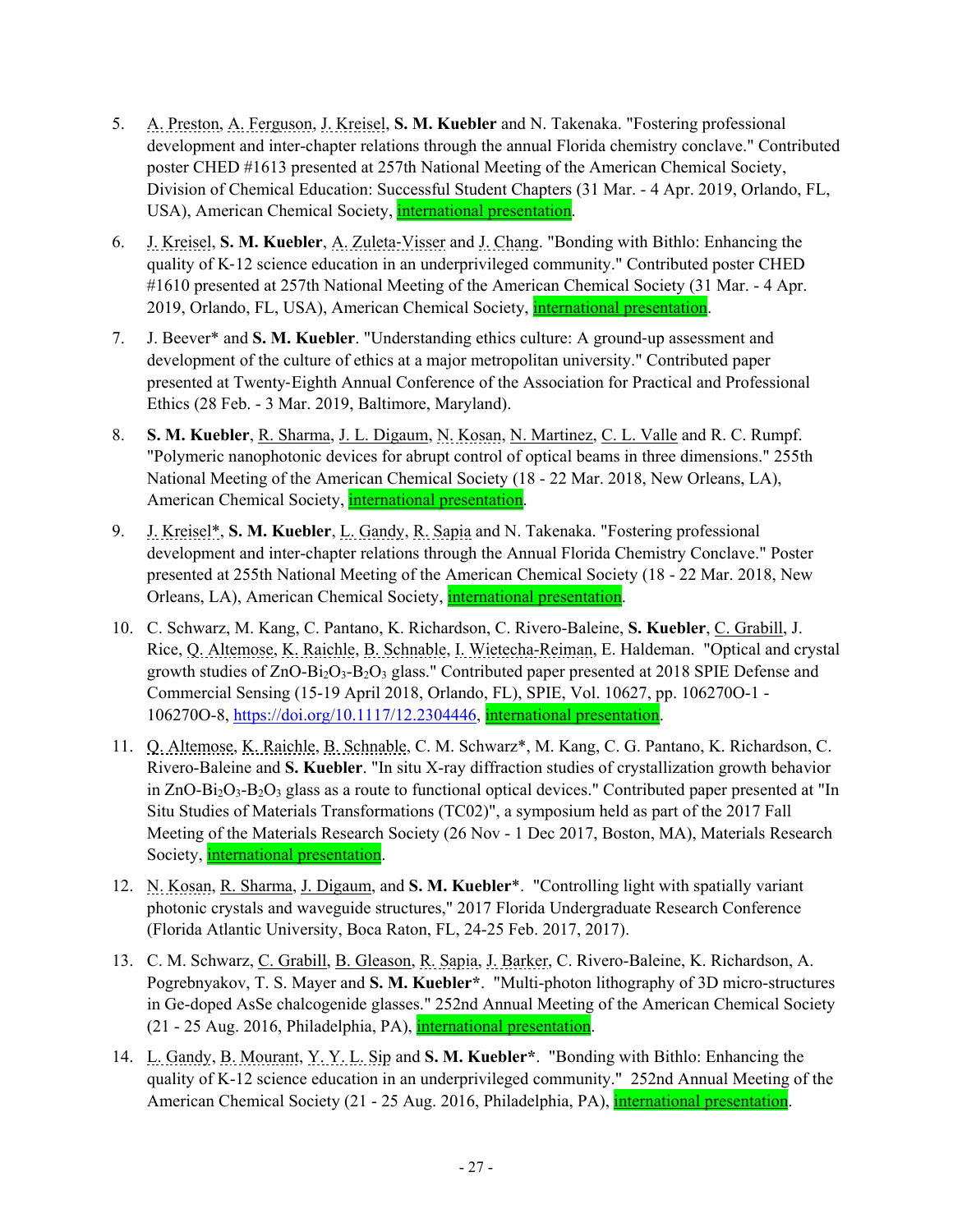5. A. Preston, A. Ferguson, J. Kreisel, **S. M. Kuebler** and N. Takenaka. "Fostering professional development and inter-chapter relations through the annual Florida chemistry conclave." Contributed poster CHED #1613 presented at 257th National Meeting of the American Chemical Society, Division of Chemical Education: Successful Student Chapters (31 Mar. - 4 Apr. 2019, Orlando, FL, USA), American Chemical Society, international presentation.

6. J. Kreisel, **S. M. Kuebler**, A. Zuleta-Visser and J. Chang. "Bonding with Bithlo: Enhancing the quality of K-12 science education in an underprivileged community." Contributed poster CHED #1610 presented at 257th National Meeting of the American Chemical Society (31 Mar. - 4 Apr. 2019, Orlando, FL, USA), American Chemical Society, international presentation.

7. J. Beever* and **S. M. Kuebler**. "Understanding ethics culture: A ground-up assessment and development of the culture of ethics at a major metropolitan university." Contributed paper presented at Twenty-Eighth Annual Conference of the Association for Practical and Professional Ethics (28 Feb. - 3 Mar. 2019, Baltimore, Maryland).

8. **S. M. Kuebler**, R. Sharma, J. L. Digaum, N. Kosan, N. Martinez, C. L. Valle and R. C. Rumpf. "Polymeric nanophotonic devices for abrupt control of optical beams in three dimensions." 255th National Meeting of the American Chemical Society (18 - 22 Mar. 2018, New Orleans, LA), American Chemical Society, international presentation.

9. J. Kreisel*, **S. M. Kuebler**, L. Gandy, R. Sapia and N. Takenaka. "Fostering professional development and inter-chapter relations through the Annual Florida Chemistry Conclave." Poster presented at 255th National Meeting of the American Chemical Society (18 - 22 Mar. 2018, New Orleans, LA), American Chemical Society, international presentation.

10. C. Schwarz, M. Kang, C. Pantano, K. Richardson, C. Rivero-Baleine, **S. Kuebler**, C. Grabill, J. Rice, Q. Altemose, K. Raichle, B. Schnable, I. Wietecha-Reiman, E. Haldeman. "Optical and crystal growth studies of $ZnO$-$Bi_2O_3$-$B_2O_3$ glass." Contributed paper presented at 2018 SPIE Defense and Commercial Sensing (15-19 April 2018, Orlando, FL), SPIE, Vol. 10627, pp. 106270O-1 - 106270O-8, https://doi.org/10.1117/12.2304446, international presentation.

11. Q. Altemose, K. Raichle, B. Schnable, C. M. Schwarz*, M. Kang, C. G. Pantano, K. Richardson, C. Rivero-Baleine and **S. Kuebler**. "In situ X-ray diffraction studies of crystallization growth behavior in $ZnO$-$Bi_2O_3$-$B_2O_3$ glass as a route to functional optical devices." Contributed paper presented at "In Situ Studies of Materials Transformations (TC02)", a symposium held as part of the 2017 Fall Meeting of the Materials Research Society (26 Nov - 1 Dec 2017, Boston, MA), Materials Research Society, international presentation.

12. N. Kosan, R. Sharma, J. Digaum, and **S. M. Kuebler***. "Controlling light with spatially variant photonic crystals and waveguide structures," 2017 Florida Undergraduate Research Conference (Florida Atlantic University, Boca Raton, FL, 24-25 Feb. 2017, 2017).

13. C. M. Schwarz, C. Grabill, B. Gleason, R. Sapia, J. Barker, C. Rivero-Baleine, K. Richardson, A. Pogrebnyakov, T. S. Mayer and **S. M. Kuebler***. "Multi-photon lithography of 3D micro-structures in Ge-doped AsSe chalcogenide glasses." 252nd Annual Meeting of the American Chemical Society (21 - 25 Aug. 2016, Philadelphia, PA), international presentation.

14. L. Gandy, B. Mourant, Y. Y. L. Sip and **S. M. Kuebler***. "Bonding with Bithlo: Enhancing the quality of K-12 science education in an underprivileged community." 252nd Annual Meeting of the American Chemical Society (21 - 25 Aug. 2016, Philadelphia, PA), international presentation.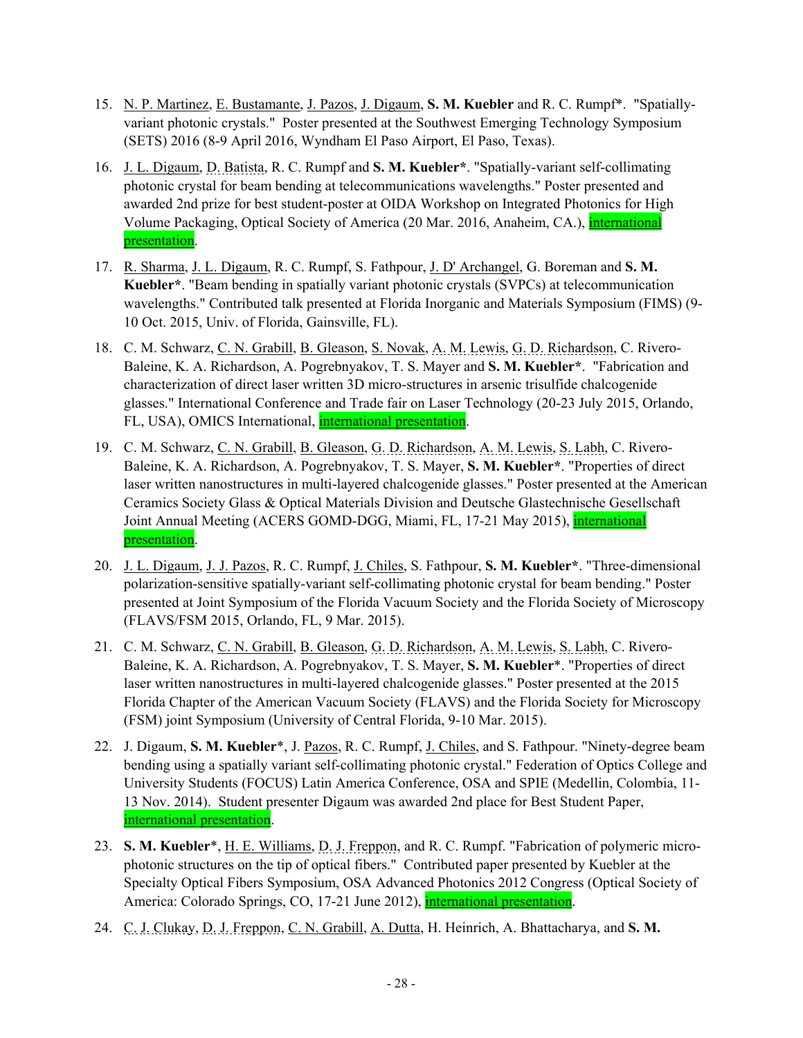15. N. P. Martinez, E. Bustamante, J. Pazos, J. Digaum, **S. M. Kuebler** and R. C. Rumpf*. "Spatially-variant photonic crystals." Poster presented at the Southwest Emerging Technology Symposium (SETS) 2016 (8-9 April 2016, Wyndham El Paso Airport, El Paso, Texas).

16. J. L. Digaum, D. Batista, R. C. Rumpf and **S. M. Kuebler***. "Spatially-variant self-collimating photonic crystal for beam bending at telecommunications wavelengths." Poster presented and awarded 2nd prize for best student-poster at OIDA Workshop on Integrated Photonics for High Volume Packaging, Optical Society of America (20 Mar. 2016, Anaheim, CA.), international presentation.

17. R. Sharma, J. L. Digaum, R. C. Rumpf, S. Fathpour, J. D' Archangel, G. Boreman and **S. M. Kuebler***. "Beam bending in spatially variant photonic crystals (SVPCs) at telecommunication wavelengths." Contributed talk presented at Florida Inorganic and Materials Symposium (FIMS) (9-10 Oct. 2015, Univ. of Florida, Gainsville, FL).

18. C. M. Schwarz, C. N. Grabill, B. Gleason, S. Novak, A. M. Lewis, G. D. Richardson, C. Rivero-Baleine, K. A. Richardson, A. Pogrebnyakov, T. S. Mayer and **S. M. Kuebler***. "Fabrication and characterization of direct laser written 3D micro-structures in arsenic trisulfide chalcogenide glasses." International Conference and Trade fair on Laser Technology (20-23 July 2015, Orlando, FL, USA), OMICS International, international presentation.

19. C. M. Schwarz, C. N. Grabill, B. Gleason, G. D. Richardson, A. M. Lewis, S. Labh, C. Rivero-Baleine, K. A. Richardson, A. Pogrebnyakov, T. S. Mayer, **S. M. Kuebler***. "Properties of direct laser written nanostructures in multi-layered chalcogenide glasses." Poster presented at the American Ceramics Society Glass & Optical Materials Division and Deutsche Glastechnische Gesellschaft Joint Annual Meeting (ACERS GOMD-DGG, Miami, FL, 17-21 May 2015), international presentation.

20. J. L. Digaum, J. J. Pazos, R. C. Rumpf, J. Chiles, S. Fathpour, **S. M. Kuebler***. "Three-dimensional polarization-sensitive spatially-variant self-collimating photonic crystal for beam bending." Poster presented at Joint Symposium of the Florida Vacuum Society and the Florida Society of Microscopy (FLAVS/FSM 2015, Orlando, FL, 9 Mar. 2015).

21. C. M. Schwarz, C. N. Grabill, B. Gleason, G. D. Richardson, A. M. Lewis, S. Labh, C. Rivero-Baleine, K. A. Richardson, A. Pogrebnyakov, T. S. Mayer, **S. M. Kuebler***. "Properties of direct laser written nanostructures in multi-layered chalcogenide glasses." Poster presented at the 2015 Florida Chapter of the American Vacuum Society (FLAVS) and the Florida Society for Microscopy (FSM) joint Symposium (University of Central Florida, 9-10 Mar. 2015).

22. J. Digaum, **S. M. Kuebler***, J. Pazos, R. C. Rumpf, J. Chiles, and S. Fathpour. "Ninety-degree beam bending using a spatially variant self-collimating photonic crystal." Federation of Optics College and University Students (FOCUS) Latin America Conference, OSA and SPIE (Medellin, Colombia, 11-13 Nov. 2014). Student presenter Digaum was awarded 2nd place for Best Student Paper, international presentation.

23. **S. M. Kuebler***, H. E. Williams, D. J. Freppon, and R. C. Rumpf. "Fabrication of polymeric micro-photonic structures on the tip of optical fibers." Contributed paper presented by Kuebler at the Specialty Optical Fibers Symposium, OSA Advanced Photonics 2012 Congress (Optical Society of America: Colorado Springs, CO, 17-21 June 2012), international presentation.

24. C. J. Clukay, D. J. Freppon, C. N. Grabill, A. Dutta, H. Heinrich, A. Bhattacharya, and **S. M.**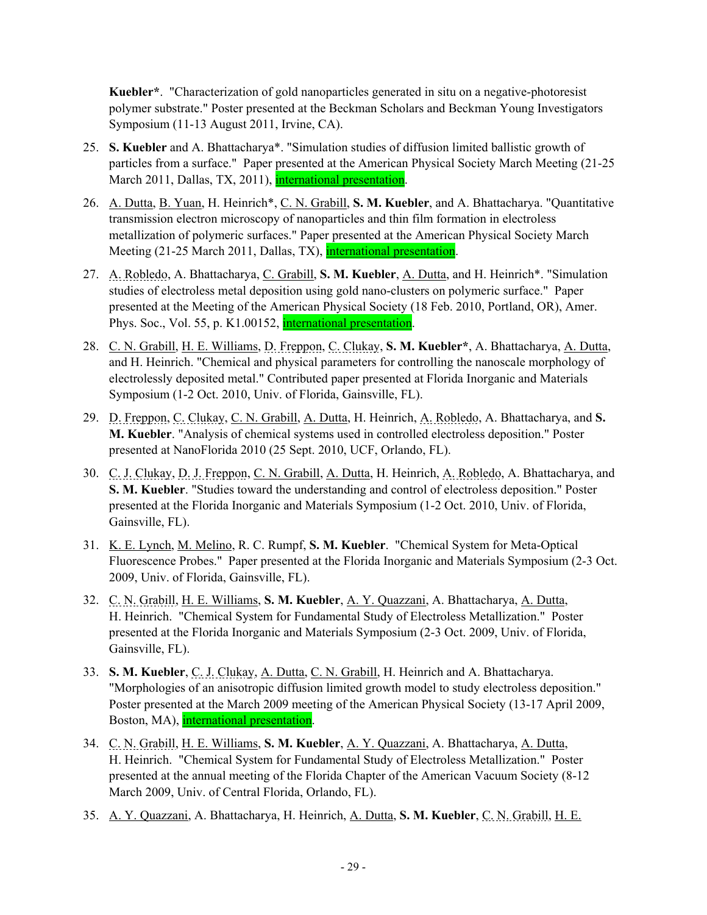**Kuebler***. "Characterization of gold nanoparticles generated in situ on a negative-photoresist polymer substrate." Poster presented at the Beckman Scholars and Beckman Young Investigators Symposium (11-13 August 2011, Irvine, CA).

25. **S. Kuebler** and A. Bhattacharya*. "Simulation studies of diffusion limited ballistic growth of particles from a surface." Paper presented at the American Physical Society March Meeting (21-25 March 2011, Dallas, TX, 2011), international presentation.

26. A. Dutta, B. Yuan, H. Heinrich*, C. N. Grabill, **S. M. Kuebler**, and A. Bhattacharya. "Quantitative transmission electron microscopy of nanoparticles and thin film formation in electroless metallization of polymeric surfaces." Paper presented at the American Physical Society March Meeting (21-25 March 2011, Dallas, TX), international presentation.

27. A. Robledo, A. Bhattacharya, C. Grabill, **S. M. Kuebler**, A. Dutta, and H. Heinrich*. "Simulation studies of electroless metal deposition using gold nano-clusters on polymeric surface." Paper presented at the Meeting of the American Physical Society (18 Feb. 2010, Portland, OR), Amer. Phys. Soc., Vol. 55, p. K1.00152, international presentation.

28. C. N. Grabill, H. E. Williams, D. Freppon, C. Clukay, **S. M. Kuebler***, A. Bhattacharya, A. Dutta, and H. Heinrich. "Chemical and physical parameters for controlling the nanoscale morphology of electrolessly deposited metal." Contributed paper presented at Florida Inorganic and Materials Symposium (1-2 Oct. 2010, Univ. of Florida, Gainsville, FL).

29. D. Freppon, C. Clukay, C. N. Grabill, A. Dutta, H. Heinrich, A. Robledo, A. Bhattacharya, and **S. M. Kuebler**. "Analysis of chemical systems used in controlled electroless deposition." Poster presented at NanoFlorida 2010 (25 Sept. 2010, UCF, Orlando, FL).

30. C. J. Clukay, D. J. Freppon, C. N. Grabill, A. Dutta, H. Heinrich, A. Robledo, A. Bhattacharya, and **S. M. Kuebler**. "Studies toward the understanding and control of electroless deposition." Poster presented at the Florida Inorganic and Materials Symposium (1-2 Oct. 2010, Univ. of Florida, Gainsville, FL).

31. K. E. Lynch, M. Melino, R. C. Rumpf, **S. M. Kuebler**. "Chemical System for Meta-Optical Fluorescence Probes." Paper presented at the Florida Inorganic and Materials Symposium (2-3 Oct. 2009, Univ. of Florida, Gainsville, FL).

32. C. N. Grabill, H. E. Williams, **S. M. Kuebler**, A. Y. Quazzani, A. Bhattacharya, A. Dutta, H. Heinrich. "Chemical System for Fundamental Study of Electroless Metallization." Poster presented at the Florida Inorganic and Materials Symposium (2-3 Oct. 2009, Univ. of Florida, Gainsville, FL).

33. **S. M. Kuebler**, C. J. Clukay, A. Dutta, C. N. Grabill, H. Heinrich and A. Bhattacharya. "Morphologies of an anisotropic diffusion limited growth model to study electroless deposition." Poster presented at the March 2009 meeting of the American Physical Society (13-17 April 2009, Boston, MA), international presentation.

34. C. N. Grabill, H. E. Williams, **S. M. Kuebler**, A. Y. Quazzani, A. Bhattacharya, A. Dutta, H. Heinrich. "Chemical System for Fundamental Study of Electroless Metallization." Poster presented at the annual meeting of the Florida Chapter of the American Vacuum Society (8-12 March 2009, Univ. of Central Florida, Orlando, FL).

35. A. Y. Quazzani, A. Bhattacharya, H. Heinrich, A. Dutta, **S. M. Kuebler**, C. N. Grabill, H. E.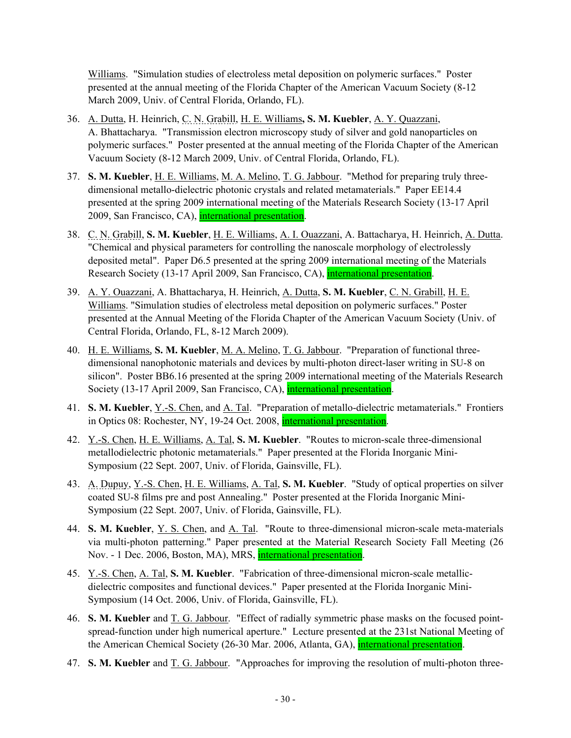Williams. "Simulation studies of electroless metal deposition on polymeric surfaces." Poster presented at the annual meeting of the Florida Chapter of the American Vacuum Society (8-12 March 2009, Univ. of Central Florida, Orlando, FL).

36. A. Dutta, H. Heinrich, C. N. Grabill, H. E. Williams**, S. M. Kuebler**, A. Y. Quazzani, A. Bhattacharya. "Transmission electron microscopy study of silver and gold nanoparticles on polymeric surfaces." Poster presented at the annual meeting of the Florida Chapter of the American Vacuum Society (8-12 March 2009, Univ. of Central Florida, Orlando, FL).

37. **S. M. Kuebler**, H. E. Williams, M. A. Melino, T. G. Jabbour. "Method for preparing truly three-dimensional metallo-dielectric photonic crystals and related metamaterials." Paper EE14.4 presented at the spring 2009 international meeting of the Materials Research Society (13-17 April 2009, San Francisco, CA), international presentation.

38. C. N. Grabill, **S. M. Kuebler**, H. E. Williams, A. I. Ouazzani, A. Battacharya, H. Heinrich, A. Dutta. "Chemical and physical parameters for controlling the nanoscale morphology of electrolessly deposited metal". Paper D6.5 presented at the spring 2009 international meeting of the Materials Research Society (13-17 April 2009, San Francisco, CA), international presentation.

39. A. Y. Ouazzani, A. Bhattacharya, H. Heinrich, A. Dutta, **S. M. Kuebler**, C. N. Grabill, H. E. Williams. "Simulation studies of electroless metal deposition on polymeric surfaces." Poster presented at the Annual Meeting of the Florida Chapter of the American Vacuum Society (Univ. of Central Florida, Orlando, FL, 8-12 March 2009).

40. H. E. Williams, **S. M. Kuebler**, M. A. Melino, T. G. Jabbour. "Preparation of functional three-dimensional nanophotonic materials and devices by multi-photon direct-laser writing in SU-8 on silicon". Poster BB6.16 presented at the spring 2009 international meeting of the Materials Research Society (13-17 April 2009, San Francisco, CA), international presentation.

41. **S. M. Kuebler**, Y.-S. Chen, and A. Tal. "Preparation of metallo-dielectric metamaterials." Frontiers in Optics 08: Rochester, NY, 19-24 Oct. 2008, international presentation.

42. Y.-S. Chen, H. E. Williams, A. Tal, **S. M. Kuebler**. "Routes to micron-scale three-dimensional metallodielectric photonic metamaterials." Paper presented at the Florida Inorganic Mini-Symposium (22 Sept. 2007, Univ. of Florida, Gainsville, FL).

43. A. Dupuy, Y.-S. Chen, H. E. Williams, A. Tal, **S. M. Kuebler**. "Study of optical properties on silver coated SU-8 films pre and post Annealing." Poster presented at the Florida Inorganic Mini-Symposium (22 Sept. 2007, Univ. of Florida, Gainsville, FL).

44. **S. M. Kuebler**, Y. S. Chen, and A. Tal. "Route to three-dimensional micron-scale meta-materials via multi-photon patterning." Paper presented at the Material Research Society Fall Meeting (26 Nov. - 1 Dec. 2006, Boston, MA), MRS, international presentation.

45. Y.-S. Chen, A. Tal, **S. M. Kuebler**. "Fabrication of three-dimensional micron-scale metallic-dielectric composites and functional devices." Paper presented at the Florida Inorganic Mini-Symposium (14 Oct. 2006, Univ. of Florida, Gainsville, FL).

46. **S. M. Kuebler** and T. G. Jabbour. "Effect of radially symmetric phase masks on the focused point-spread-function under high numerical aperture." Lecture presented at the 231st National Meeting of the American Chemical Society (26-30 Mar. 2006, Atlanta, GA), international presentation.

47. **S. M. Kuebler** and T. G. Jabbour. "Approaches for improving the resolution of multi-photon three-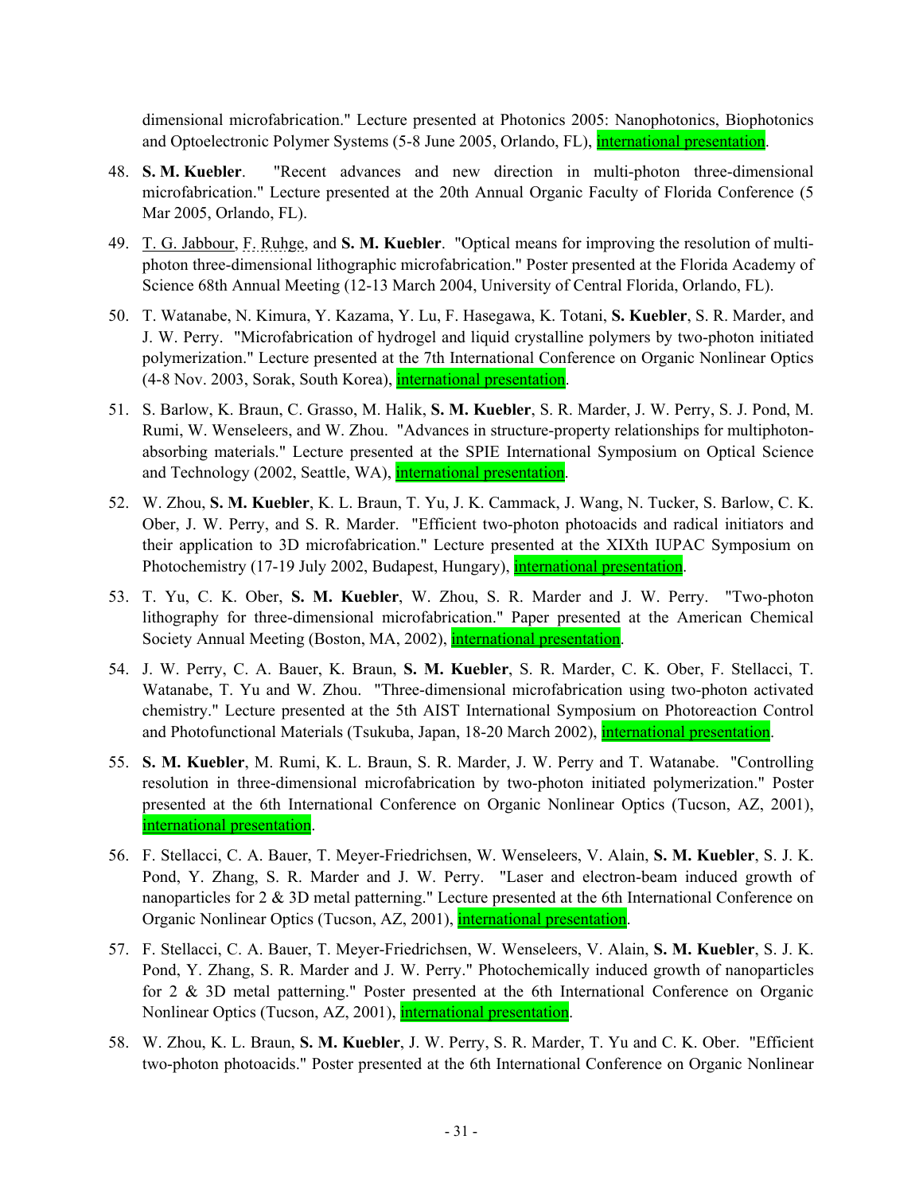dimensional microfabrication." Lecture presented at Photonics 2005: Nanophotonics, Biophotonics and Optoelectronic Polymer Systems (5-8 June 2005, Orlando, FL), international presentation.

48. **S. M. Kuebler**. "Recent advances and new direction in multi-photon three-dimensional microfabrication." Lecture presented at the 20th Annual Organic Faculty of Florida Conference (5 Mar 2005, Orlando, FL).

49. T. G. Jabbour, F. Ruhge, and **S. M. Kuebler**. "Optical means for improving the resolution of multi-photon three-dimensional lithographic microfabrication." Poster presented at the Florida Academy of Science 68th Annual Meeting (12-13 March 2004, University of Central Florida, Orlando, FL).

50. T. Watanabe, N. Kimura, Y. Kazama, Y. Lu, F. Hasegawa, K. Totani, **S. Kuebler**, S. R. Marder, and J. W. Perry. "Microfabrication of hydrogel and liquid crystalline polymers by two-photon initiated polymerization." Lecture presented at the 7th International Conference on Organic Nonlinear Optics (4-8 Nov. 2003, Sorak, South Korea), international presentation.

51. S. Barlow, K. Braun, C. Grasso, M. Halik, **S. M. Kuebler**, S. R. Marder, J. W. Perry, S. J. Pond, M. Rumi, W. Wenseleers, and W. Zhou. "Advances in structure-property relationships for multiphoton-absorbing materials." Lecture presented at the SPIE International Symposium on Optical Science and Technology (2002, Seattle, WA), international presentation.

52. W. Zhou, **S. M. Kuebler**, K. L. Braun, T. Yu, J. K. Cammack, J. Wang, N. Tucker, S. Barlow, C. K. Ober, J. W. Perry, and S. R. Marder. "Efficient two-photon photoacids and radical initiators and their application to 3D microfabrication." Lecture presented at the XIXth IUPAC Symposium on Photochemistry (17-19 July 2002, Budapest, Hungary), international presentation.

53. T. Yu, C. K. Ober, **S. M. Kuebler**, W. Zhou, S. R. Marder and J. W. Perry. "Two-photon lithography for three-dimensional microfabrication." Paper presented at the American Chemical Society Annual Meeting (Boston, MA, 2002), international presentation.

54. J. W. Perry, C. A. Bauer, K. Braun, **S. M. Kuebler**, S. R. Marder, C. K. Ober, F. Stellacci, T. Watanabe, T. Yu and W. Zhou. "Three-dimensional microfabrication using two-photon activated chemistry." Lecture presented at the 5th AIST International Symposium on Photoreaction Control and Photofunctional Materials (Tsukuba, Japan, 18-20 March 2002), international presentation.

55. **S. M. Kuebler**, M. Rumi, K. L. Braun, S. R. Marder, J. W. Perry and T. Watanabe. "Controlling resolution in three-dimensional microfabrication by two-photon initiated polymerization." Poster presented at the 6th International Conference on Organic Nonlinear Optics (Tucson, AZ, 2001), international presentation.

56. F. Stellacci, C. A. Bauer, T. Meyer-Friedrichsen, W. Wenseleers, V. Alain, **S. M. Kuebler**, S. J. K. Pond, Y. Zhang, S. R. Marder and J. W. Perry. "Laser and electron-beam induced growth of nanoparticles for 2 & 3D metal patterning." Lecture presented at the 6th International Conference on Organic Nonlinear Optics (Tucson, AZ, 2001), international presentation.

57. F. Stellacci, C. A. Bauer, T. Meyer-Friedrichsen, W. Wenseleers, V. Alain, **S. M. Kuebler**, S. J. K. Pond, Y. Zhang, S. R. Marder and J. W. Perry." Photochemically induced growth of nanoparticles for 2 & 3D metal patterning." Poster presented at the 6th International Conference on Organic Nonlinear Optics (Tucson, AZ, 2001), international presentation.

58. W. Zhou, K. L. Braun, **S. M. Kuebler**, J. W. Perry, S. R. Marder, T. Yu and C. K. Ober. "Efficient two-photon photoacids." Poster presented at the 6th International Conference on Organic Nonlinear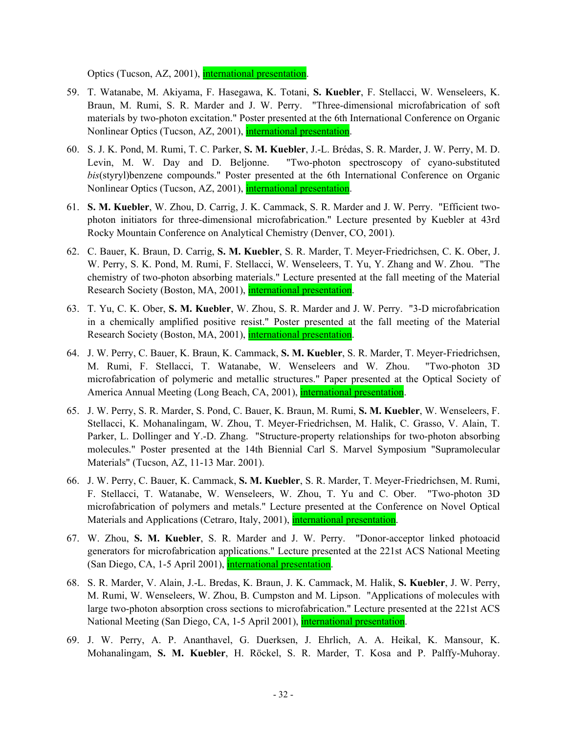Optics (Tucson, AZ, 2001), international presentation.

59. T. Watanabe, M. Akiyama, F. Hasegawa, K. Totani, **S. Kuebler**, F. Stellacci, W. Wenseleers, K. Braun, M. Rumi, S. R. Marder and J. W. Perry. "Three-dimensional microfabrication of soft materials by two-photon excitation." Poster presented at the 6th International Conference on Organic Nonlinear Optics (Tucson, AZ, 2001), international presentation.

60. S. J. K. Pond, M. Rumi, T. C. Parker, **S. M. Kuebler**, J.-L. Brédas, S. R. Marder, J. W. Perry, M. D. Levin, M. W. Day and D. Beljonne. "Two-photon spectroscopy of cyano-substituted *bis*(styryl)benzene compounds." Poster presented at the 6th International Conference on Organic Nonlinear Optics (Tucson, AZ, 2001), international presentation.

61. **S. M. Kuebler**, W. Zhou, D. Carrig, J. K. Cammack, S. R. Marder and J. W. Perry. "Efficient two-photon initiators for three-dimensional microfabrication." Lecture presented by Kuebler at 43rd Rocky Mountain Conference on Analytical Chemistry (Denver, CO, 2001).

62. C. Bauer, K. Braun, D. Carrig, **S. M. Kuebler**, S. R. Marder, T. Meyer-Friedrichsen, C. K. Ober, J. W. Perry, S. K. Pond, M. Rumi, F. Stellacci, W. Wenseleers, T. Yu, Y. Zhang and W. Zhou. "The chemistry of two-photon absorbing materials." Lecture presented at the fall meeting of the Material Research Society (Boston, MA, 2001), international presentation.

63. T. Yu, C. K. Ober, **S. M. Kuebler**, W. Zhou, S. R. Marder and J. W. Perry. "3-D microfabrication in a chemically amplified positive resist." Poster presented at the fall meeting of the Material Research Society (Boston, MA, 2001), international presentation.

64. J. W. Perry, C. Bauer, K. Braun, K. Cammack, **S. M. Kuebler**, S. R. Marder, T. Meyer-Friedrichsen, M. Rumi, F. Stellacci, T. Watanabe, W. Wenseleers and W. Zhou. "Two-photon 3D microfabrication of polymeric and metallic structures." Paper presented at the Optical Society of America Annual Meeting (Long Beach, CA, 2001), international presentation.

65. J. W. Perry, S. R. Marder, S. Pond, C. Bauer, K. Braun, M. Rumi, **S. M. Kuebler**, W. Wenseleers, F. Stellacci, K. Mohanalingam, W. Zhou, T. Meyer-Friedrichsen, M. Halik, C. Grasso, V. Alain, T. Parker, L. Dollinger and Y.-D. Zhang. "Structure-property relationships for two-photon absorbing molecules." Poster presented at the 14th Biennial Carl S. Marvel Symposium "Supramolecular Materials" (Tucson, AZ, 11-13 Mar. 2001).

66. J. W. Perry, C. Bauer, K. Cammack, **S. M. Kuebler**, S. R. Marder, T. Meyer-Friedrichsen, M. Rumi, F. Stellacci, T. Watanabe, W. Wenseleers, W. Zhou, T. Yu and C. Ober. "Two-photon 3D microfabrication of polymers and metals." Lecture presented at the Conference on Novel Optical Materials and Applications (Cetraro, Italy, 2001), international presentation.

67. W. Zhou, **S. M. Kuebler**, S. R. Marder and J. W. Perry. "Donor-acceptor linked photoacid generators for microfabrication applications." Lecture presented at the 221st ACS National Meeting (San Diego, CA, 1-5 April 2001), international presentation.

68. S. R. Marder, V. Alain, J.-L. Bredas, K. Braun, J. K. Cammack, M. Halik, **S. Kuebler**, J. W. Perry, M. Rumi, W. Wenseleers, W. Zhou, B. Cumpston and M. Lipson. "Applications of molecules with large two-photon absorption cross sections to microfabrication." Lecture presented at the 221st ACS National Meeting (San Diego, CA, 1-5 April 2001), international presentation.

69. J. W. Perry, A. P. Ananthavel, G. Duerksen, J. Ehrlich, A. A. Heikal, K. Mansour, K. Mohanalingam, **S. M. Kuebler**, H. Röckel, S. R. Marder, T. Kosa and P. Palffy-Muhoray.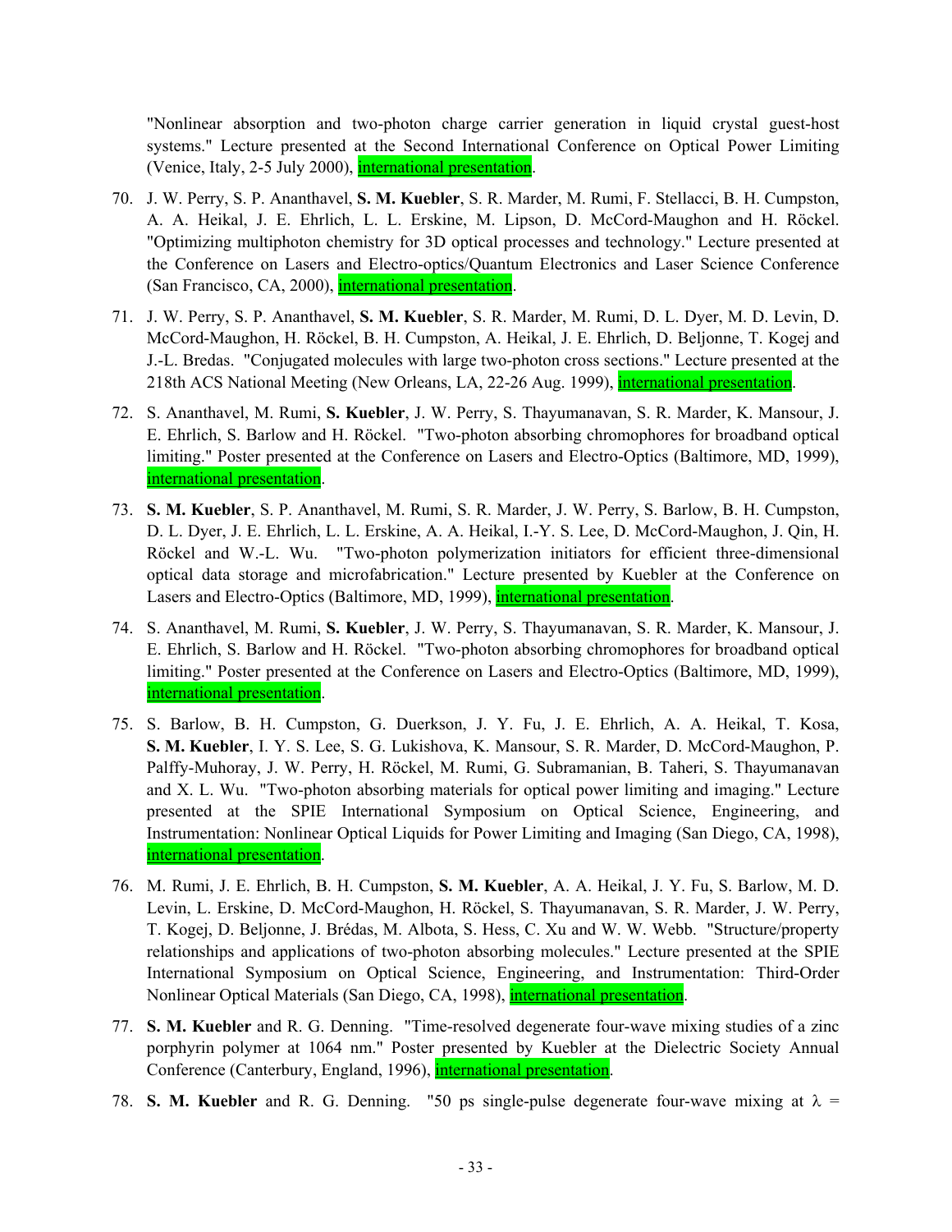"Nonlinear absorption and two-photon charge carrier generation in liquid crystal guest-host systems." Lecture presented at the Second International Conference on Optical Power Limiting (Venice, Italy, 2-5 July 2000), international presentation.

70. J. W. Perry, S. P. Ananthavel, **S. M. Kuebler**, S. R. Marder, M. Rumi, F. Stellacci, B. H. Cumpston, A. A. Heikal, J. E. Ehrlich, L. L. Erskine, M. Lipson, D. McCord-Maughon and H. Röckel. "Optimizing multiphoton chemistry for 3D optical processes and technology." Lecture presented at the Conference on Lasers and Electro-optics/Quantum Electronics and Laser Science Conference (San Francisco, CA, 2000), international presentation.

71. J. W. Perry, S. P. Ananthavel, **S. M. Kuebler**, S. R. Marder, M. Rumi, D. L. Dyer, M. D. Levin, D. McCord-Maughon, H. Röckel, B. H. Cumpston, A. Heikal, J. E. Ehrlich, D. Beljonne, T. Kogej and J.-L. Bredas. "Conjugated molecules with large two-photon cross sections." Lecture presented at the 218th ACS National Meeting (New Orleans, LA, 22-26 Aug. 1999), international presentation.

72. S. Ananthavel, M. Rumi, **S. Kuebler**, J. W. Perry, S. Thayumanavan, S. R. Marder, K. Mansour, J. E. Ehrlich, S. Barlow and H. Röckel. "Two-photon absorbing chromophores for broadband optical limiting." Poster presented at the Conference on Lasers and Electro-Optics (Baltimore, MD, 1999), international presentation.

73. **S. M. Kuebler**, S. P. Ananthavel, M. Rumi, S. R. Marder, J. W. Perry, S. Barlow, B. H. Cumpston, D. L. Dyer, J. E. Ehrlich, L. L. Erskine, A. A. Heikal, I.-Y. S. Lee, D. McCord-Maughon, J. Qin, H. Röckel and W.-L. Wu. "Two-photon polymerization initiators for efficient three-dimensional optical data storage and microfabrication." Lecture presented by Kuebler at the Conference on Lasers and Electro-Optics (Baltimore, MD, 1999), international presentation.

74. S. Ananthavel, M. Rumi, **S. Kuebler**, J. W. Perry, S. Thayumanavan, S. R. Marder, K. Mansour, J. E. Ehrlich, S. Barlow and H. Röckel. "Two-photon absorbing chromophores for broadband optical limiting." Poster presented at the Conference on Lasers and Electro-Optics (Baltimore, MD, 1999), international presentation.

75. S. Barlow, B. H. Cumpston, G. Duerkson, J. Y. Fu, J. E. Ehrlich, A. A. Heikal, T. Kosa, **S. M. Kuebler**, I. Y. S. Lee, S. G. Lukishova, K. Mansour, S. R. Marder, D. McCord-Maughon, P. Palffy-Muhoray, J. W. Perry, H. Röckel, M. Rumi, G. Subramanian, B. Taheri, S. Thayumanavan and X. L. Wu. "Two-photon absorbing materials for optical power limiting and imaging." Lecture presented at the SPIE International Symposium on Optical Science, Engineering, and Instrumentation: Nonlinear Optical Liquids for Power Limiting and Imaging (San Diego, CA, 1998), international presentation.

76. M. Rumi, J. E. Ehrlich, B. H. Cumpston, **S. M. Kuebler**, A. A. Heikal, J. Y. Fu, S. Barlow, M. D. Levin, L. Erskine, D. McCord-Maughon, H. Röckel, S. Thayumanavan, S. R. Marder, J. W. Perry, T. Kogej, D. Beljonne, J. Brédas, M. Albota, S. Hess, C. Xu and W. W. Webb. "Structure/property relationships and applications of two-photon absorbing molecules." Lecture presented at the SPIE International Symposium on Optical Science, Engineering, and Instrumentation: Third-Order Nonlinear Optical Materials (San Diego, CA, 1998), international presentation.

77. **S. M. Kuebler** and R. G. Denning. "Time-resolved degenerate four-wave mixing studies of a zinc porphyrin polymer at 1064 nm." Poster presented by Kuebler at the Dielectric Society Annual Conference (Canterbury, England, 1996), international presentation.

78. **S. M. Kuebler** and R. G. Denning. "50 ps single-pulse degenerate four-wave mixing at $\lambda$ =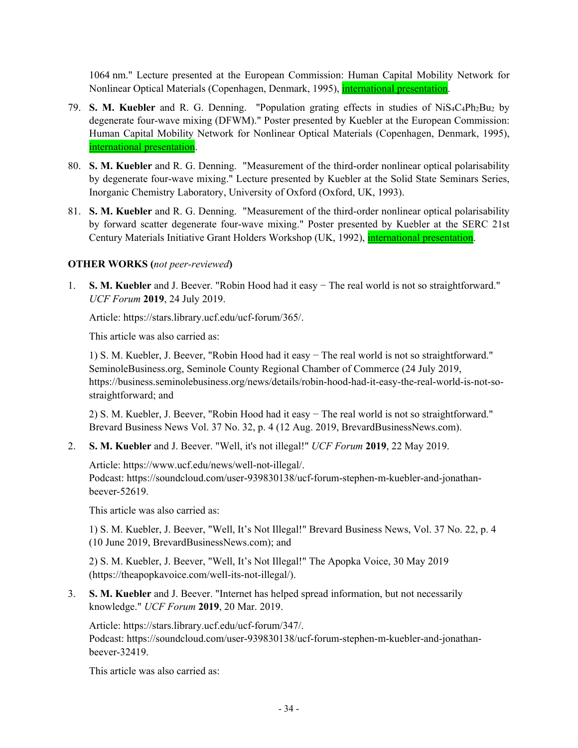1064 nm." Lecture presented at the European Commission: Human Capital Mobility Network for Nonlinear Optical Materials (Copenhagen, Denmark, 1995), international presentation.

79. **S. M. Kuebler** and R. G. Denning. "Population grating effects in studies of $NiS_4C_4Ph_2Bu_2$ by degenerate four-wave mixing (DFWM)." Poster presented by Kuebler at the European Commission: Human Capital Mobility Network for Nonlinear Optical Materials (Copenhagen, Denmark, 1995), international presentation.

80. **S. M. Kuebler** and R. G. Denning. "Measurement of the third-order nonlinear optical polarisability by degenerate four-wave mixing." Lecture presented by Kuebler at the Solid State Seminars Series, Inorganic Chemistry Laboratory, University of Oxford (Oxford, UK, 1993).

81. **S. M. Kuebler** and R. G. Denning. "Measurement of the third-order nonlinear optical polarisability by forward scatter degenerate four-wave mixing." Poster presented by Kuebler at the SERC 21st Century Materials Initiative Grant Holders Workshop (UK, 1992), international presentation.

**OTHER WORKS (*not peer-reviewed*)**

1. **S. M. Kuebler** and J. Beever. "Robin Hood had it easy − The real world is not so straightforward." *UCF Forum* **2019**, 24 July 2019.

   Article: https://stars.library.ucf.edu/ucf-forum/365/.

   This article was also carried as:

   1) S. M. Kuebler, J. Beever, "Robin Hood had it easy − The real world is not so straightforward." SeminoleBusiness.org, Seminole County Regional Chamber of Commerce (24 July 2019, https://business.seminolebusiness.org/news/details/robin-hood-had-it-easy-the-real-world-is-not-so-straightforward; and

   2) S. M. Kuebler, J. Beever, "Robin Hood had it easy − The real world is not so straightforward." Brevard Business News Vol. 37 No. 32, p. 4 (12 Aug. 2019, BrevardBusinessNews.com).

2. **S. M. Kuebler** and J. Beever. "Well, it's not illegal!" *UCF Forum* **2019**, 22 May 2019.

   Article: https://www.ucf.edu/news/well-not-illegal/.
   Podcast: https://soundcloud.com/user-939830138/ucf-forum-stephen-m-kuebler-and-jonathan-beever-52619.

   This article was also carried as:

   1) S. M. Kuebler, J. Beever, "Well, It's Not Illegal!" Brevard Business News, Vol. 37 No. 22, p. 4 (10 June 2019, BrevardBusinessNews.com); and

   2) S. M. Kuebler, J. Beever, "Well, It's Not Illegal!" The Apopka Voice, 30 May 2019 (https://theapopkavoice.com/well-its-not-illegal/).

3. **S. M. Kuebler** and J. Beever. "Internet has helped spread information, but not necessarily knowledge." *UCF Forum* **2019**, 20 Mar. 2019.

   Article: https://stars.library.ucf.edu/ucf-forum/347/.
   Podcast: https://soundcloud.com/user-939830138/ucf-forum-stephen-m-kuebler-and-jonathan-beever-32419.

   This article was also carried as: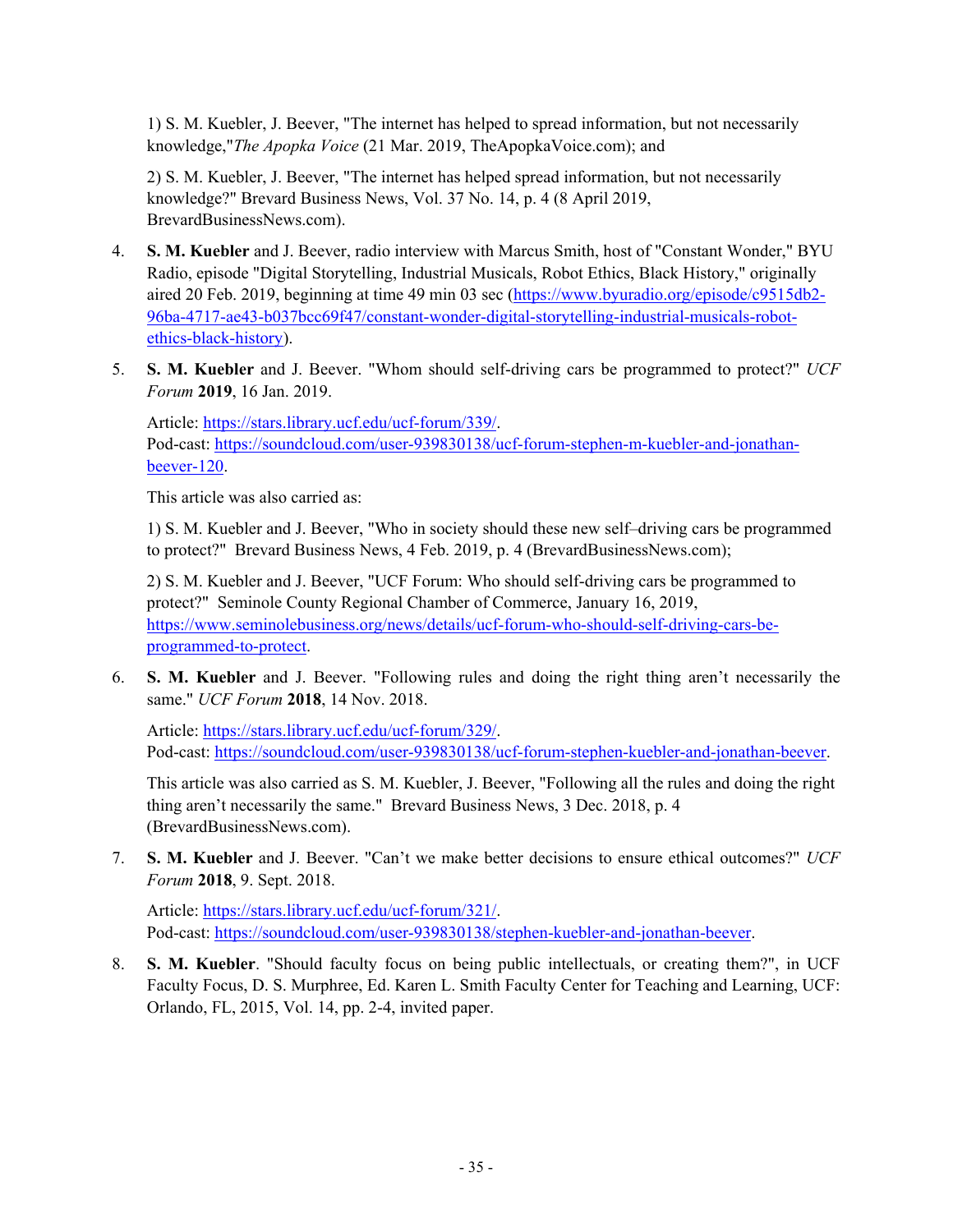1) S. M. Kuebler, J. Beever, "The internet has helped to spread information, but not necessarily knowledge,"*The Apopka Voice* (21 Mar. 2019, TheApopkaVoice.com); and

2) S. M. Kuebler, J. Beever, "The internet has helped spread information, but not necessarily knowledge?" Brevard Business News, Vol. 37 No. 14, p. 4 (8 April 2019, BrevardBusinessNews.com).

4. **S. M. Kuebler** and J. Beever, radio interview with Marcus Smith, host of "Constant Wonder," BYU Radio, episode "Digital Storytelling, Industrial Musicals, Robot Ethics, Black History," originally aired 20 Feb. 2019, beginning at time 49 min 03 sec (https://www.byuradio.org/episode/c9515db2-96ba-4717-ae43-b037bcc69f47/constant-wonder-digital-storytelling-industrial-musicals-robot-ethics-black-history).

5. **S. M. Kuebler** and J. Beever. "Whom should self-driving cars be programmed to protect?" *UCF Forum* **2019**, 16 Jan. 2019.

   Article: https://stars.library.ucf.edu/ucf-forum/339/.
   Pod-cast: https://soundcloud.com/user-939830138/ucf-forum-stephen-m-kuebler-and-jonathan-beever-120.

   This article was also carried as:

   1) S. M. Kuebler and J. Beever, "Who in society should these new self–driving cars be programmed to protect?" Brevard Business News, 4 Feb. 2019, p. 4 (BrevardBusinessNews.com);

   2) S. M. Kuebler and J. Beever, "UCF Forum: Who should self-driving cars be programmed to protect?" Seminole County Regional Chamber of Commerce, January 16, 2019, https://www.seminolebusiness.org/news/details/ucf-forum-who-should-self-driving-cars-be-programmed-to-protect.

6. **S. M. Kuebler** and J. Beever. "Following rules and doing the right thing aren't necessarily the same." *UCF Forum* **2018**, 14 Nov. 2018.

   Article: https://stars.library.ucf.edu/ucf-forum/329/.
   Pod-cast: https://soundcloud.com/user-939830138/ucf-forum-stephen-kuebler-and-jonathan-beever.

   This article was also carried as S. M. Kuebler, J. Beever, "Following all the rules and doing the right thing aren't necessarily the same." Brevard Business News, 3 Dec. 2018, p. 4 (BrevardBusinessNews.com).

7. **S. M. Kuebler** and J. Beever. "Can't we make better decisions to ensure ethical outcomes?" *UCF Forum* **2018**, 9. Sept. 2018.

   Article: https://stars.library.ucf.edu/ucf-forum/321/.
   Pod-cast: https://soundcloud.com/user-939830138/stephen-kuebler-and-jonathan-beever.

8. **S. M. Kuebler**. "Should faculty focus on being public intellectuals, or creating them?", in UCF Faculty Focus, D. S. Murphree, Ed. Karen L. Smith Faculty Center for Teaching and Learning, UCF: Orlando, FL, 2015, Vol. 14, pp. 2-4, invited paper.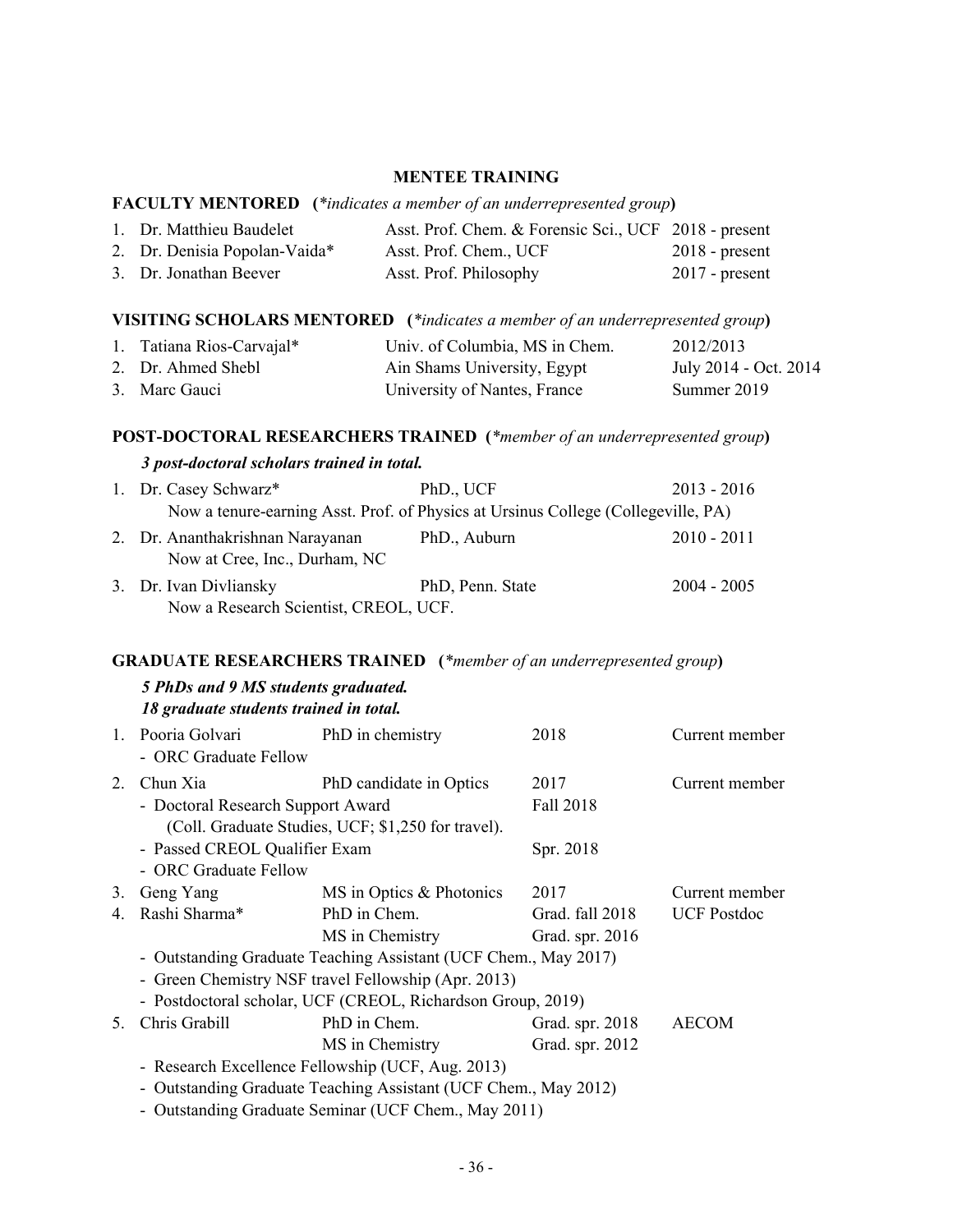## MENTEE TRAINING

### FACULTY MENTORED (*indicates a member of an underrepresented group*)

1. Dr. Matthieu Baudelet — Asst. Prof. Chem. & Forensic Sci., UCF — 2018 - present
2. Dr. Denisia Popolan-Vaida* — Asst. Prof. Chem., UCF — 2018 - present
3. Dr. Jonathan Beever — Asst. Prof. Philosophy — 2017 - present

### VISITING SCHOLARS MENTORED (*indicates a member of an underrepresented group*)

1. Tatiana Rios-Carvajal* — Univ. of Columbia, MS in Chem. — 2012/2013
2. Dr. Ahmed Shebl — Ain Shams University, Egypt — July 2014 - Oct. 2014
3. Marc Gauci — University of Nantes, France — Summer 2019

### POST-DOCTORAL RESEARCHERS TRAINED (*member of an underrepresented group*)

***3 post-doctoral scholars trained in total.***

1. Dr. Casey Schwarz* — PhD., UCF — 2013 - 2016
   Now a tenure-earning Asst. Prof. of Physics at Ursinus College (Collegeville, PA)
2. Dr. Ananthakrishnan Narayanan — PhD., Auburn — 2010 - 2011
   Now at Cree, Inc., Durham, NC
3. Dr. Ivan Divliansky — PhD, Penn. State — 2004 - 2005
   Now a Research Scientist, CREOL, UCF.

### GRADUATE RESEARCHERS TRAINED (*member of an underrepresented group*)

***5 PhDs and 9 MS students graduated.***
***18 graduate students trained in total.***

1. Pooria Golvari — PhD in chemistry — 2018 — Current member
   - ORC Graduate Fellow
2. Chun Xia — PhD candidate in Optics — 2017 — Current member
   - Doctoral Research Support Award — Fall 2018
     (Coll. Graduate Studies, UCF; $1,250 for travel).
   - Passed CREOL Qualifier Exam — Spr. 2018
   - ORC Graduate Fellow
3. Geng Yang — MS in Optics & Photonics — 2017 — Current member
4. Rashi Sharma* — PhD in Chem. — Grad. fall 2018 — UCF Postdoc
   MS in Chemistry — Grad. spr. 2016
   - Outstanding Graduate Teaching Assistant (UCF Chem., May 2017)
   - Green Chemistry NSF travel Fellowship (Apr. 2013)
   - Postdoctoral scholar, UCF (CREOL, Richardson Group, 2019)
5. Chris Grabill — PhD in Chem. — Grad. spr. 2018 — AECOM
   MS in Chemistry — Grad. spr. 2012
   - Research Excellence Fellowship (UCF, Aug. 2013)
   - Outstanding Graduate Teaching Assistant (UCF Chem., May 2012)
   - Outstanding Graduate Seminar (UCF Chem., May 2011)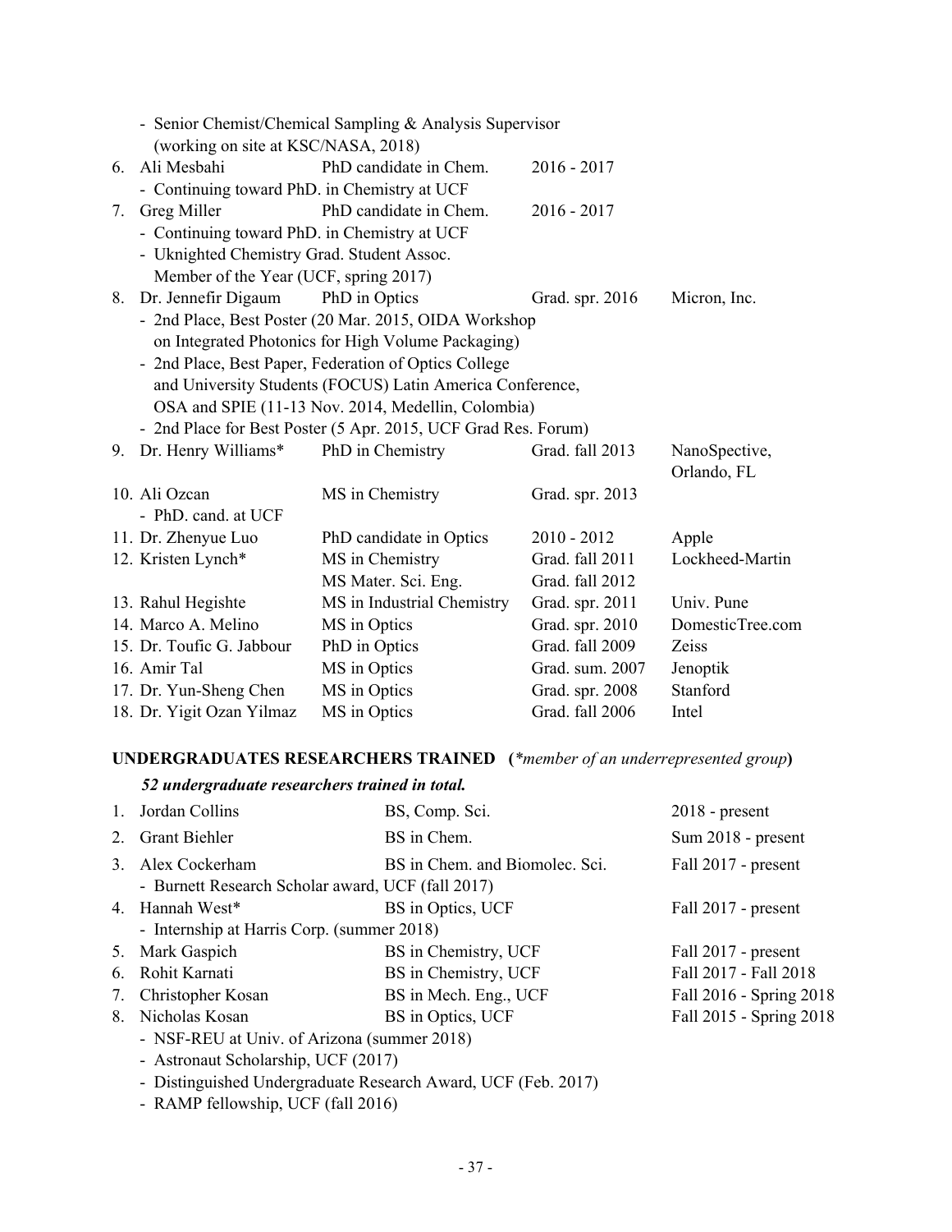- Senior Chemist/Chemical Sampling & Analysis Supervisor (working on site at KSC/NASA, 2018)

| # | Name | Degree | Dates | Current Position |
|---|---|---|---|---|
| 6. | Ali Mesbahi | PhD candidate in Chem. | 2016 - 2017 | |
| | - Continuing toward PhD. in Chemistry at UCF | | | |
| 7. | Greg Miller | PhD candidate in Chem. | 2016 - 2017 | |
| | - Continuing toward PhD. in Chemistry at UCF<br>- Uknighted Chemistry Grad. Student Assoc. Member of the Year (UCF, spring 2017) | | | |
| 8. | Dr. Jennefir Digaum | PhD in Optics | Grad. spr. 2016 | Micron, Inc. |
| | - 2nd Place, Best Poster (20 Mar. 2015, OIDA Workshop on Integrated Photonics for High Volume Packaging)<br>- 2nd Place, Best Paper, Federation of Optics College and University Students (FOCUS) Latin America Conference, OSA and SPIE (11-13 Nov. 2014, Medellin, Colombia)<br>- 2nd Place for Best Poster (5 Apr. 2015, UCF Grad Res. Forum) | | | |
| 9. | Dr. Henry Williams* | PhD in Chemistry | Grad. fall 2013 | NanoSpective, Orlando, FL |
| 10. | Ali Ozcan | MS in Chemistry | Grad. spr. 2013 | |
| | - PhD. cand. at UCF | | | |
| 11. | Dr. Zhenyue Luo | PhD candidate in Optics | 2010 - 2012 | Apple |
| 12. | Kristen Lynch* | MS in Chemistry<br>MS Mater. Sci. Eng. | Grad. fall 2011<br>Grad. fall 2012 | Lockheed-Martin |
| 13. | Rahul Hegishte | MS in Industrial Chemistry | Grad. spr. 2011 | Univ. Pune |
| 14. | Marco A. Melino | MS in Optics | Grad. spr. 2010 | DomesticTree.com |
| 15. | Dr. Toufic G. Jabbour | PhD in Optics | Grad. fall 2009 | Zeiss |
| 16. | Amir Tal | MS in Optics | Grad. sum. 2007 | Jenoptik |
| 17. | Dr. Yun-Sheng Chen | MS in Optics | Grad. spr. 2008 | Stanford |
| 18. | Dr. Yigit Ozan Yilmaz | MS in Optics | Grad. fall 2006 | Intel |

**UNDERGRADUATES RESEARCHERS TRAINED (***member of an underrepresented group***)**

***52 undergraduate researchers trained in total.***

| # | Name | Degree | Dates |
|---|---|---|---|
| 1. | Jordan Collins | BS, Comp. Sci. | 2018 - present |
| 2. | Grant Biehler | BS in Chem. | Sum 2018 - present |
| 3. | Alex Cockerham | BS in Chem. and Biomolec. Sci. | Fall 2017 - present |
| | - Burnett Research Scholar award, UCF (fall 2017) | | |
| 4. | Hannah West* | BS in Optics, UCF | Fall 2017 - present |
| | - Internship at Harris Corp. (summer 2018) | | |
| 5. | Mark Gaspich | BS in Chemistry, UCF | Fall 2017 - present |
| 6. | Rohit Karnati | BS in Chemistry, UCF | Fall 2017 - Fall 2018 |
| 7. | Christopher Kosan | BS in Mech. Eng., UCF | Fall 2016 - Spring 2018 |
| 8. | Nicholas Kosan | BS in Optics, UCF | Fall 2015 - Spring 2018 |
| | - NSF-REU at Univ. of Arizona (summer 2018)<br>- Astronaut Scholarship, UCF (2017)<br>- Distinguished Undergraduate Research Award, UCF (Feb. 2017)<br>- RAMP fellowship, UCF (fall 2016) | | |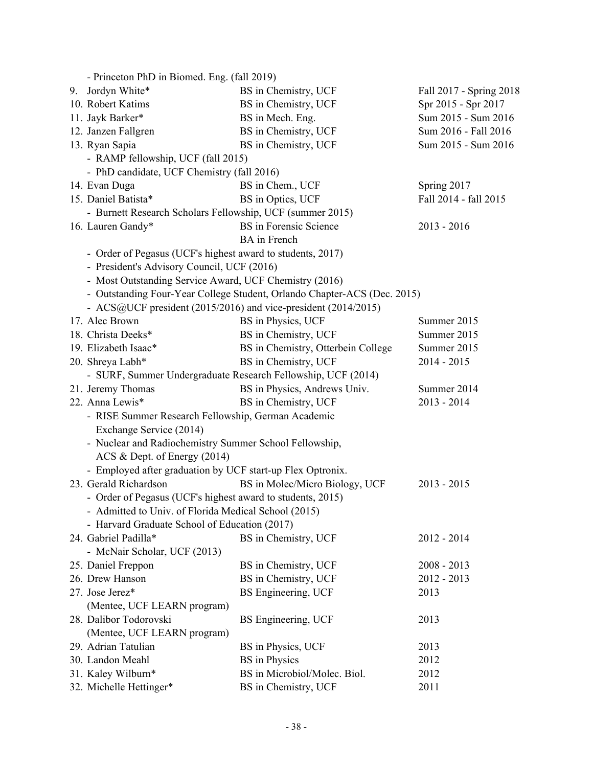- Princeton PhD in Biomed. Eng. (fall 2019)

| | | |
|---|---|---|
| 9. Jordyn White* | BS in Chemistry, UCF | Fall 2017 - Spring 2018 |
| 10. Robert Katims | BS in Chemistry, UCF | Spr 2015 - Spr 2017 |
| 11. Jayk Barker* | BS in Mech. Eng. | Sum 2015 - Sum 2016 |
| 12. Janzen Fallgren | BS in Chemistry, UCF | Sum 2016 - Fall 2016 |
| 13. Ryan Sapia | BS in Chemistry, UCF | Sum 2015 - Sum 2016 |
| - RAMP fellowship, UCF (fall 2015) | | |
| - PhD candidate, UCF Chemistry (fall 2016) | | |
| 14. Evan Duga | BS in Chem., UCF | Spring 2017 |
| 15. Daniel Batista* | BS in Optics, UCF | Fall 2014 - fall 2015 |
| - Burnett Research Scholars Fellowship, UCF (summer 2015) | | |
| 16. Lauren Gandy* | BS in Forensic Science<br>BA in French | 2013 - 2016 |
| - Order of Pegasus (UCF's highest award to students, 2017) | | |
| - President's Advisory Council, UCF (2016) | | |
| - Most Outstanding Service Award, UCF Chemistry (2016) | | |
| - Outstanding Four-Year College Student, Orlando Chapter-ACS (Dec. 2015) | | |
| - ACS@UCF president (2015/2016) and vice-president (2014/2015) | | |
| 17. Alec Brown | BS in Physics, UCF | Summer 2015 |
| 18. Christa Deeks* | BS in Chemistry, UCF | Summer 2015 |
| 19. Elizabeth Isaac* | BS in Chemistry, Otterbein College | Summer 2015 |
| 20. Shreya Labh* | BS in Chemistry, UCF | 2014 - 2015 |
| - SURF, Summer Undergraduate Research Fellowship, UCF (2014) | | |
| 21. Jeremy Thomas | BS in Physics, Andrews Univ. | Summer 2014 |
| 22. Anna Lewis* | BS in Chemistry, UCF | 2013 - 2014 |
| - RISE Summer Research Fellowship, German Academic Exchange Service (2014) | | |
| - Nuclear and Radiochemistry Summer School Fellowship, ACS & Dept. of Energy (2014) | | |
| - Employed after graduation by UCF start-up Flex Optronix. | | |
| 23. Gerald Richardson | BS in Molec/Micro Biology, UCF | 2013 - 2015 |
| - Order of Pegasus (UCF's highest award to students, 2015) | | |
| - Admitted to Univ. of Florida Medical School (2015) | | |
| - Harvard Graduate School of Education (2017) | | |
| 24. Gabriel Padilla* | BS in Chemistry, UCF | 2012 - 2014 |
| - McNair Scholar, UCF (2013) | | |
| 25. Daniel Freppon | BS in Chemistry, UCF | 2008 - 2013 |
| 26. Drew Hanson | BS in Chemistry, UCF | 2012 - 2013 |
| 27. Jose Jerez*<br>(Mentee, UCF LEARN program) | BS Engineering, UCF | 2013 |
| 28. Dalibor Todorovski<br>(Mentee, UCF LEARN program) | BS Engineering, UCF | 2013 |
| 29. Adrian Tatulian | BS in Physics, UCF | 2013 |
| 30. Landon Meahl | BS in Physics | 2012 |
| 31. Kaley Wilburn* | BS in Microbiol/Molec. Biol. | 2012 |
| 32. Michelle Hettinger* | BS in Chemistry, UCF | 2011 |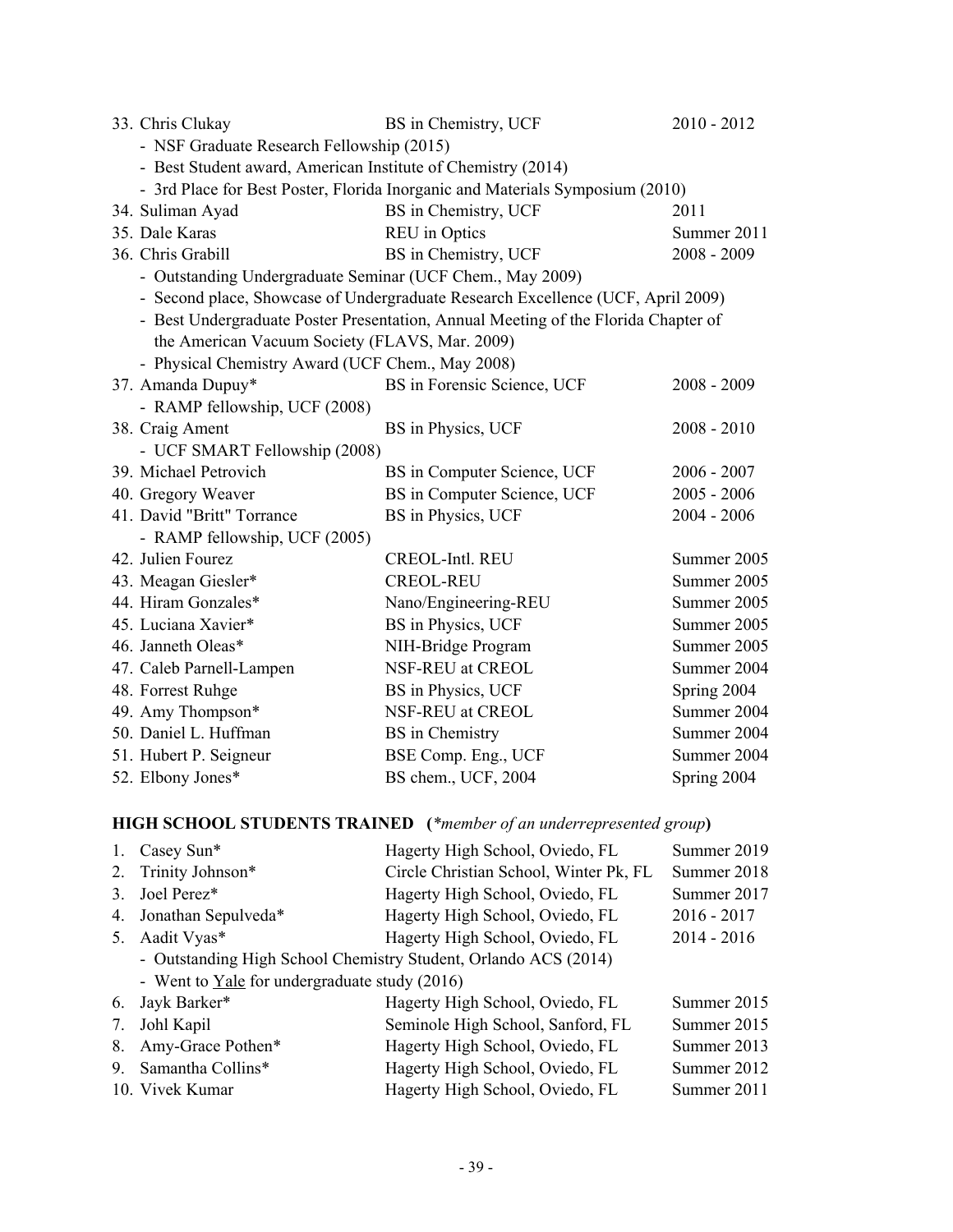33. Chris Clukay BS in Chemistry, UCF 2010 - 2012
    - NSF Graduate Research Fellowship (2015)
    - Best Student award, American Institute of Chemistry (2014)
    - 3rd Place for Best Poster, Florida Inorganic and Materials Symposium (2010)
34. Suliman Ayad BS in Chemistry, UCF 2011
35. Dale Karas REU in Optics Summer 2011
36. Chris Grabill BS in Chemistry, UCF 2008 - 2009
    - Outstanding Undergraduate Seminar (UCF Chem., May 2009)
    - Second place, Showcase of Undergraduate Research Excellence (UCF, April 2009)
    - Best Undergraduate Poster Presentation, Annual Meeting of the Florida Chapter of the American Vacuum Society (FLAVS, Mar. 2009)
    - Physical Chemistry Award (UCF Chem., May 2008)
37. Amanda Dupuy* BS in Forensic Science, UCF 2008 - 2009
    - RAMP fellowship, UCF (2008)
38. Craig Ament BS in Physics, UCF 2008 - 2010
    - UCF SMART Fellowship (2008)
39. Michael Petrovich BS in Computer Science, UCF 2006 - 2007
40. Gregory Weaver BS in Computer Science, UCF 2005 - 2006
41. David "Britt" Torrance BS in Physics, UCF 2004 - 2006
    - RAMP fellowship, UCF (2005)
42. Julien Fourez CREOL-Intl. REU Summer 2005
43. Meagan Giesler* CREOL-REU Summer 2005
44. Hiram Gonzales* Nano/Engineering-REU Summer 2005
45. Luciana Xavier* BS in Physics, UCF Summer 2005
46. Janneth Oleas* NIH-Bridge Program Summer 2005
47. Caleb Parnell-Lampen NSF-REU at CREOL Summer 2004
48. Forrest Ruhge BS in Physics, UCF Spring 2004
49. Amy Thompson* NSF-REU at CREOL Summer 2004
50. Daniel L. Huffman BS in Chemistry Summer 2004
51. Hubert P. Seigneur BSE Comp. Eng., UCF Summer 2004
52. Elbony Jones* BS chem., UCF, 2004 Spring 2004

## HIGH SCHOOL STUDENTS TRAINED (*\*member of an underrepresented group*)

1. Casey Sun* Hagerty High School, Oviedo, FL Summer 2019
2. Trinity Johnson* Circle Christian School, Winter Pk, FL Summer 2018
3. Joel Perez* Hagerty High School, Oviedo, FL Summer 2017
4. Jonathan Sepulveda* Hagerty High School, Oviedo, FL 2016 - 2017
5. Aadit Vyas* Hagerty High School, Oviedo, FL 2014 - 2016
    - Outstanding High School Chemistry Student, Orlando ACS (2014)
    - Went to Yale for undergraduate study (2016)
6. Jayk Barker* Hagerty High School, Oviedo, FL Summer 2015
7. Johl Kapil Seminole High School, Sanford, FL Summer 2015
8. Amy-Grace Pothen* Hagerty High School, Oviedo, FL Summer 2013
9. Samantha Collins* Hagerty High School, Oviedo, FL Summer 2012
10. Vivek Kumar Hagerty High School, Oviedo, FL Summer 2011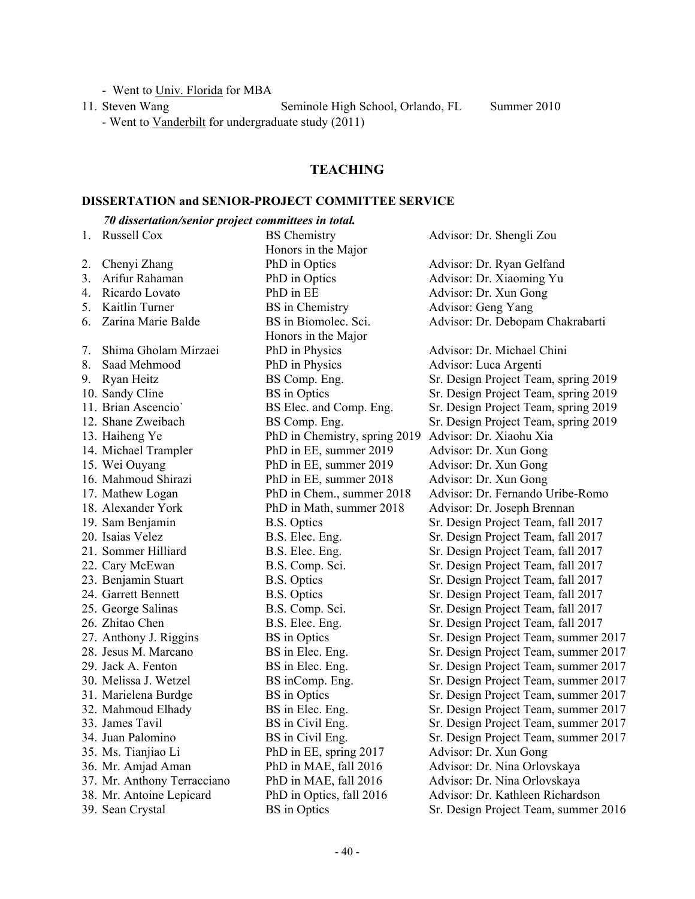- Went to Univ. Florida for MBA

11. Steven Wang &nbsp;&nbsp;&nbsp;&nbsp; Seminole High School, Orlando, FL &nbsp;&nbsp;&nbsp;&nbsp; Summer 2010
    - Went to Vanderbilt for undergraduate study (2011)

## TEACHING

### DISSERTATION and SENIOR-PROJECT COMMITTEE SERVICE

***70 dissertation/senior project committees in total.***

| # | Name | Degree | Advisor / Team |
|---|---|---|---|
| 1. | Russell Cox | BS Chemistry Honors in the Major | Advisor: Dr. Shengli Zou |
| 2. | Chenyi Zhang | PhD in Optics | Advisor: Dr. Ryan Gelfand |
| 3. | Arifur Rahaman | PhD in Optics | Advisor: Dr. Xiaoming Yu |
| 4. | Ricardo Lovato | PhD in EE | Advisor: Dr. Xun Gong |
| 5. | Kaitlin Turner | BS in Chemistry | Advisor: Geng Yang |
| 6. | Zarina Marie Balde | BS in Biomolec. Sci. Honors in the Major | Advisor: Dr. Debopam Chakrabarti |
| 7. | Shima Gholam Mirzaei | PhD in Physics | Advisor: Dr. Michael Chini |
| 8. | Saad Mehmood | PhD in Physics | Advisor: Luca Argenti |
| 9. | Ryan Heitz | BS Comp. Eng. | Sr. Design Project Team, spring 2019 |
| 10. | Sandy Cline | BS in Optics | Sr. Design Project Team, spring 2019 |
| 11. | Brian Ascencio` | BS Elec. and Comp. Eng. | Sr. Design Project Team, spring 2019 |
| 12. | Shane Zweibach | BS Comp. Eng. | Sr. Design Project Team, spring 2019 |
| 13. | Haiheng Ye | PhD in Chemistry, spring 2019 | Advisor: Dr. Xiaohu Xia |
| 14. | Michael Trampler | PhD in EE, summer 2019 | Advisor: Dr. Xun Gong |
| 15. | Wei Ouyang | PhD in EE, summer 2019 | Advisor: Dr. Xun Gong |
| 16. | Mahmoud Shirazi | PhD in EE, summer 2018 | Advisor: Dr. Xun Gong |
| 17. | Mathew Logan | PhD in Chem., summer 2018 | Advisor: Dr. Fernando Uribe-Romo |
| 18. | Alexander York | PhD in Math, summer 2018 | Advisor: Dr. Joseph Brennan |
| 19. | Sam Benjamin | B.S. Optics | Sr. Design Project Team, fall 2017 |
| 20. | Isaias Velez | B.S. Elec. Eng. | Sr. Design Project Team, fall 2017 |
| 21. | Sommer Hilliard | B.S. Elec. Eng. | Sr. Design Project Team, fall 2017 |
| 22. | Cary McEwan | B.S. Comp. Sci. | Sr. Design Project Team, fall 2017 |
| 23. | Benjamin Stuart | B.S. Optics | Sr. Design Project Team, fall 2017 |
| 24. | Garrett Bennett | B.S. Optics | Sr. Design Project Team, fall 2017 |
| 25. | George Salinas | B.S. Comp. Sci. | Sr. Design Project Team, fall 2017 |
| 26. | Zhitao Chen | B.S. Elec. Eng. | Sr. Design Project Team, fall 2017 |
| 27. | Anthony J. Riggins | BS in Optics | Sr. Design Project Team, summer 2017 |
| 28. | Jesus M. Marcano | BS in Elec. Eng. | Sr. Design Project Team, summer 2017 |
| 29. | Jack A. Fenton | BS in Elec. Eng. | Sr. Design Project Team, summer 2017 |
| 30. | Melissa J. Wetzel | BS inComp. Eng. | Sr. Design Project Team, summer 2017 |
| 31. | Marielena Burdge | BS in Optics | Sr. Design Project Team, summer 2017 |
| 32. | Mahmoud Elhady | BS in Elec. Eng. | Sr. Design Project Team, summer 2017 |
| 33. | James Tavil | BS in Civil Eng. | Sr. Design Project Team, summer 2017 |
| 34. | Juan Palomino | BS in Civil Eng. | Sr. Design Project Team, summer 2017 |
| 35. | Ms. Tianjiao Li | PhD in EE, spring 2017 | Advisor: Dr. Xun Gong |
| 36. | Mr. Amjad Aman | PhD in MAE, fall 2016 | Advisor: Dr. Nina Orlovskaya |
| 37. | Mr. Anthony Terracciano | PhD in MAE, fall 2016 | Advisor: Dr. Nina Orlovskaya |
| 38. | Mr. Antoine Lepicard | PhD in Optics, fall 2016 | Advisor: Dr. Kathleen Richardson |
| 39. | Sean Crystal | BS in Optics | Sr. Design Project Team, summer 2016 |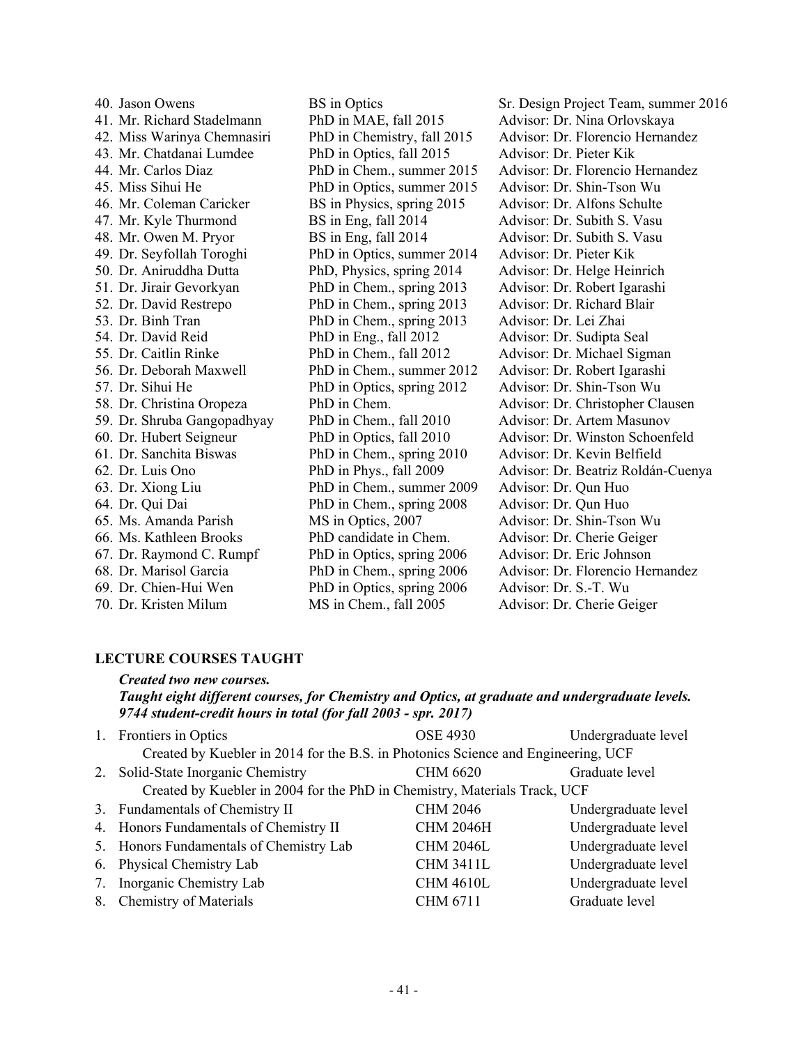| | | |
|---|---|---|
| 40. Jason Owens | BS in Optics | Sr. Design Project Team, summer 2016 |
| 41. Mr. Richard Stadelmann | PhD in MAE, fall 2015 | Advisor: Dr. Nina Orlovskaya |
| 42. Miss Warinya Chemnasiri | PhD in Chemistry, fall 2015 | Advisor: Dr. Florencio Hernandez |
| 43. Mr. Chatdanai Lumdee | PhD in Optics, fall 2015 | Advisor: Dr. Pieter Kik |
| 44. Mr. Carlos Diaz | PhD in Chem., summer 2015 | Advisor: Dr. Florencio Hernandez |
| 45. Miss Sihui He | PhD in Optics, summer 2015 | Advisor: Dr. Shin-Tson Wu |
| 46. Mr. Coleman Caricker | BS in Physics, spring 2015 | Advisor: Dr. Alfons Schulte |
| 47. Mr. Kyle Thurmond | BS in Eng, fall 2014 | Advisor: Dr. Subith S. Vasu |
| 48. Mr. Owen M. Pryor | BS in Eng, fall 2014 | Advisor: Dr. Subith S. Vasu |
| 49. Dr. Seyfollah Toroghi | PhD in Optics, summer 2014 | Advisor: Dr. Pieter Kik |
| 50. Dr. Aniruddha Dutta | PhD, Physics, spring 2014 | Advisor: Dr. Helge Heinrich |
| 51. Dr. Jirair Gevorkyan | PhD in Chem., spring 2013 | Advisor: Dr. Robert Igarashi |
| 52. Dr. David Restrepo | PhD in Chem., spring 2013 | Advisor: Dr. Richard Blair |
| 53. Dr. Binh Tran | PhD in Chem., spring 2013 | Advisor: Dr. Lei Zhai |
| 54. Dr. David Reid | PhD in Eng., fall 2012 | Advisor: Dr. Sudipta Seal |
| 55. Dr. Caitlin Rinke | PhD in Chem., fall 2012 | Advisor: Dr. Michael Sigman |
| 56. Dr. Deborah Maxwell | PhD in Chem., summer 2012 | Advisor: Dr. Robert Igarashi |
| 57. Dr. Sihui He | PhD in Optics, spring 2012 | Advisor: Dr. Shin-Tson Wu |
| 58. Dr. Christina Oropeza | PhD in Chem. | Advisor: Dr. Christopher Clausen |
| 59. Dr. Shruba Gangopadhyay | PhD in Chem., fall 2010 | Advisor: Dr. Artem Masunov |
| 60. Dr. Hubert Seigneur | PhD in Optics, fall 2010 | Advisor: Dr. Winston Schoenfeld |
| 61. Dr. Sanchita Biswas | PhD in Chem., spring 2010 | Advisor: Dr. Kevin Belfield |
| 62. Dr. Luis Ono | PhD in Phys., fall 2009 | Advisor: Dr. Beatriz Roldán-Cuenya |
| 63. Dr. Xiong Liu | PhD in Chem., summer 2009 | Advisor: Dr. Qun Huo |
| 64. Dr. Qui Dai | PhD in Chem., spring 2008 | Advisor: Dr. Qun Huo |
| 65. Ms. Amanda Parish | MS in Optics, 2007 | Advisor: Dr. Shin-Tson Wu |
| 66. Ms. Kathleen Brooks | PhD candidate in Chem. | Advisor: Dr. Cherie Geiger |
| 67. Dr. Raymond C. Rumpf | PhD in Optics, spring 2006 | Advisor: Dr. Eric Johnson |
| 68. Dr. Marisol Garcia | PhD in Chem., spring 2006 | Advisor: Dr. Florencio Hernandez |
| 69. Dr. Chien-Hui Wen | PhD in Optics, spring 2006 | Advisor: Dr. S.-T. Wu |
| 70. Dr. Kristen Milum | MS in Chem., fall 2005 | Advisor: Dr. Cherie Geiger |

**LECTURE COURSES TAUGHT**

***Created two new courses.***
***Taught eight different courses, for Chemistry and Optics, at graduate and undergraduate levels.***
***9744 student-credit hours in total (for fall 2003 - spr. 2017)***

1. Frontiers in Optics — OSE 4930 — Undergraduate level
   Created by Kuebler in 2014 for the B.S. in Photonics Science and Engineering, UCF
2. Solid-State Inorganic Chemistry — CHM 6620 — Graduate level
   Created by Kuebler in 2004 for the PhD in Chemistry, Materials Track, UCF
3. Fundamentals of Chemistry II — CHM 2046 — Undergraduate level
4. Honors Fundamentals of Chemistry II — CHM 2046H — Undergraduate level
5. Honors Fundamentals of Chemistry Lab — CHM 2046L — Undergraduate level
6. Physical Chemistry Lab — CHM 3411L — Undergraduate level
7. Inorganic Chemistry Lab — CHM 4610L — Undergraduate level
8. Chemistry of Materials — CHM 6711 — Graduate level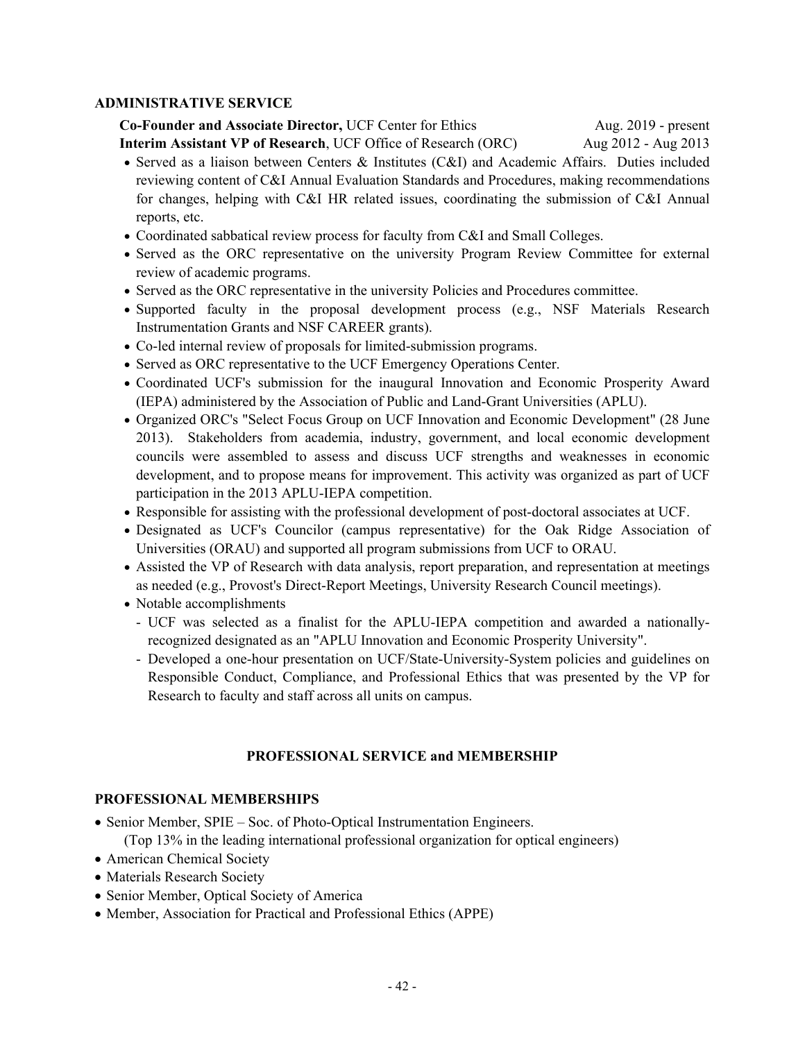### ADMINISTRATIVE SERVICE

**Co-Founder and Associate Director,** UCF Center for Ethics — Aug. 2019 - present

**Interim Assistant VP of Research**, UCF Office of Research (ORC) — Aug 2012 - Aug 2013

- Served as a liaison between Centers & Institutes (C&I) and Academic Affairs. Duties included reviewing content of C&I Annual Evaluation Standards and Procedures, making recommendations for changes, helping with C&I HR related issues, coordinating the submission of C&I Annual reports, etc.
- Coordinated sabbatical review process for faculty from C&I and Small Colleges.
- Served as the ORC representative on the university Program Review Committee for external review of academic programs.
- Served as the ORC representative in the university Policies and Procedures committee.
- Supported faculty in the proposal development process (e.g., NSF Materials Research Instrumentation Grants and NSF CAREER grants).
- Co-led internal review of proposals for limited-submission programs.
- Served as ORC representative to the UCF Emergency Operations Center.
- Coordinated UCF's submission for the inaugural Innovation and Economic Prosperity Award (IEPA) administered by the Association of Public and Land-Grant Universities (APLU).
- Organized ORC's "Select Focus Group on UCF Innovation and Economic Development" (28 June 2013). Stakeholders from academia, industry, government, and local economic development councils were assembled to assess and discuss UCF strengths and weaknesses in economic development, and to propose means for improvement. This activity was organized as part of UCF participation in the 2013 APLU-IEPA competition.
- Responsible for assisting with the professional development of post-doctoral associates at UCF.
- Designated as UCF's Councilor (campus representative) for the Oak Ridge Association of Universities (ORAU) and supported all program submissions from UCF to ORAU.
- Assisted the VP of Research with data analysis, report preparation, and representation at meetings as needed (e.g., Provost's Direct-Report Meetings, University Research Council meetings).
- Notable accomplishments
  - UCF was selected as a finalist for the APLU-IEPA competition and awarded a nationally-recognized designated as an "APLU Innovation and Economic Prosperity University".
  - Developed a one-hour presentation on UCF/State-University-System policies and guidelines on Responsible Conduct, Compliance, and Professional Ethics that was presented by the VP for Research to faculty and staff across all units on campus.

## PROFESSIONAL SERVICE and MEMBERSHIP

### PROFESSIONAL MEMBERSHIPS

- Senior Member, SPIE – Soc. of Photo-Optical Instrumentation Engineers.
  (Top 13% in the leading international professional organization for optical engineers)
- American Chemical Society
- Materials Research Society
- Senior Member, Optical Society of America
- Member, Association for Practical and Professional Ethics (APPE)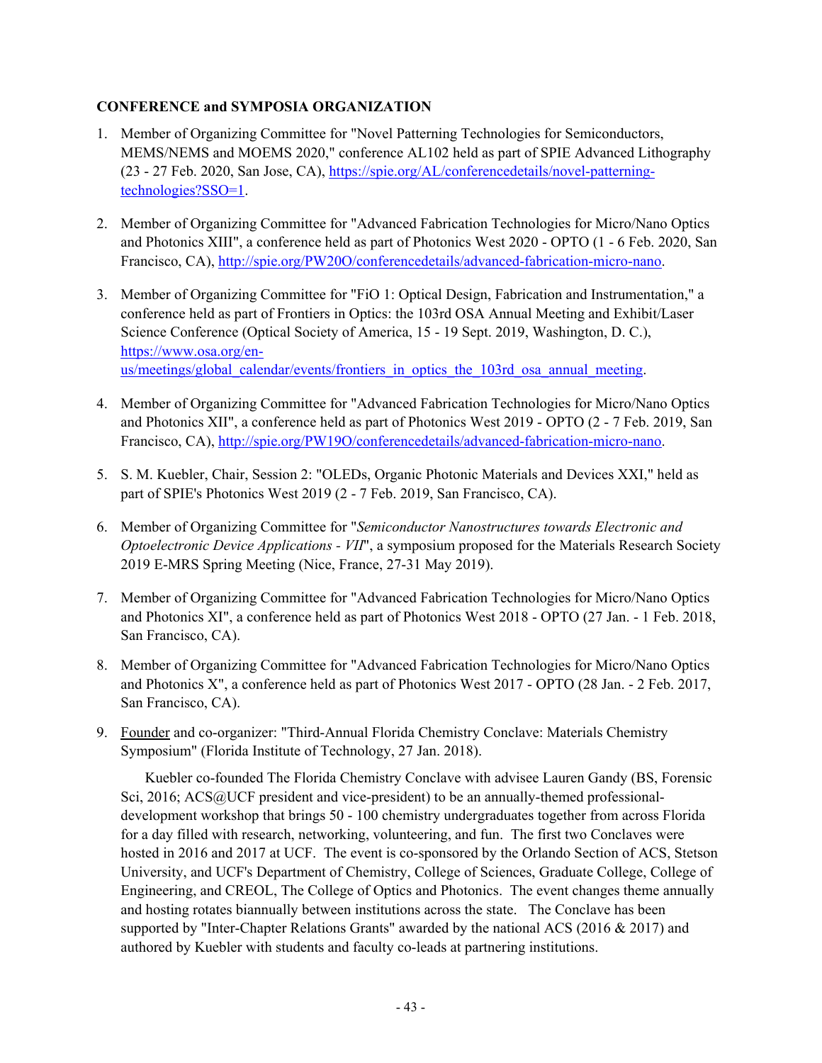**CONFERENCE and SYMPOSIA ORGANIZATION**

1. Member of Organizing Committee for "Novel Patterning Technologies for Semiconductors, MEMS/NEMS and MOEMS 2020," conference AL102 held as part of SPIE Advanced Lithography (23 - 27 Feb. 2020, San Jose, CA), https://spie.org/AL/conferencedetails/novel-patterning-technologies?SSO=1.

2. Member of Organizing Committee for "Advanced Fabrication Technologies for Micro/Nano Optics and Photonics XIII", a conference held as part of Photonics West 2020 - OPTO (1 - 6 Feb. 2020, San Francisco, CA), http://spie.org/PW20O/conferencedetails/advanced-fabrication-micro-nano.

3. Member of Organizing Committee for "FiO 1: Optical Design, Fabrication and Instrumentation," a conference held as part of Frontiers in Optics: the 103rd OSA Annual Meeting and Exhibit/Laser Science Conference (Optical Society of America, 15 - 19 Sept. 2019, Washington, D. C.), https://www.osa.org/en-us/meetings/global_calendar/events/frontiers_in_optics_the_103rd_osa_annual_meeting.

4. Member of Organizing Committee for "Advanced Fabrication Technologies for Micro/Nano Optics and Photonics XII", a conference held as part of Photonics West 2019 - OPTO (2 - 7 Feb. 2019, San Francisco, CA), http://spie.org/PW19O/conferencedetails/advanced-fabrication-micro-nano.

5. S. M. Kuebler, Chair, Session 2: "OLEDs, Organic Photonic Materials and Devices XXI," held as part of SPIE's Photonics West 2019 (2 - 7 Feb. 2019, San Francisco, CA).

6. Member of Organizing Committee for "*Semiconductor Nanostructures towards Electronic and Optoelectronic Device Applications - VII*", a symposium proposed for the Materials Research Society 2019 E-MRS Spring Meeting (Nice, France, 27-31 May 2019).

7. Member of Organizing Committee for "Advanced Fabrication Technologies for Micro/Nano Optics and Photonics XI", a conference held as part of Photonics West 2018 - OPTO (27 Jan. - 1 Feb. 2018, San Francisco, CA).

8. Member of Organizing Committee for "Advanced Fabrication Technologies for Micro/Nano Optics and Photonics X", a conference held as part of Photonics West 2017 - OPTO (28 Jan. - 2 Feb. 2017, San Francisco, CA).

9. Founder and co-organizer: "Third-Annual Florida Chemistry Conclave: Materials Chemistry Symposium" (Florida Institute of Technology, 27 Jan. 2018).

   Kuebler co-founded The Florida Chemistry Conclave with advisee Lauren Gandy (BS, Forensic Sci, 2016; ACS@UCF president and vice-president) to be an annually-themed professional-development workshop that brings 50 - 100 chemistry undergraduates together from across Florida for a day filled with research, networking, volunteering, and fun. The first two Conclaves were hosted in 2016 and 2017 at UCF. The event is co-sponsored by the Orlando Section of ACS, Stetson University, and UCF's Department of Chemistry, College of Sciences, Graduate College, College of Engineering, and CREOL, The College of Optics and Photonics. The event changes theme annually and hosting rotates biannually between institutions across the state. The Conclave has been supported by "Inter-Chapter Relations Grants" awarded by the national ACS (2016 & 2017) and authored by Kuebler with students and faculty co-leads at partnering institutions.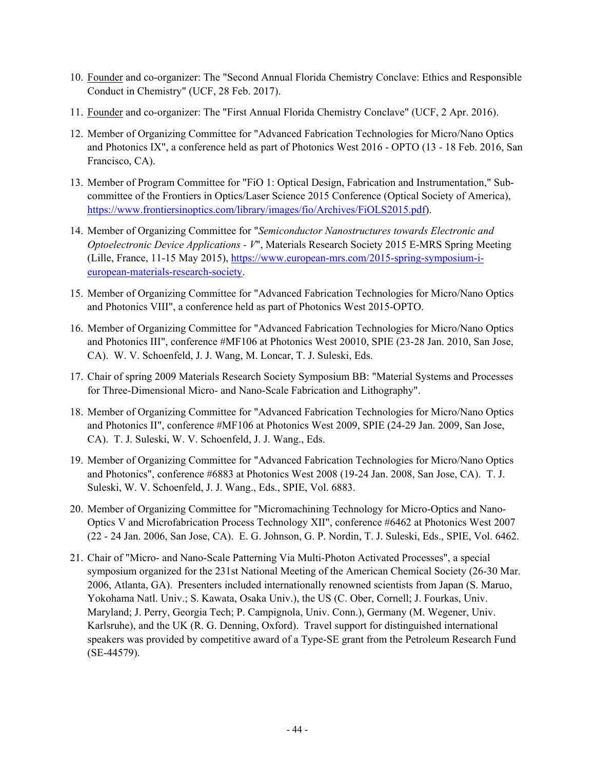10. Founder and co-organizer: The "Second Annual Florida Chemistry Conclave: Ethics and Responsible Conduct in Chemistry" (UCF, 28 Feb. 2017).

11. Founder and co-organizer: The "First Annual Florida Chemistry Conclave" (UCF, 2 Apr. 2016).

12. Member of Organizing Committee for "Advanced Fabrication Technologies for Micro/Nano Optics and Photonics IX", a conference held as part of Photonics West 2016 - OPTO (13 - 18 Feb. 2016, San Francisco, CA).

13. Member of Program Committee for "FiO 1: Optical Design, Fabrication and Instrumentation," Sub-committee of the Frontiers in Optics/Laser Science 2015 Conference (Optical Society of America), https://www.frontiersinoptics.com/library/images/fio/Archives/FiOLS2015.pdf).

14. Member of Organizing Committee for "*Semiconductor Nanostructures towards Electronic and Optoelectronic Device Applications - V*", Materials Research Society 2015 E-MRS Spring Meeting (Lille, France, 11-15 May 2015), https://www.european-mrs.com/2015-spring-symposium-i-european-materials-research-society.

15. Member of Organizing Committee for "Advanced Fabrication Technologies for Micro/Nano Optics and Photonics VIII", a conference held as part of Photonics West 2015-OPTO.

16. Member of Organizing Committee for "Advanced Fabrication Technologies for Micro/Nano Optics and Photonics III", conference #MF106 at Photonics West 20010, SPIE (23-28 Jan. 2010, San Jose, CA). W. V. Schoenfeld, J. J. Wang, M. Loncar, T. J. Suleski, Eds.

17. Chair of spring 2009 Materials Research Society Symposium BB: "Material Systems and Processes for Three-Dimensional Micro- and Nano-Scale Fabrication and Lithography".

18. Member of Organizing Committee for "Advanced Fabrication Technologies for Micro/Nano Optics and Photonics II", conference #MF106 at Photonics West 2009, SPIE (24-29 Jan. 2009, San Jose, CA). T. J. Suleski, W. V. Schoenfeld, J. J. Wang., Eds.

19. Member of Organizing Committee for "Advanced Fabrication Technologies for Micro/Nano Optics and Photonics", conference #6883 at Photonics West 2008 (19-24 Jan. 2008, San Jose, CA). T. J. Suleski, W. V. Schoenfeld, J. J. Wang., Eds., SPIE, Vol. 6883.

20. Member of Organizing Committee for "Micromachining Technology for Micro-Optics and Nano-Optics V and Microfabrication Process Technology XII", conference #6462 at Photonics West 2007 (22 - 24 Jan. 2006, San Jose, CA). E. G. Johnson, G. P. Nordin, T. J. Suleski, Eds., SPIE, Vol. 6462.

21. Chair of "Micro- and Nano-Scale Patterning Via Multi-Photon Activated Processes", a special symposium organized for the 231st National Meeting of the American Chemical Society (26-30 Mar. 2006, Atlanta, GA). Presenters included internationally renowned scientists from Japan (S. Maruo, Yokohama Natl. Univ.; S. Kawata, Osaka Univ.), the US (C. Ober, Cornell; J. Fourkas, Univ. Maryland; J. Perry, Georgia Tech; P. Campignola, Univ. Conn.), Germany (M. Wegener, Univ. Karlsruhe), and the UK (R. G. Denning, Oxford). Travel support for distinguished international speakers was provided by competitive award of a Type-SE grant from the Petroleum Research Fund (SE-44579).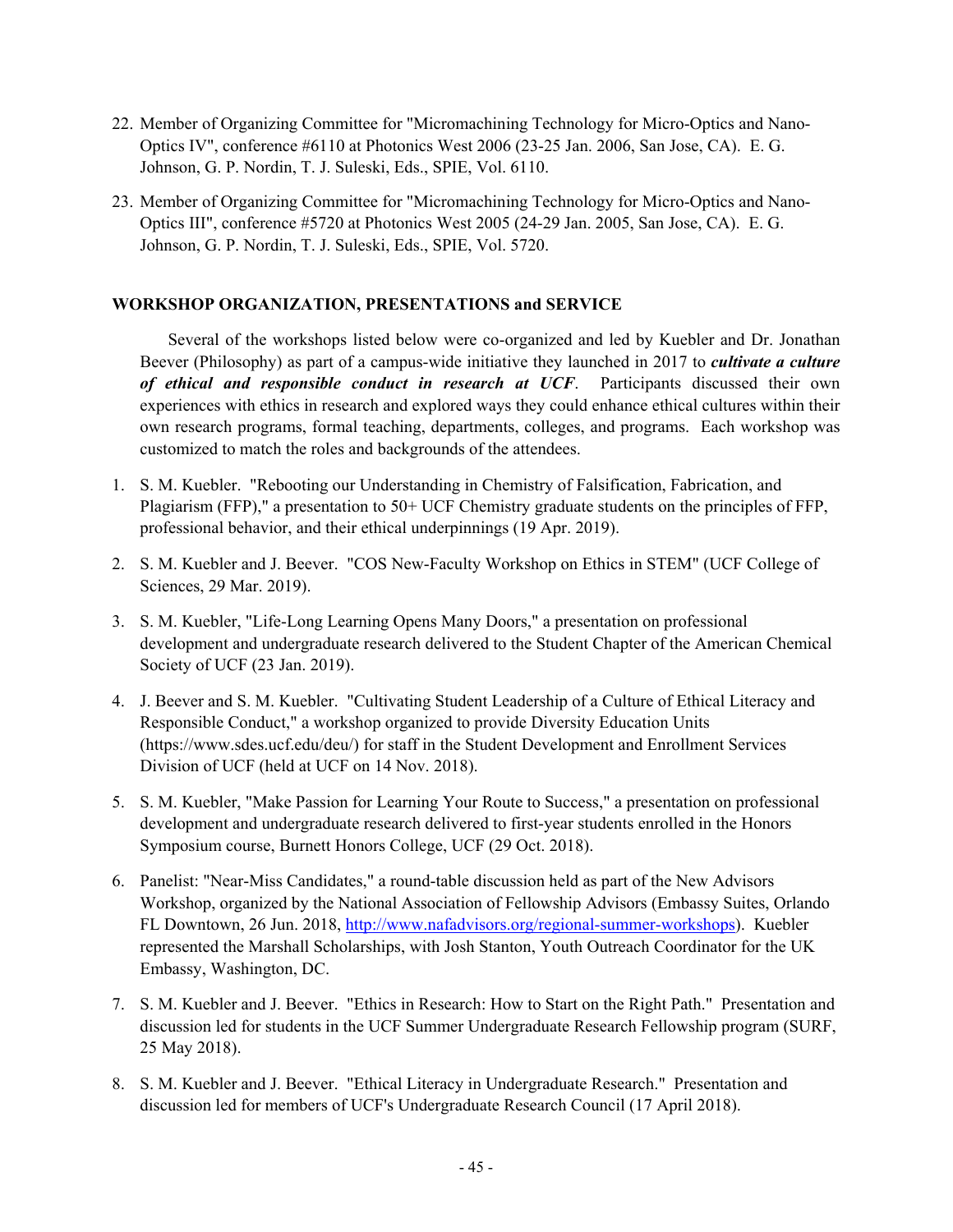22. Member of Organizing Committee for "Micromachining Technology for Micro-Optics and Nano-Optics IV", conference #6110 at Photonics West 2006 (23-25 Jan. 2006, San Jose, CA). E. G. Johnson, G. P. Nordin, T. J. Suleski, Eds., SPIE, Vol. 6110.

23. Member of Organizing Committee for "Micromachining Technology for Micro-Optics and Nano-Optics III", conference #5720 at Photonics West 2005 (24-29 Jan. 2005, San Jose, CA). E. G. Johnson, G. P. Nordin, T. J. Suleski, Eds., SPIE, Vol. 5720.

## WORKSHOP ORGANIZATION, PRESENTATIONS and SERVICE

Several of the workshops listed below were co-organized and led by Kuebler and Dr. Jonathan Beever (Philosophy) as part of a campus-wide initiative they launched in 2017 to ***cultivate a culture of ethical and responsible conduct in research at UCF***. Participants discussed their own experiences with ethics in research and explored ways they could enhance ethical cultures within their own research programs, formal teaching, departments, colleges, and programs. Each workshop was customized to match the roles and backgrounds of the attendees.

1. S. M. Kuebler. "Rebooting our Understanding in Chemistry of Falsification, Fabrication, and Plagiarism (FFP)," a presentation to 50+ UCF Chemistry graduate students on the principles of FFP, professional behavior, and their ethical underpinnings (19 Apr. 2019).

2. S. M. Kuebler and J. Beever. "COS New-Faculty Workshop on Ethics in STEM" (UCF College of Sciences, 29 Mar. 2019).

3. S. M. Kuebler, "Life-Long Learning Opens Many Doors," a presentation on professional development and undergraduate research delivered to the Student Chapter of the American Chemical Society of UCF (23 Jan. 2019).

4. J. Beever and S. M. Kuebler. "Cultivating Student Leadership of a Culture of Ethical Literacy and Responsible Conduct," a workshop organized to provide Diversity Education Units (https://www.sdes.ucf.edu/deu/) for staff in the Student Development and Enrollment Services Division of UCF (held at UCF on 14 Nov. 2018).

5. S. M. Kuebler, "Make Passion for Learning Your Route to Success," a presentation on professional development and undergraduate research delivered to first-year students enrolled in the Honors Symposium course, Burnett Honors College, UCF (29 Oct. 2018).

6. Panelist: "Near-Miss Candidates," a round-table discussion held as part of the New Advisors Workshop, organized by the National Association of Fellowship Advisors (Embassy Suites, Orlando FL Downtown, 26 Jun. 2018, http://www.nafadvisors.org/regional-summer-workshops). Kuebler represented the Marshall Scholarships, with Josh Stanton, Youth Outreach Coordinator for the UK Embassy, Washington, DC.

7. S. M. Kuebler and J. Beever. "Ethics in Research: How to Start on the Right Path." Presentation and discussion led for students in the UCF Summer Undergraduate Research Fellowship program (SURF, 25 May 2018).

8. S. M. Kuebler and J. Beever. "Ethical Literacy in Undergraduate Research." Presentation and discussion led for members of UCF's Undergraduate Research Council (17 April 2018).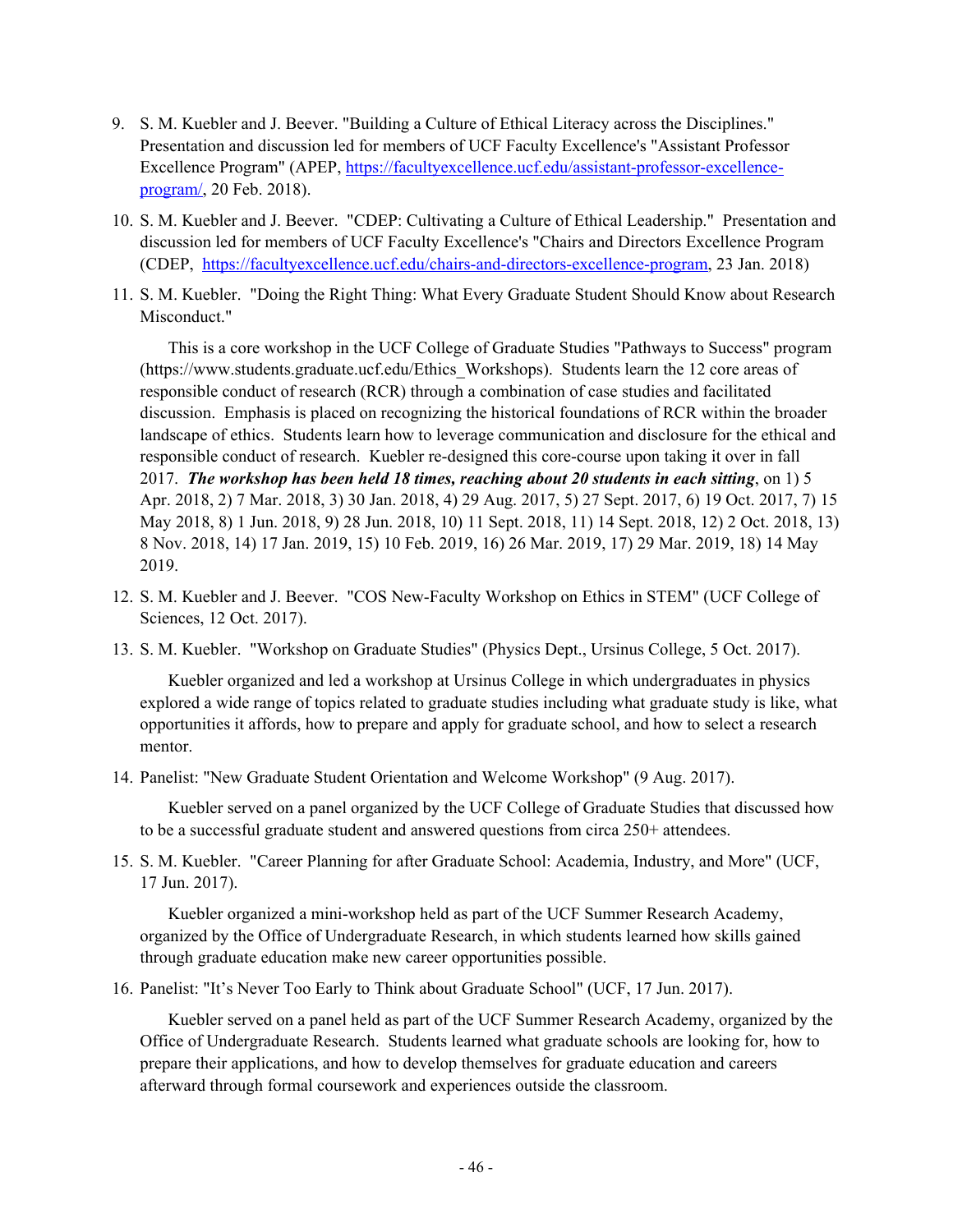9. S. M. Kuebler and J. Beever. "Building a Culture of Ethical Literacy across the Disciplines." Presentation and discussion led for members of UCF Faculty Excellence's "Assistant Professor Excellence Program" (APEP, https://facultyexcellence.ucf.edu/assistant-professor-excellence-program/, 20 Feb. 2018).

10. S. M. Kuebler and J. Beever. "CDEP: Cultivating a Culture of Ethical Leadership." Presentation and discussion led for members of UCF Faculty Excellence's "Chairs and Directors Excellence Program (CDEP, https://facultyexcellence.ucf.edu/chairs-and-directors-excellence-program, 23 Jan. 2018)

11. S. M. Kuebler. "Doing the Right Thing: What Every Graduate Student Should Know about Research Misconduct."

    This is a core workshop in the UCF College of Graduate Studies "Pathways to Success" program (https://www.students.graduate.ucf.edu/Ethics_Workshops). Students learn the 12 core areas of responsible conduct of research (RCR) through a combination of case studies and facilitated discussion. Emphasis is placed on recognizing the historical foundations of RCR within the broader landscape of ethics. Students learn how to leverage communication and disclosure for the ethical and responsible conduct of research. Kuebler re-designed this core-course upon taking it over in fall 2017. ***The workshop has been held 18 times, reaching about 20 students in each sitting***, on 1) 5 Apr. 2018, 2) 7 Mar. 2018, 3) 30 Jan. 2018, 4) 29 Aug. 2017, 5) 27 Sept. 2017, 6) 19 Oct. 2017, 7) 15 May 2018, 8) 1 Jun. 2018, 9) 28 Jun. 2018, 10) 11 Sept. 2018, 11) 14 Sept. 2018, 12) 2 Oct. 2018, 13) 8 Nov. 2018, 14) 17 Jan. 2019, 15) 10 Feb. 2019, 16) 26 Mar. 2019, 17) 29 Mar. 2019, 18) 14 May 2019.

12. S. M. Kuebler and J. Beever. "COS New-Faculty Workshop on Ethics in STEM" (UCF College of Sciences, 12 Oct. 2017).

13. S. M. Kuebler. "Workshop on Graduate Studies" (Physics Dept., Ursinus College, 5 Oct. 2017).

    Kuebler organized and led a workshop at Ursinus College in which undergraduates in physics explored a wide range of topics related to graduate studies including what graduate study is like, what opportunities it affords, how to prepare and apply for graduate school, and how to select a research mentor.

14. Panelist: "New Graduate Student Orientation and Welcome Workshop" (9 Aug. 2017).

    Kuebler served on a panel organized by the UCF College of Graduate Studies that discussed how to be a successful graduate student and answered questions from circa 250+ attendees.

15. S. M. Kuebler. "Career Planning for after Graduate School: Academia, Industry, and More" (UCF, 17 Jun. 2017).

    Kuebler organized a mini-workshop held as part of the UCF Summer Research Academy, organized by the Office of Undergraduate Research, in which students learned how skills gained through graduate education make new career opportunities possible.

16. Panelist: "It's Never Too Early to Think about Graduate School" (UCF, 17 Jun. 2017).

    Kuebler served on a panel held as part of the UCF Summer Research Academy, organized by the Office of Undergraduate Research. Students learned what graduate schools are looking for, how to prepare their applications, and how to develop themselves for graduate education and careers afterward through formal coursework and experiences outside the classroom.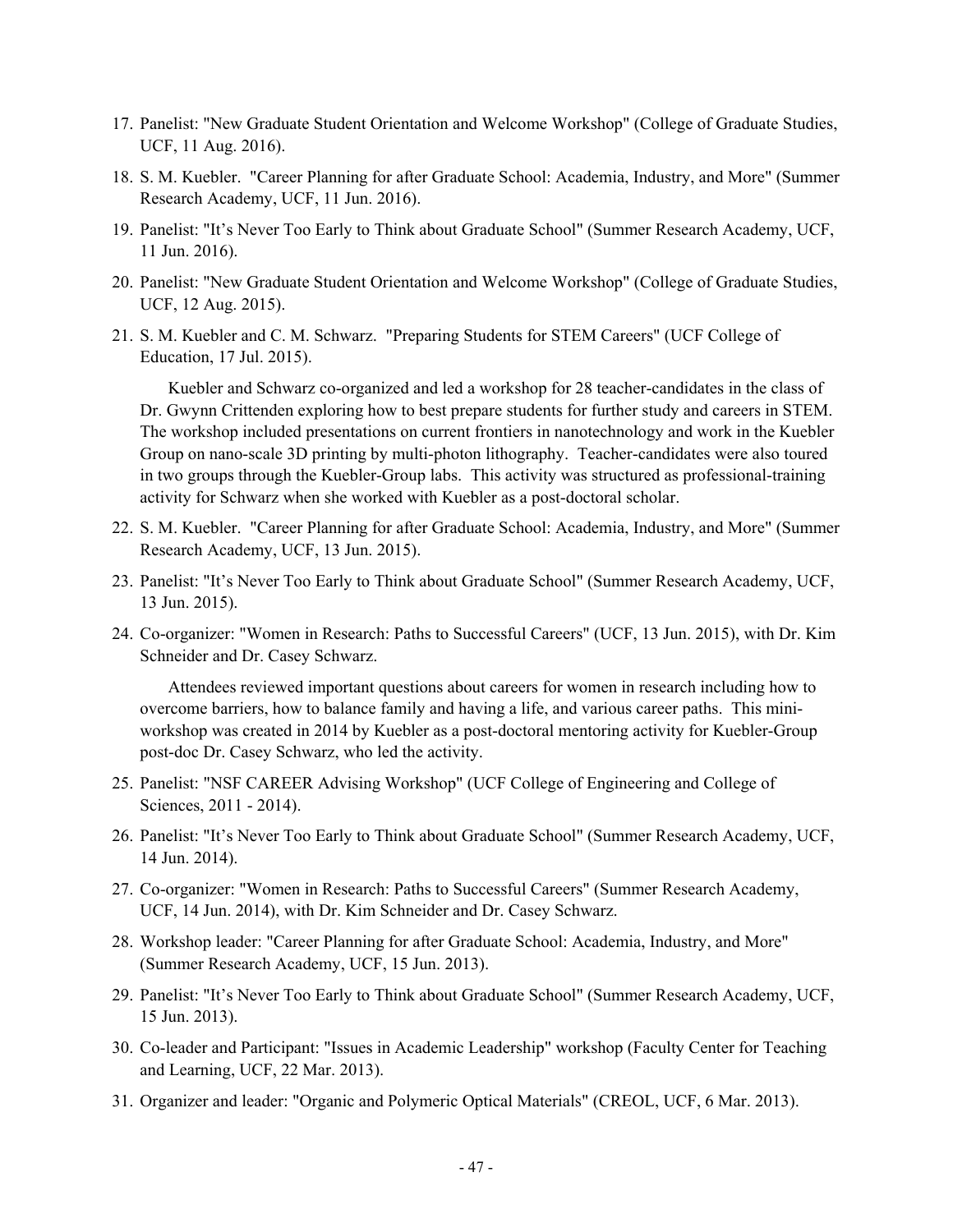17. Panelist: "New Graduate Student Orientation and Welcome Workshop" (College of Graduate Studies, UCF, 11 Aug. 2016).
18. S. M. Kuebler. "Career Planning for after Graduate School: Academia, Industry, and More" (Summer Research Academy, UCF, 11 Jun. 2016).
19. Panelist: "It's Never Too Early to Think about Graduate School" (Summer Research Academy, UCF, 11 Jun. 2016).
20. Panelist: "New Graduate Student Orientation and Welcome Workshop" (College of Graduate Studies, UCF, 12 Aug. 2015).
21. S. M. Kuebler and C. M. Schwarz. "Preparing Students for STEM Careers" (UCF College of Education, 17 Jul. 2015).

    Kuebler and Schwarz co-organized and led a workshop for 28 teacher-candidates in the class of Dr. Gwynn Crittenden exploring how to best prepare students for further study and careers in STEM. The workshop included presentations on current frontiers in nanotechnology and work in the Kuebler Group on nano-scale 3D printing by multi-photon lithography. Teacher-candidates were also toured in two groups through the Kuebler-Group labs. This activity was structured as professional-training activity for Schwarz when she worked with Kuebler as a post-doctoral scholar.

22. S. M. Kuebler. "Career Planning for after Graduate School: Academia, Industry, and More" (Summer Research Academy, UCF, 13 Jun. 2015).
23. Panelist: "It's Never Too Early to Think about Graduate School" (Summer Research Academy, UCF, 13 Jun. 2015).
24. Co-organizer: "Women in Research: Paths to Successful Careers" (UCF, 13 Jun. 2015), with Dr. Kim Schneider and Dr. Casey Schwarz.

    Attendees reviewed important questions about careers for women in research including how to overcome barriers, how to balance family and having a life, and various career paths. This mini-workshop was created in 2014 by Kuebler as a post-doctoral mentoring activity for Kuebler-Group post-doc Dr. Casey Schwarz, who led the activity.

25. Panelist: "NSF CAREER Advising Workshop" (UCF College of Engineering and College of Sciences, 2011 - 2014).
26. Panelist: "It's Never Too Early to Think about Graduate School" (Summer Research Academy, UCF, 14 Jun. 2014).
27. Co-organizer: "Women in Research: Paths to Successful Careers" (Summer Research Academy, UCF, 14 Jun. 2014), with Dr. Kim Schneider and Dr. Casey Schwarz.
28. Workshop leader: "Career Planning for after Graduate School: Academia, Industry, and More" (Summer Research Academy, UCF, 15 Jun. 2013).
29. Panelist: "It's Never Too Early to Think about Graduate School" (Summer Research Academy, UCF, 15 Jun. 2013).
30. Co-leader and Participant: "Issues in Academic Leadership" workshop (Faculty Center for Teaching and Learning, UCF, 22 Mar. 2013).
31. Organizer and leader: "Organic and Polymeric Optical Materials" (CREOL, UCF, 6 Mar. 2013).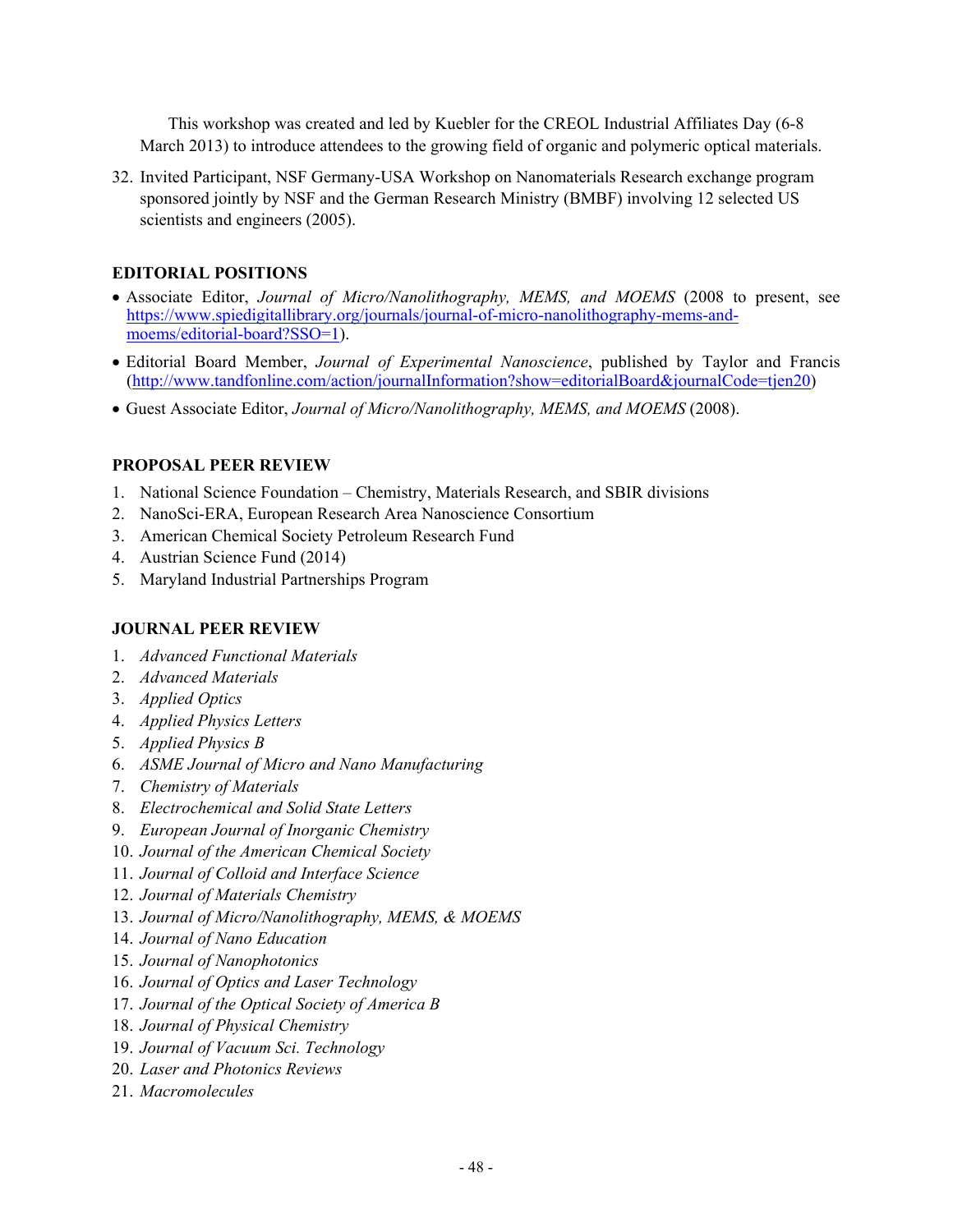This workshop was created and led by Kuebler for the CREOL Industrial Affiliates Day (6-8 March 2013) to introduce attendees to the growing field of organic and polymeric optical materials.

32. Invited Participant, NSF Germany-USA Workshop on Nanomaterials Research exchange program sponsored jointly by NSF and the German Research Ministry (BMBF) involving 12 selected US scientists and engineers (2005).

### EDITORIAL POSITIONS

- Associate Editor, *Journal of Micro/Nanolithography, MEMS, and MOEMS* (2008 to present, see https://www.spiedigitallibrary.org/journals/journal-of-micro-nanolithography-mems-and-moems/editorial-board?SSO=1).
- Editorial Board Member, *Journal of Experimental Nanoscience*, published by Taylor and Francis (http://www.tandfonline.com/action/journalInformation?show=editorialBoard&journalCode=tjen20)
- Guest Associate Editor, *Journal of Micro/Nanolithography, MEMS, and MOEMS* (2008).

### PROPOSAL PEER REVIEW

1. National Science Foundation – Chemistry, Materials Research, and SBIR divisions
2. NanoSci-ERA, European Research Area Nanoscience Consortium
3. American Chemical Society Petroleum Research Fund
4. Austrian Science Fund (2014)
5. Maryland Industrial Partnerships Program

### JOURNAL PEER REVIEW

1. *Advanced Functional Materials*
2. *Advanced Materials*
3. *Applied Optics*
4. *Applied Physics Letters*
5. *Applied Physics B*
6. *ASME Journal of Micro and Nano Manufacturing*
7. *Chemistry of Materials*
8. *Electrochemical and Solid State Letters*
9. *European Journal of Inorganic Chemistry*
10. *Journal of the American Chemical Society*
11. *Journal of Colloid and Interface Science*
12. *Journal of Materials Chemistry*
13. *Journal of Micro/Nanolithography, MEMS, & MOEMS*
14. *Journal of Nano Education*
15. *Journal of Nanophotonics*
16. *Journal of Optics and Laser Technology*
17. *Journal of the Optical Society of America B*
18. *Journal of Physical Chemistry*
19. *Journal of Vacuum Sci. Technology*
20. *Laser and Photonics Reviews*
21. *Macromolecules*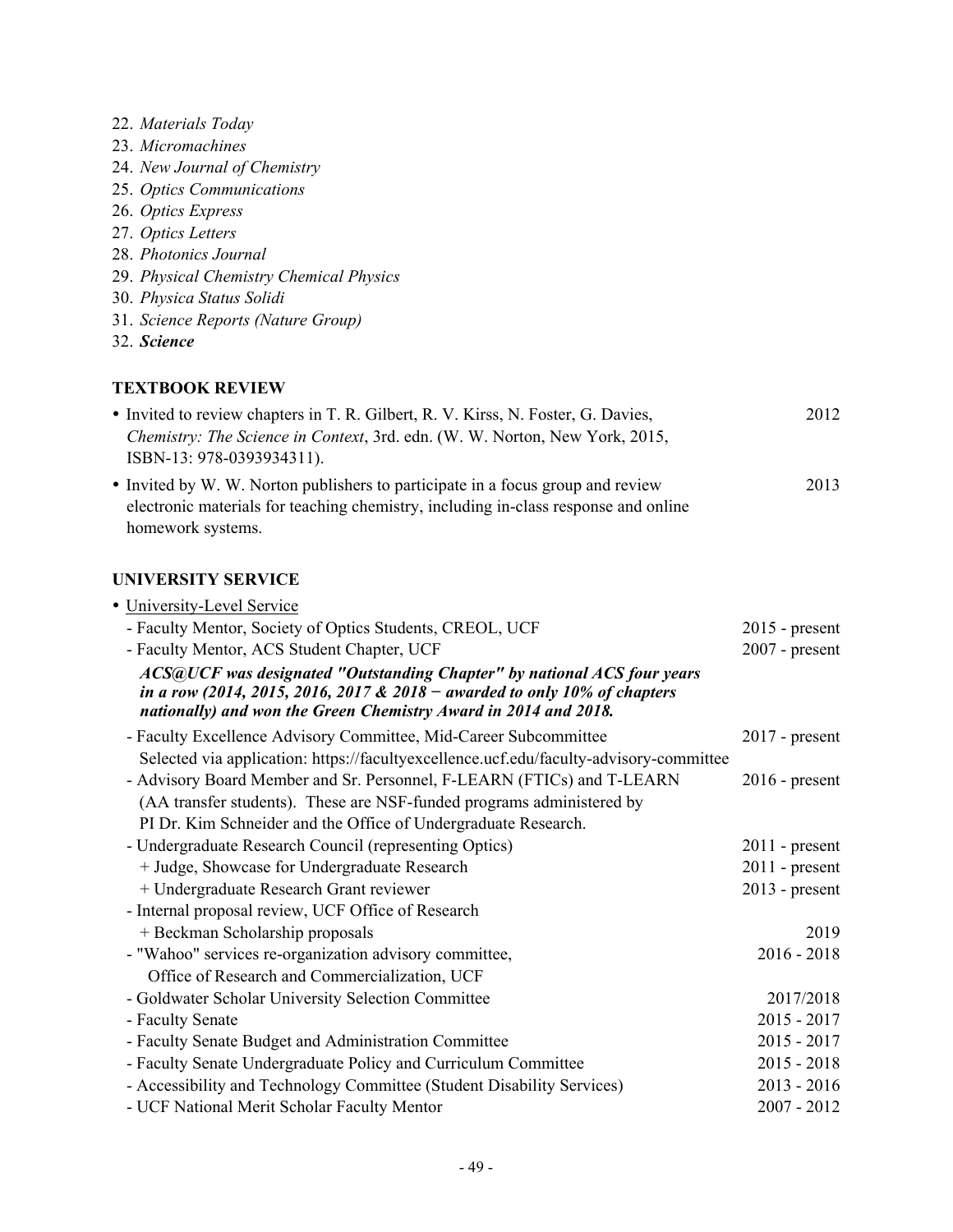22. *Materials Today*
23. *Micromachines*
24. *New Journal of Chemistry*
25. *Optics Communications*
26. *Optics Express*
27. *Optics Letters*
28. *Photonics Journal*
29. *Physical Chemistry Chemical Physics*
30. *Physica Status Solidi*
31. *Science Reports (Nature Group)*
32. ***Science***

## TEXTBOOK REVIEW

- Invited to review chapters in T. R. Gilbert, R. V. Kirss, N. Foster, G. Davies, *Chemistry: The Science in Context*, 3rd. edn. (W. W. Norton, New York, 2015, ISBN-13: 978-0393934311). — 2012
- Invited by W. W. Norton publishers to participate in a focus group and review electronic materials for teaching chemistry, including in-class response and online homework systems. — 2013

## UNIVERSITY SERVICE

- University-Level Service
  - Faculty Mentor, Society of Optics Students, CREOL, UCF — 2015 - present
  - Faculty Mentor, ACS Student Chapter, UCF — 2007 - present

    ***ACS@UCF was designated "Outstanding Chapter" by national ACS four years in a row (2014, 2015, 2016, 2017 & 2018 − awarded to only 10% of chapters nationally) and won the Green Chemistry Award in 2014 and 2018.***
  - Faculty Excellence Advisory Committee, Mid-Career Subcommittee — 2017 - present

    Selected via application: https://facultyexcellence.ucf.edu/faculty-advisory-committee
  - Advisory Board Member and Sr. Personnel, F-LEARN (FTICs) and T-LEARN (AA transfer students). These are NSF-funded programs administered by PI Dr. Kim Schneider and the Office of Undergraduate Research. — 2016 - present
  - Undergraduate Research Council (representing Optics) — 2011 - present
    - + Judge, Showcase for Undergraduate Research — 2011 - present
    - + Undergraduate Research Grant reviewer — 2013 - present
  - Internal proposal review, UCF Office of Research
    - + Beckman Scholarship proposals — 2019
  - "Wahoo" services re-organization advisory committee, Office of Research and Commercialization, UCF — 2016 - 2018
  - Goldwater Scholar University Selection Committee — 2017/2018
  - Faculty Senate — 2015 - 2017
  - Faculty Senate Budget and Administration Committee — 2015 - 2017
  - Faculty Senate Undergraduate Policy and Curriculum Committee — 2015 - 2018
  - Accessibility and Technology Committee (Student Disability Services) — 2013 - 2016
  - UCF National Merit Scholar Faculty Mentor — 2007 - 2012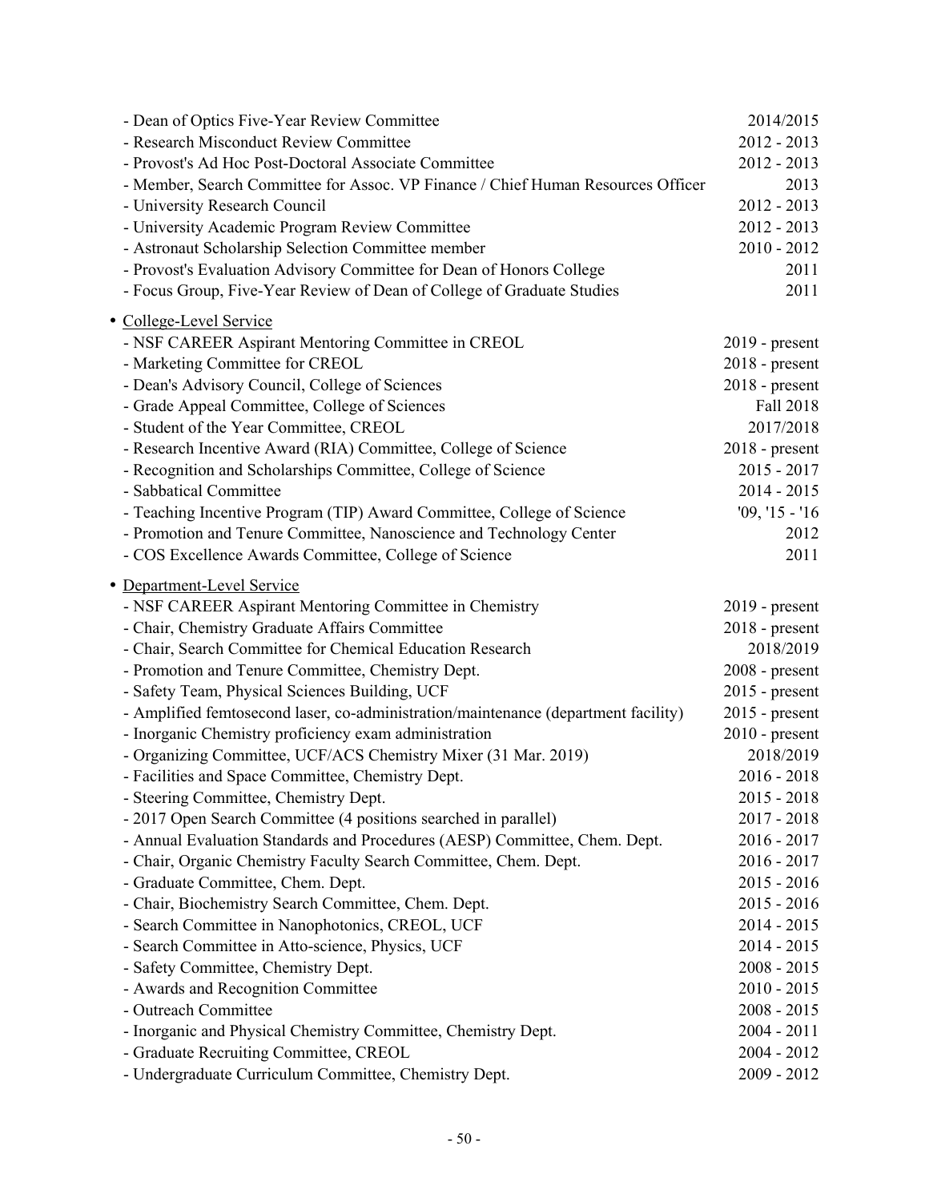- Dean of Optics Five-Year Review Committee 2014/2015
- Research Misconduct Review Committee 2012 - 2013
- Provost's Ad Hoc Post-Doctoral Associate Committee 2012 - 2013
- Member, Search Committee for Assoc. VP Finance / Chief Human Resources Officer 2013
- University Research Council 2012 - 2013
- University Academic Program Review Committee 2012 - 2013
- Astronaut Scholarship Selection Committee member 2010 - 2012
- Provost's Evaluation Advisory Committee for Dean of Honors College 2011
- Focus Group, Five-Year Review of Dean of College of Graduate Studies 2011

- College-Level Service
  - NSF CAREER Aspirant Mentoring Committee in CREOL 2019 - present
  - Marketing Committee for CREOL 2018 - present
  - Dean's Advisory Council, College of Sciences 2018 - present
  - Grade Appeal Committee, College of Sciences Fall 2018
  - Student of the Year Committee, CREOL 2017/2018
  - Research Incentive Award (RIA) Committee, College of Science 2018 - present
  - Recognition and Scholarships Committee, College of Science 2015 - 2017
  - Sabbatical Committee 2014 - 2015
  - Teaching Incentive Program (TIP) Award Committee, College of Science '09, '15 - '16
  - Promotion and Tenure Committee, Nanoscience and Technology Center 2012
  - COS Excellence Awards Committee, College of Science 2011

- Department-Level Service
  - NSF CAREER Aspirant Mentoring Committee in Chemistry 2019 - present
  - Chair, Chemistry Graduate Affairs Committee 2018 - present
  - Chair, Search Committee for Chemical Education Research 2018/2019
  - Promotion and Tenure Committee, Chemistry Dept. 2008 - present
  - Safety Team, Physical Sciences Building, UCF 2015 - present
  - Amplified femtosecond laser, co-administration/maintenance (department facility) 2015 - present
  - Inorganic Chemistry proficiency exam administration 2010 - present
  - Organizing Committee, UCF/ACS Chemistry Mixer (31 Mar. 2019) 2018/2019
  - Facilities and Space Committee, Chemistry Dept. 2016 - 2018
  - Steering Committee, Chemistry Dept. 2015 - 2018
  - 2017 Open Search Committee (4 positions searched in parallel) 2017 - 2018
  - Annual Evaluation Standards and Procedures (AESP) Committee, Chem. Dept. 2016 - 2017
  - Chair, Organic Chemistry Faculty Search Committee, Chem. Dept. 2016 - 2017
  - Graduate Committee, Chem. Dept. 2015 - 2016
  - Chair, Biochemistry Search Committee, Chem. Dept. 2015 - 2016
  - Search Committee in Nanophotonics, CREOL, UCF 2014 - 2015
  - Search Committee in Atto-science, Physics, UCF 2014 - 2015
  - Safety Committee, Chemistry Dept. 2008 - 2015
  - Awards and Recognition Committee 2010 - 2015
  - Outreach Committee 2008 - 2015
  - Inorganic and Physical Chemistry Committee, Chemistry Dept. 2004 - 2011
  - Graduate Recruiting Committee, CREOL 2004 - 2012
  - Undergraduate Curriculum Committee, Chemistry Dept. 2009 - 2012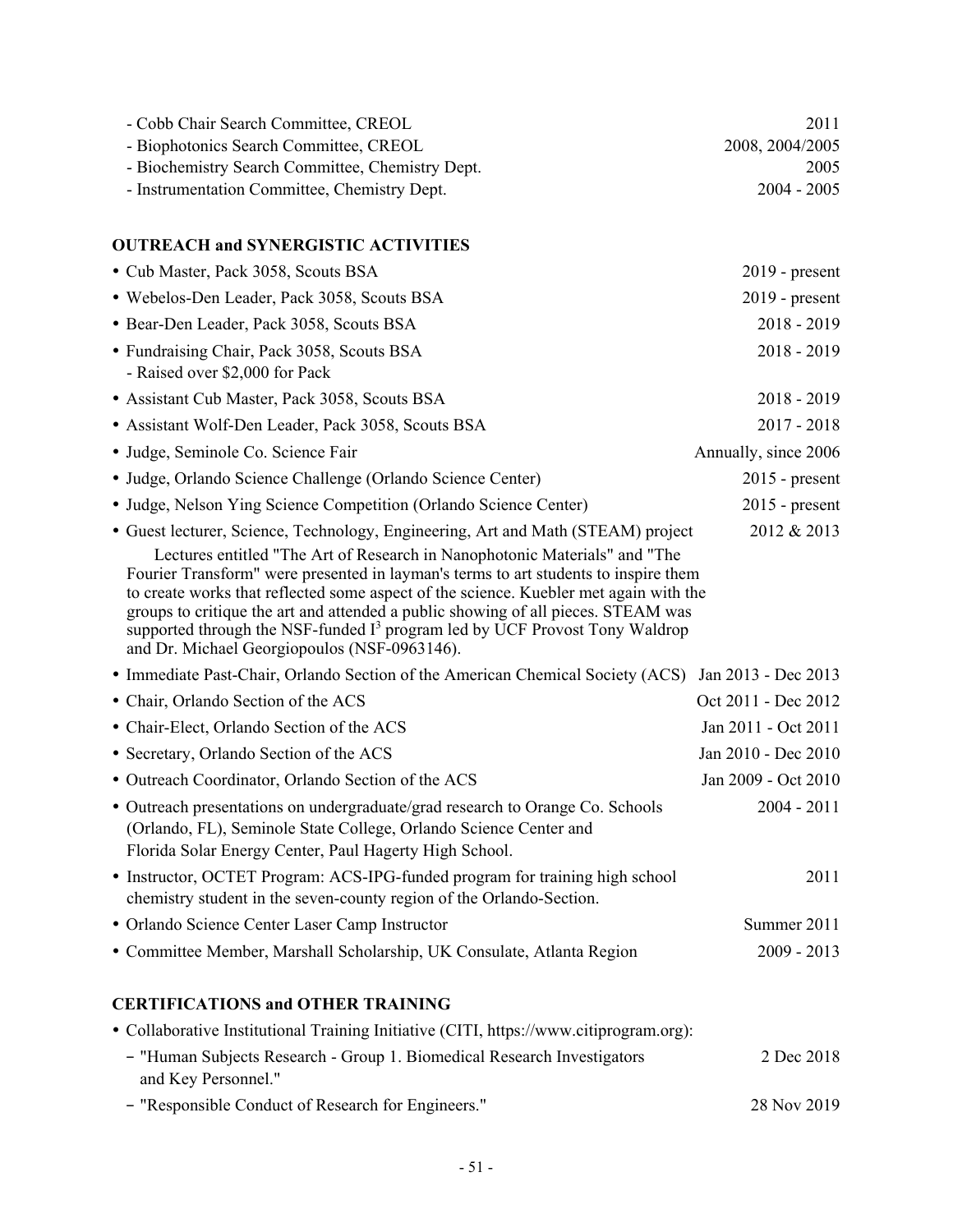- Cobb Chair Search Committee, CREOL 2011
- Biophotonics Search Committee, CREOL 2008, 2004/2005
- Biochemistry Search Committee, Chemistry Dept. 2005
- Instrumentation Committee, Chemistry Dept. 2004 - 2005

**OUTREACH and SYNERGISTIC ACTIVITIES**

- Cub Master, Pack 3058, Scouts BSA 2019 - present
- Webelos-Den Leader, Pack 3058, Scouts BSA 2019 - present
- Bear-Den Leader, Pack 3058, Scouts BSA 2018 - 2019
- Fundraising Chair, Pack 3058, Scouts BSA 2018 - 2019
  - Raised over $2,000 for Pack
- Assistant Cub Master, Pack 3058, Scouts BSA 2018 - 2019
- Assistant Wolf-Den Leader, Pack 3058, Scouts BSA 2017 - 2018
- Judge, Seminole Co. Science Fair Annually, since 2006
- Judge, Orlando Science Challenge (Orlando Science Center) 2015 - present
- Judge, Nelson Ying Science Competition (Orlando Science Center) 2015 - present
- Guest lecturer, Science, Technology, Engineering, Art and Math (STEAM) project 2012 & 2013

  Lectures entitled "The Art of Research in Nanophotonic Materials" and "The Fourier Transform" were presented in layman's terms to art students to inspire them to create works that reflected some aspect of the science. Kuebler met again with the groups to critique the art and attended a public showing of all pieces. STEAM was supported through the NSF-funded $I^3$ program led by UCF Provost Tony Waldrop and Dr. Michael Georgiopoulos (NSF-0963146).
- Immediate Past-Chair, Orlando Section of the American Chemical Society (ACS) Jan 2013 - Dec 2013
- Chair, Orlando Section of the ACS Oct 2011 - Dec 2012
- Chair-Elect, Orlando Section of the ACS Jan 2011 - Oct 2011
- Secretary, Orlando Section of the ACS Jan 2010 - Dec 2010
- Outreach Coordinator, Orlando Section of the ACS Jan 2009 - Oct 2010
- Outreach presentations on undergraduate/grad research to Orange Co. Schools (Orlando, FL), Seminole State College, Orlando Science Center and Florida Solar Energy Center, Paul Hagerty High School. 2004 - 2011
- Instructor, OCTET Program: ACS-IPG-funded program for training high school chemistry student in the seven-county region of the Orlando-Section. 2011
- Orlando Science Center Laser Camp Instructor Summer 2011
- Committee Member, Marshall Scholarship, UK Consulate, Atlanta Region 2009 - 2013

**CERTIFICATIONS and OTHER TRAINING**

- Collaborative Institutional Training Initiative (CITI, https://www.citiprogram.org):
  - "Human Subjects Research - Group 1. Biomedical Research Investigators and Key Personnel." 2 Dec 2018
  - "Responsible Conduct of Research for Engineers." 28 Nov 2019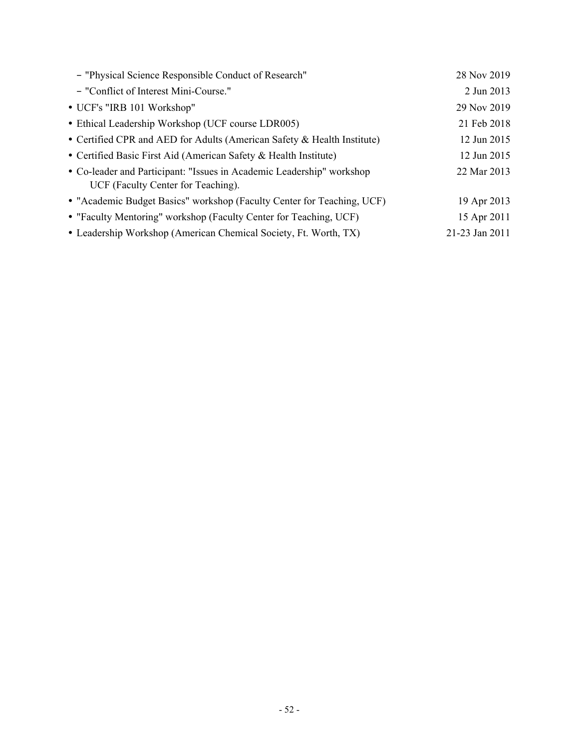- "Physical Science Responsible Conduct of Research" 28 Nov 2019
- "Conflict of Interest Mini-Course." 2 Jun 2013

- UCF's "IRB 101 Workshop" 29 Nov 2019
- Ethical Leadership Workshop (UCF course LDR005) 21 Feb 2018
- Certified CPR and AED for Adults (American Safety & Health Institute) 12 Jun 2015
- Certified Basic First Aid (American Safety & Health Institute) 12 Jun 2015
- Co-leader and Participant: "Issues in Academic Leadership" workshop UCF (Faculty Center for Teaching). 22 Mar 2013
- "Academic Budget Basics" workshop (Faculty Center for Teaching, UCF) 19 Apr 2013
- "Faculty Mentoring" workshop (Faculty Center for Teaching, UCF) 15 Apr 2011
- Leadership Workshop (American Chemical Society, Ft. Worth, TX) 21-23 Jan 2011